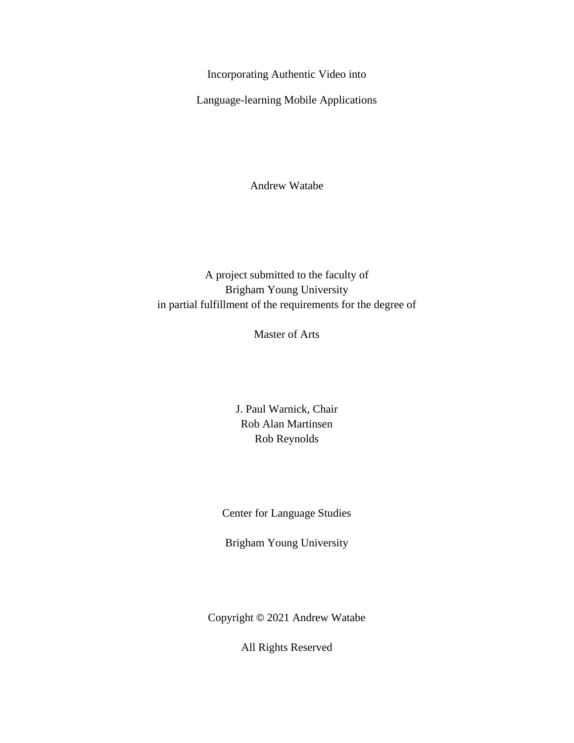# Incorporating Authentic Video into

# Language-learning Mobile Applications

Andrew Watabe

A project submitted to the faculty of
Brigham Young University
in partial fulfillment of the requirements for the degree of

Master of Arts

J. Paul Warnick, Chair
Rob Alan Martinsen
Rob Reynolds

Center for Language Studies

Brigham Young University

Copyright © 2021 Andrew Watabe

All Rights Reserved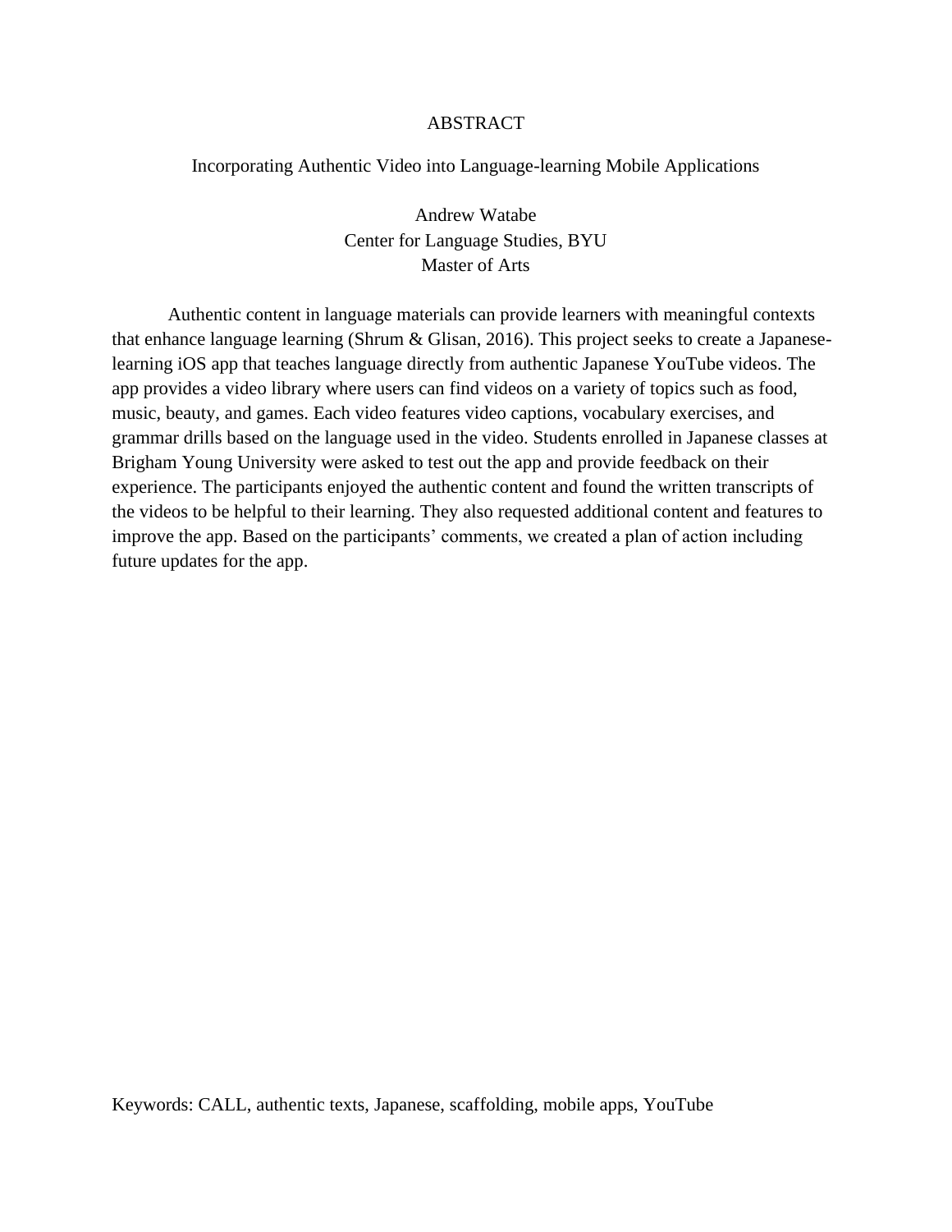# ABSTRACT

## Incorporating Authentic Video into Language-learning Mobile Applications

Andrew Watabe
Center for Language Studies, BYU
Master of Arts

Authentic content in language materials can provide learners with meaningful contexts that enhance language learning (Shrum & Glisan, 2016). This project seeks to create a Japanese-learning iOS app that teaches language directly from authentic Japanese YouTube videos. The app provides a video library where users can find videos on a variety of topics such as food, music, beauty, and games. Each video features video captions, vocabulary exercises, and grammar drills based on the language used in the video. Students enrolled in Japanese classes at Brigham Young University were asked to test out the app and provide feedback on their experience. The participants enjoyed the authentic content and found the written transcripts of the videos to be helpful to their learning. They also requested additional content and features to improve the app. Based on the participants' comments, we created a plan of action including future updates for the app.

Keywords: CALL, authentic texts, Japanese, scaffolding, mobile apps, YouTube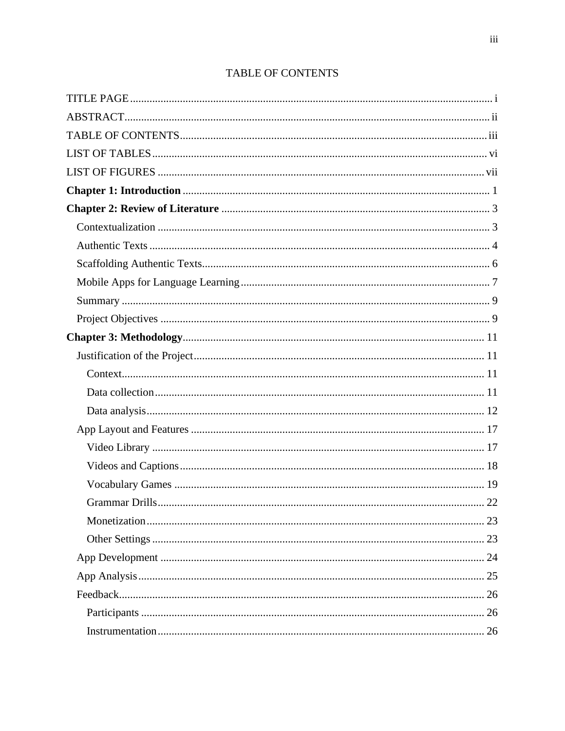# TABLE OF CONTENTS

TITLE PAGE .......... i

ABSTRACT .......... ii

TABLE OF CONTENTS .......... iii

LIST OF TABLES .......... vi

LIST OF FIGURES .......... vii

**Chapter 1: Introduction** .......... 1

**Chapter 2: Review of Literature** .......... 3

- Contextualization .......... 3
- Authentic Texts .......... 4
- Scaffolding Authentic Texts .......... 6
- Mobile Apps for Language Learning .......... 7
- Summary .......... 9
- Project Objectives .......... 9

**Chapter 3: Methodology** .......... 11

- Justification of the Project .......... 11
  - Context .......... 11
  - Data collection .......... 11
  - Data analysis .......... 12
- App Layout and Features .......... 17
  - Video Library .......... 17
  - Videos and Captions .......... 18
  - Vocabulary Games .......... 19
  - Grammar Drills .......... 22
  - Monetization .......... 23
  - Other Settings .......... 23
- App Development .......... 24
- App Analysis .......... 25
- Feedback .......... 26
  - Participants .......... 26
  - Instrumentation .......... 26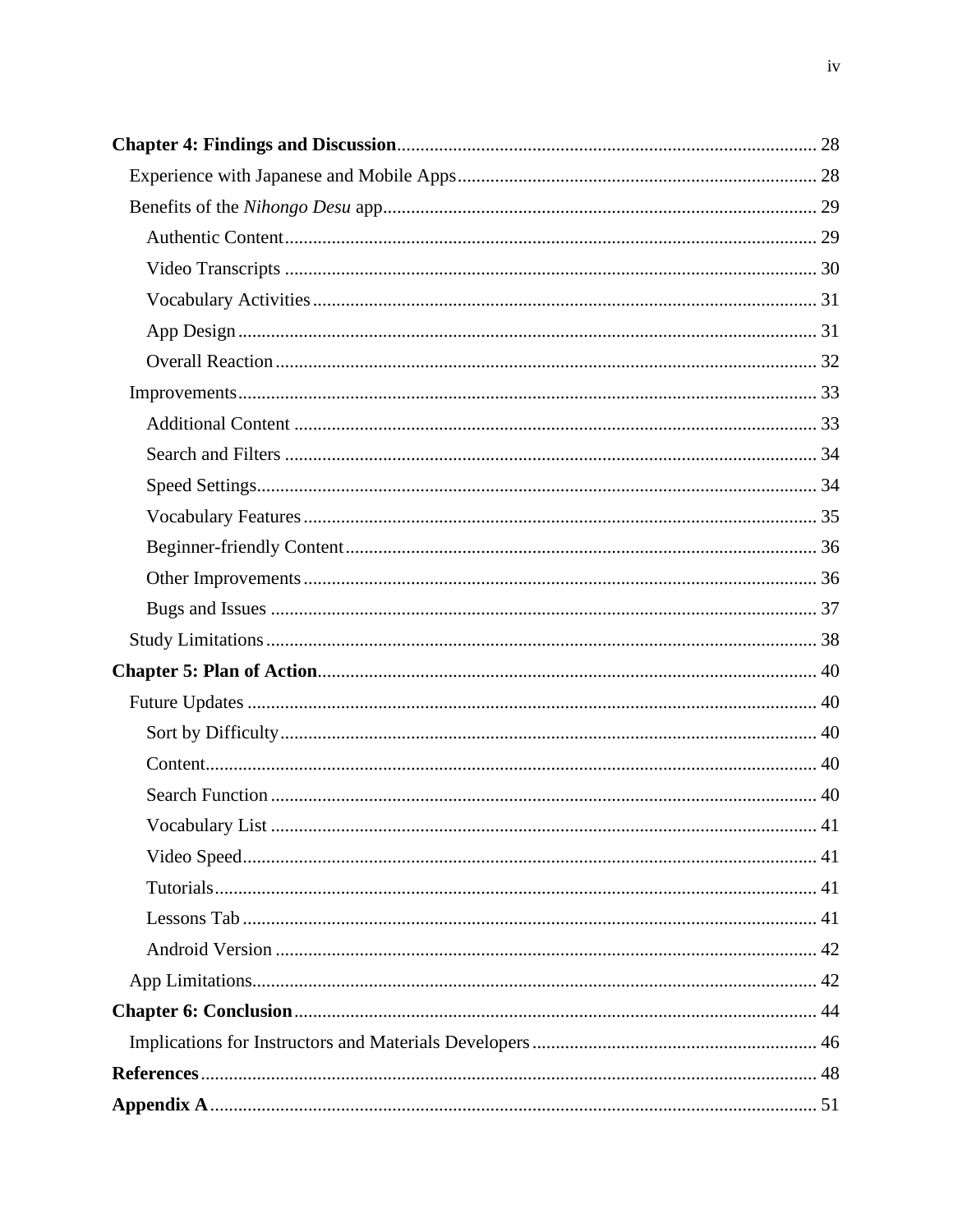**Chapter 4: Findings and Discussion** ........................................................................................ 28

- Experience with Japanese and Mobile Apps ............................................................................ 28
- Benefits of the *Nihongo Desu* app ............................................................................................ 29
  - Authentic Content ................................................................................................................. 29
  - Video Transcripts .................................................................................................................. 30
  - Vocabulary Activities ............................................................................................................ 31
  - App Design ........................................................................................................................... 31
  - Overall Reaction ................................................................................................................... 32
- Improvements ........................................................................................................................... 33
  - Additional Content ............................................................................................................... 33
  - Search and Filters ................................................................................................................. 34
  - Speed Settings ....................................................................................................................... 34
  - Vocabulary Features ............................................................................................................. 35
  - Beginner-friendly Content .................................................................................................... 36
  - Other Improvements ............................................................................................................. 36
  - Bugs and Issues .................................................................................................................... 37
- Study Limitations ..................................................................................................................... 38

**Chapter 5: Plan of Action** ......................................................................................................... 40

- Future Updates ......................................................................................................................... 40
  - Sort by Difficulty .................................................................................................................. 40
  - Content .................................................................................................................................. 40
  - Search Function .................................................................................................................... 40
  - Vocabulary List .................................................................................................................... 41
  - Video Speed .......................................................................................................................... 41
  - Tutorials ................................................................................................................................ 41
  - Lessons Tab .......................................................................................................................... 41
  - Android Version ................................................................................................................... 42
- App Limitations ........................................................................................................................ 42

**Chapter 6: Conclusion** ............................................................................................................... 44

- Implications for Instructors and Materials Developers ............................................................ 46

**References** ................................................................................................................................... 48

**Appendix A** ................................................................................................................................. 51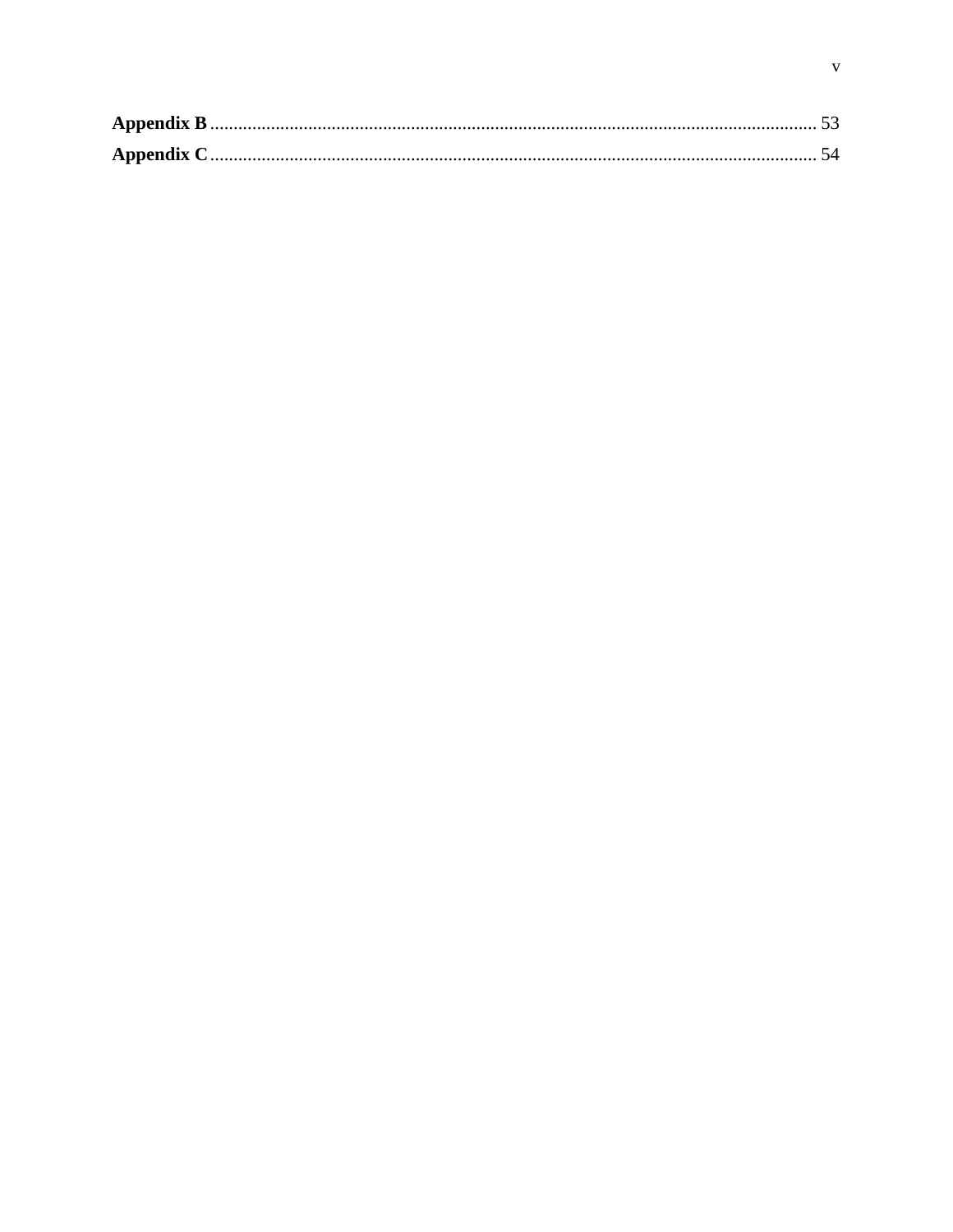**Appendix B** ................................................................................................................................ 53

**Appendix C** ................................................................................................................................ 54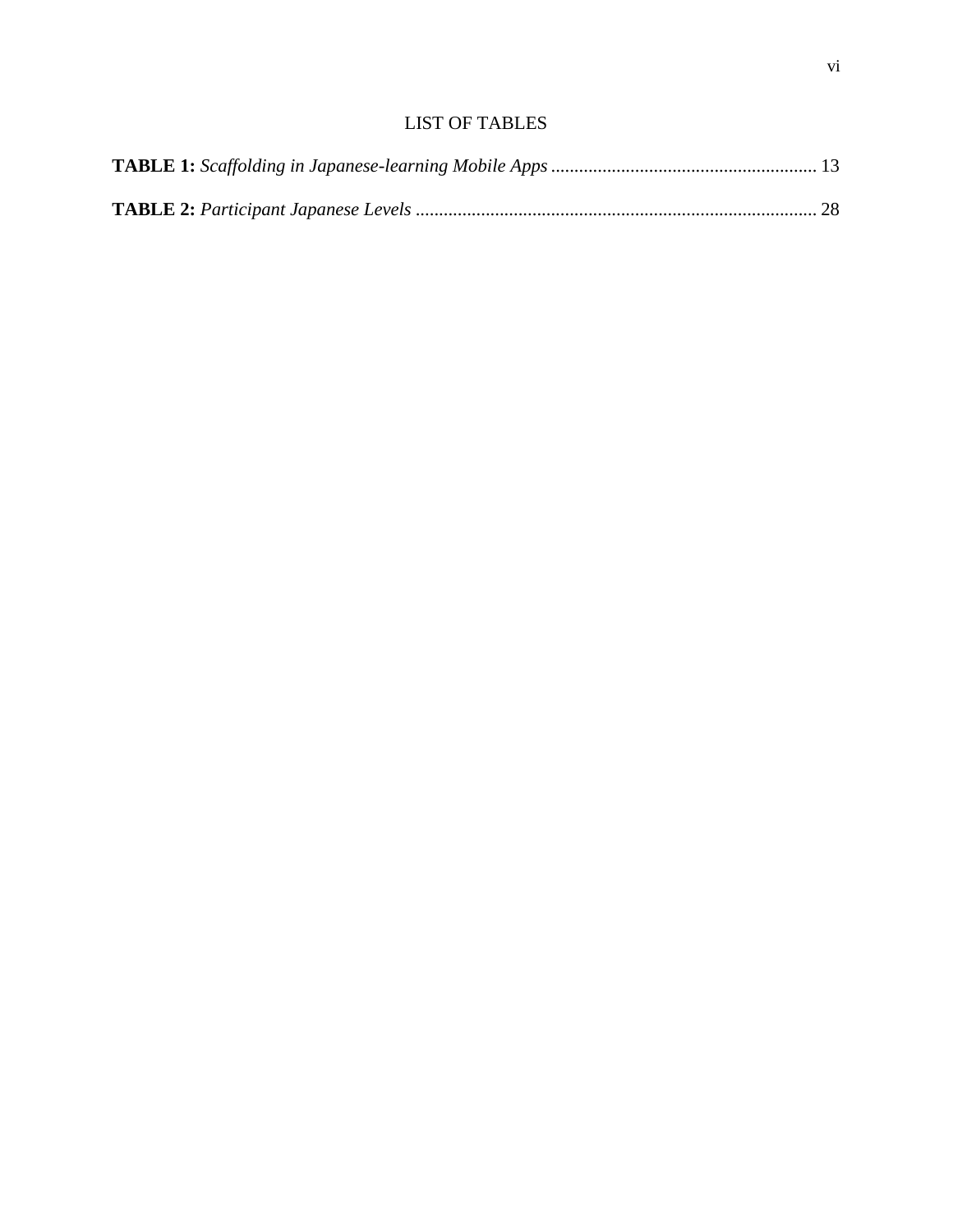# LIST OF TABLES

**TABLE 1:** *Scaffolding in Japanese-learning Mobile Apps* ........................................................ 13

**TABLE 2:** *Participant Japanese Levels* ..................................................................................... 28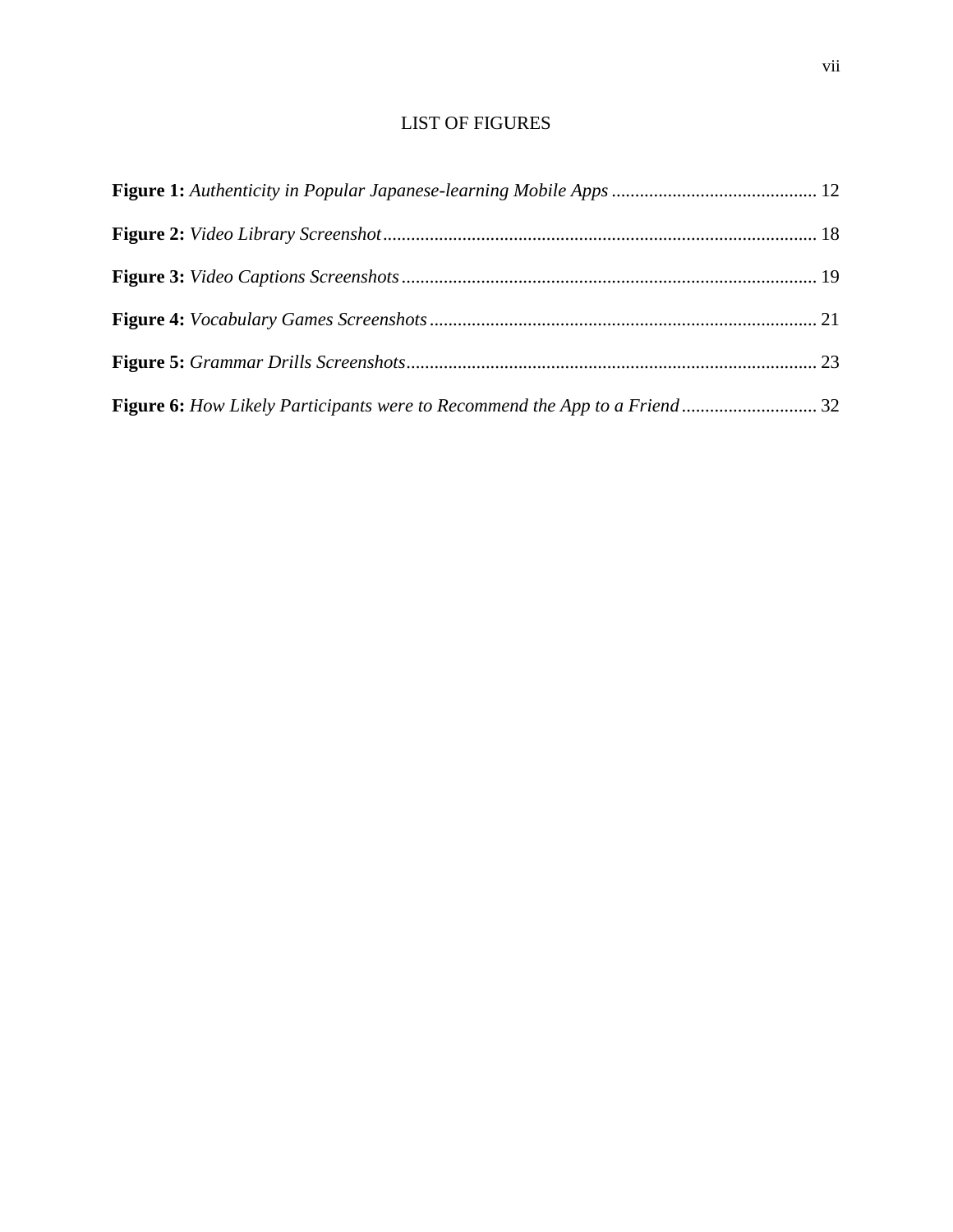# LIST OF FIGURES

**Figure 1:** *Authenticity in Popular Japanese-learning Mobile Apps* ............................................ 12

**Figure 2:** *Video Library Screenshot*............................................................................................ 18

**Figure 3:** *Video Captions Screenshots* ........................................................................................ 19

**Figure 4:** *Vocabulary Games Screenshots* .................................................................................. 21

**Figure 5:** *Grammar Drills Screenshots*........................................................................................ 23

**Figure 6:** *How Likely Participants were to Recommend the App to a Friend* ............................. 32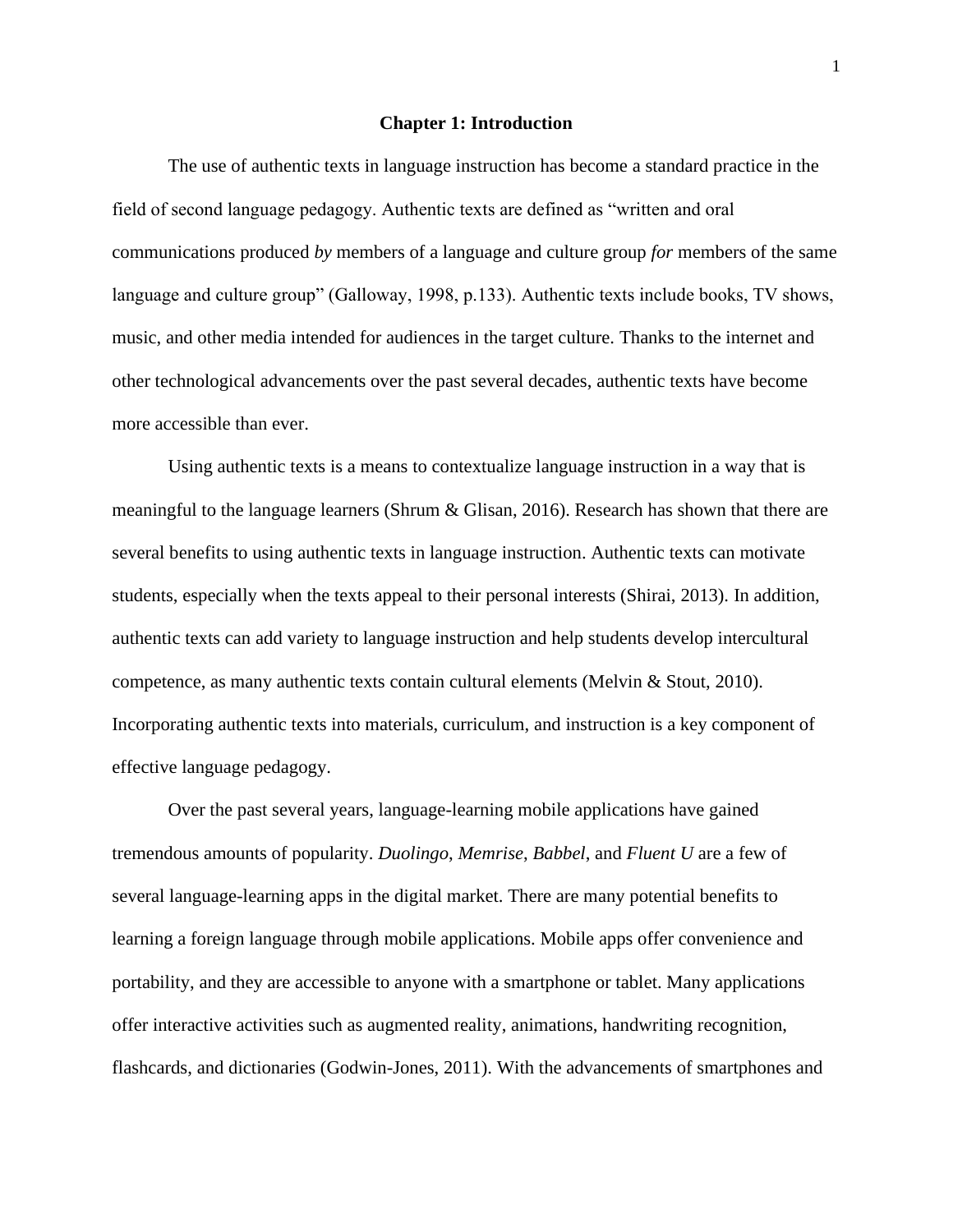# Chapter 1: Introduction

The use of authentic texts in language instruction has become a standard practice in the field of second language pedagogy. Authentic texts are defined as "written and oral communications produced *by* members of a language and culture group *for* members of the same language and culture group" (Galloway, 1998, p.133). Authentic texts include books, TV shows, music, and other media intended for audiences in the target culture. Thanks to the internet and other technological advancements over the past several decades, authentic texts have become more accessible than ever.

Using authentic texts is a means to contextualize language instruction in a way that is meaningful to the language learners (Shrum & Glisan, 2016). Research has shown that there are several benefits to using authentic texts in language instruction. Authentic texts can motivate students, especially when the texts appeal to their personal interests (Shirai, 2013). In addition, authentic texts can add variety to language instruction and help students develop intercultural competence, as many authentic texts contain cultural elements (Melvin & Stout, 2010). Incorporating authentic texts into materials, curriculum, and instruction is a key component of effective language pedagogy.

Over the past several years, language-learning mobile applications have gained tremendous amounts of popularity. *Duolingo*, *Memrise*, *Babbel*, and *Fluent U* are a few of several language-learning apps in the digital market. There are many potential benefits to learning a foreign language through mobile applications. Mobile apps offer convenience and portability, and they are accessible to anyone with a smartphone or tablet. Many applications offer interactive activities such as augmented reality, animations, handwriting recognition, flashcards, and dictionaries (Godwin-Jones, 2011). With the advancements of smartphones and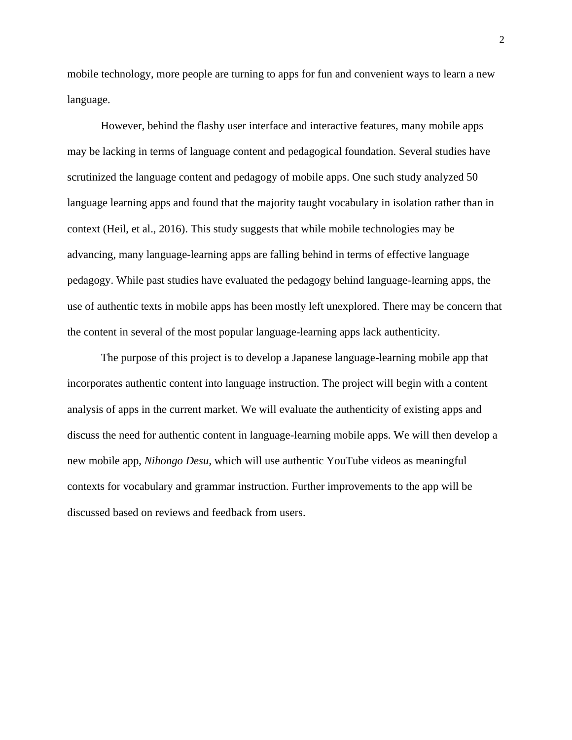mobile technology, more people are turning to apps for fun and convenient ways to learn a new language.

However, behind the flashy user interface and interactive features, many mobile apps may be lacking in terms of language content and pedagogical foundation. Several studies have scrutinized the language content and pedagogy of mobile apps. One such study analyzed 50 language learning apps and found that the majority taught vocabulary in isolation rather than in context (Heil, et al., 2016). This study suggests that while mobile technologies may be advancing, many language-learning apps are falling behind in terms of effective language pedagogy. While past studies have evaluated the pedagogy behind language-learning apps, the use of authentic texts in mobile apps has been mostly left unexplored. There may be concern that the content in several of the most popular language-learning apps lack authenticity.

The purpose of this project is to develop a Japanese language-learning mobile app that incorporates authentic content into language instruction. The project will begin with a content analysis of apps in the current market. We will evaluate the authenticity of existing apps and discuss the need for authentic content in language-learning mobile apps. We will then develop a new mobile app, *Nihongo Desu*, which will use authentic YouTube videos as meaningful contexts for vocabulary and grammar instruction. Further improvements to the app will be discussed based on reviews and feedback from users.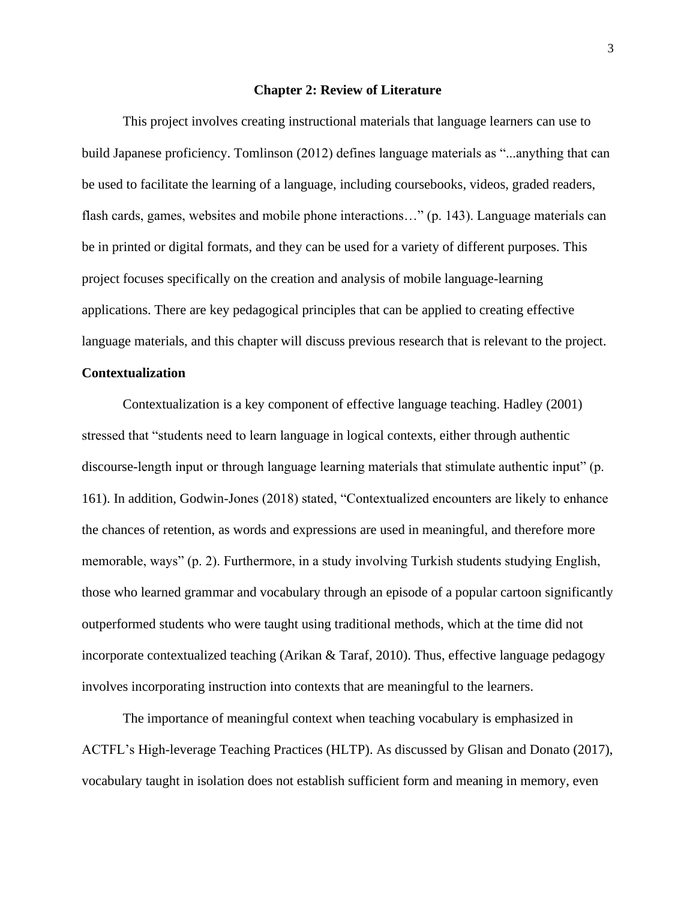## Chapter 2: Review of Literature

This project involves creating instructional materials that language learners can use to build Japanese proficiency. Tomlinson (2012) defines language materials as "...anything that can be used to facilitate the learning of a language, including coursebooks, videos, graded readers, flash cards, games, websites and mobile phone interactions…" (p. 143). Language materials can be in printed or digital formats, and they can be used for a variety of different purposes. This project focuses specifically on the creation and analysis of mobile language-learning applications. There are key pedagogical principles that can be applied to creating effective language materials, and this chapter will discuss previous research that is relevant to the project.

### Contextualization

Contextualization is a key component of effective language teaching. Hadley (2001) stressed that "students need to learn language in logical contexts, either through authentic discourse-length input or through language learning materials that stimulate authentic input" (p. 161). In addition, Godwin-Jones (2018) stated, "Contextualized encounters are likely to enhance the chances of retention, as words and expressions are used in meaningful, and therefore more memorable, ways" (p. 2). Furthermore, in a study involving Turkish students studying English, those who learned grammar and vocabulary through an episode of a popular cartoon significantly outperformed students who were taught using traditional methods, which at the time did not incorporate contextualized teaching (Arikan & Taraf, 2010). Thus, effective language pedagogy involves incorporating instruction into contexts that are meaningful to the learners.

The importance of meaningful context when teaching vocabulary is emphasized in ACTFL's High-leverage Teaching Practices (HLTP). As discussed by Glisan and Donato (2017), vocabulary taught in isolation does not establish sufficient form and meaning in memory, even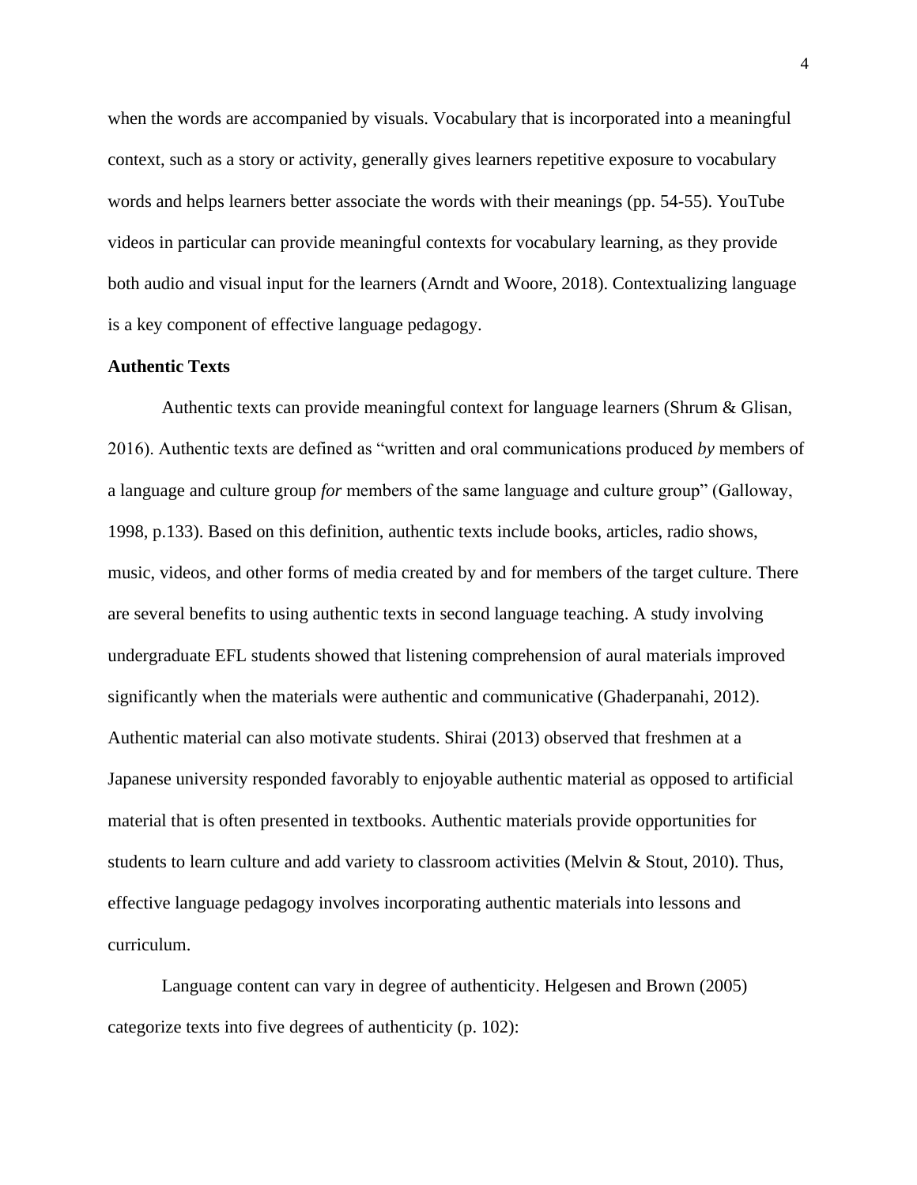when the words are accompanied by visuals. Vocabulary that is incorporated into a meaningful context, such as a story or activity, generally gives learners repetitive exposure to vocabulary words and helps learners better associate the words with their meanings (pp. 54-55). YouTube videos in particular can provide meaningful contexts for vocabulary learning, as they provide both audio and visual input for the learners (Arndt and Woore, 2018). Contextualizing language is a key component of effective language pedagogy.

**Authentic Texts**

Authentic texts can provide meaningful context for language learners (Shrum & Glisan, 2016). Authentic texts are defined as "written and oral communications produced *by* members of a language and culture group *for* members of the same language and culture group" (Galloway, 1998, p.133). Based on this definition, authentic texts include books, articles, radio shows, music, videos, and other forms of media created by and for members of the target culture. There are several benefits to using authentic texts in second language teaching. A study involving undergraduate EFL students showed that listening comprehension of aural materials improved significantly when the materials were authentic and communicative (Ghaderpanahi, 2012). Authentic material can also motivate students. Shirai (2013) observed that freshmen at a Japanese university responded favorably to enjoyable authentic material as opposed to artificial material that is often presented in textbooks. Authentic materials provide opportunities for students to learn culture and add variety to classroom activities (Melvin & Stout, 2010). Thus, effective language pedagogy involves incorporating authentic materials into lessons and curriculum.

Language content can vary in degree of authenticity. Helgesen and Brown (2005) categorize texts into five degrees of authenticity (p. 102):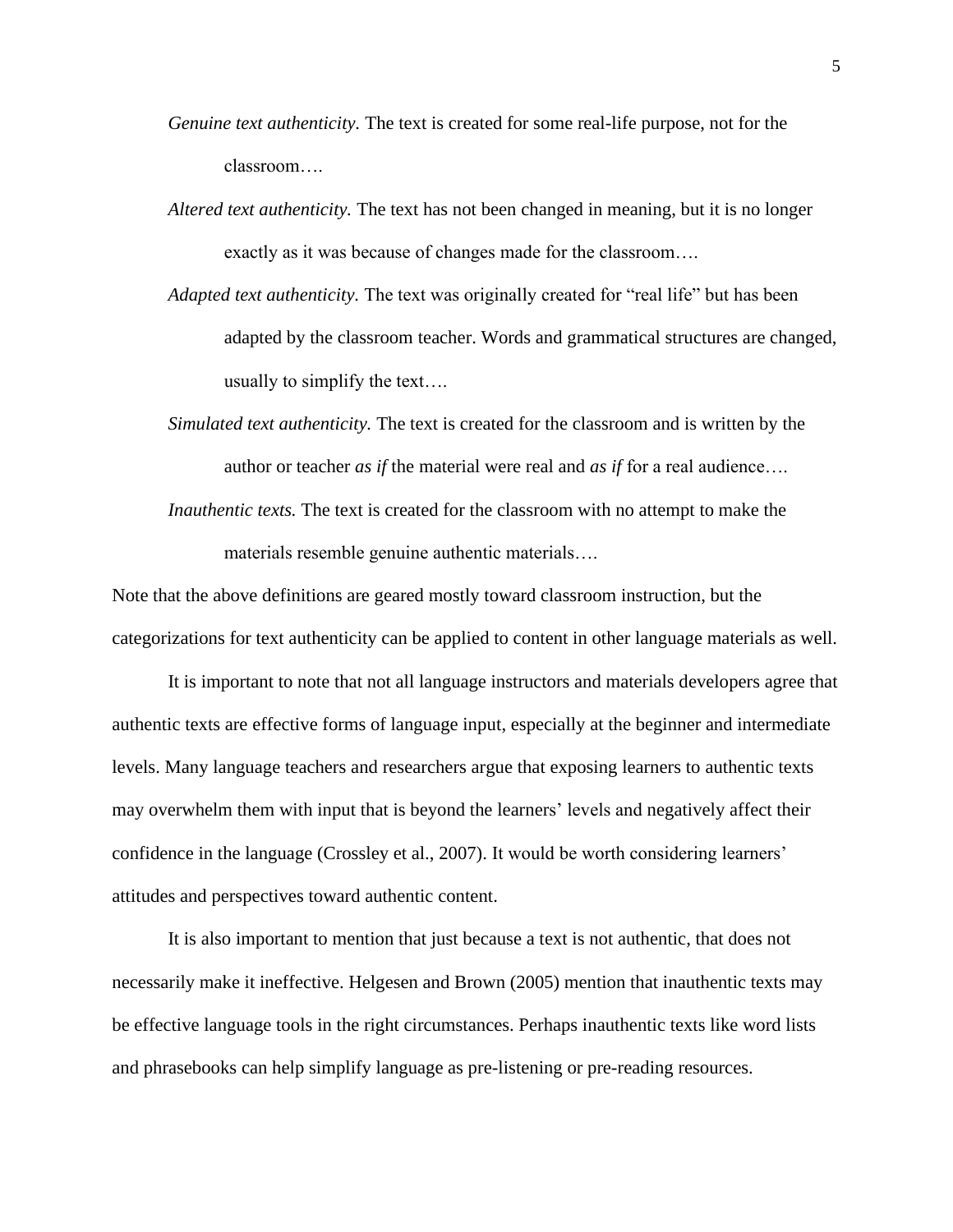*Genuine text authenticity.* The text is created for some real-life purpose, not for the classroom….

*Altered text authenticity.* The text has not been changed in meaning, but it is no longer exactly as it was because of changes made for the classroom….

*Adapted text authenticity.* The text was originally created for "real life" but has been adapted by the classroom teacher. Words and grammatical structures are changed, usually to simplify the text….

*Simulated text authenticity.* The text is created for the classroom and is written by the author or teacher *as if* the material were real and *as if* for a real audience….

*Inauthentic texts.* The text is created for the classroom with no attempt to make the materials resemble genuine authentic materials….

Note that the above definitions are geared mostly toward classroom instruction, but the categorizations for text authenticity can be applied to content in other language materials as well.

It is important to note that not all language instructors and materials developers agree that authentic texts are effective forms of language input, especially at the beginner and intermediate levels. Many language teachers and researchers argue that exposing learners to authentic texts may overwhelm them with input that is beyond the learners' levels and negatively affect their confidence in the language (Crossley et al., 2007). It would be worth considering learners' attitudes and perspectives toward authentic content.

It is also important to mention that just because a text is not authentic, that does not necessarily make it ineffective. Helgesen and Brown (2005) mention that inauthentic texts may be effective language tools in the right circumstances. Perhaps inauthentic texts like word lists and phrasebooks can help simplify language as pre-listening or pre-reading resources.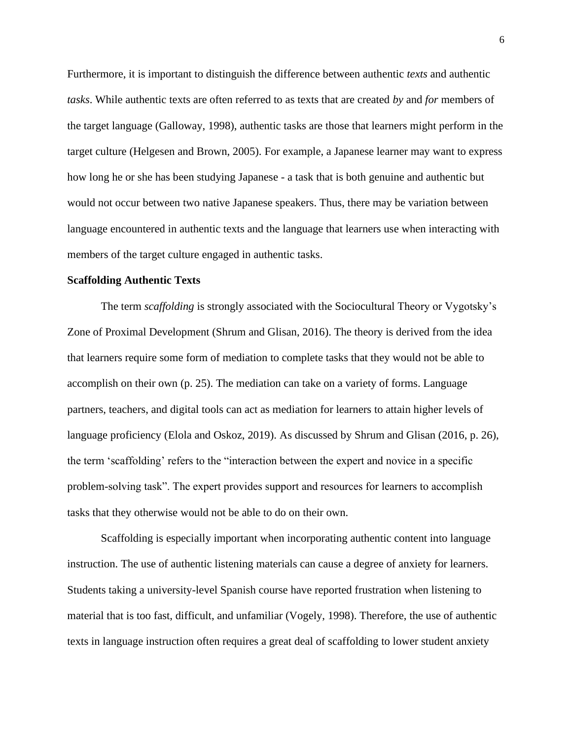Furthermore, it is important to distinguish the difference between authentic *texts* and authentic *tasks*. While authentic texts are often referred to as texts that are created *by* and *for* members of the target language (Galloway, 1998), authentic tasks are those that learners might perform in the target culture (Helgesen and Brown, 2005). For example, a Japanese learner may want to express how long he or she has been studying Japanese - a task that is both genuine and authentic but would not occur between two native Japanese speakers. Thus, there may be variation between language encountered in authentic texts and the language that learners use when interacting with members of the target culture engaged in authentic tasks.

**Scaffolding Authentic Texts**

The term *scaffolding* is strongly associated with the Sociocultural Theory or Vygotsky's Zone of Proximal Development (Shrum and Glisan, 2016). The theory is derived from the idea that learners require some form of mediation to complete tasks that they would not be able to accomplish on their own (p. 25). The mediation can take on a variety of forms. Language partners, teachers, and digital tools can act as mediation for learners to attain higher levels of language proficiency (Elola and Oskoz, 2019). As discussed by Shrum and Glisan (2016, p. 26), the term 'scaffolding' refers to the "interaction between the expert and novice in a specific problem-solving task". The expert provides support and resources for learners to accomplish tasks that they otherwise would not be able to do on their own.

Scaffolding is especially important when incorporating authentic content into language instruction. The use of authentic listening materials can cause a degree of anxiety for learners. Students taking a university-level Spanish course have reported frustration when listening to material that is too fast, difficult, and unfamiliar (Vogely, 1998). Therefore, the use of authentic texts in language instruction often requires a great deal of scaffolding to lower student anxiety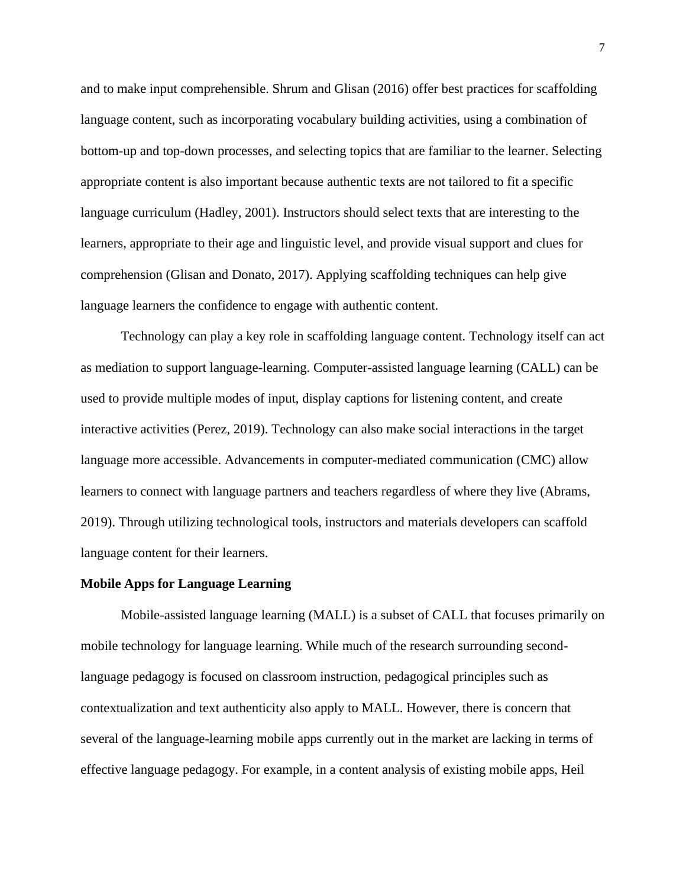and to make input comprehensible. Shrum and Glisan (2016) offer best practices for scaffolding language content, such as incorporating vocabulary building activities, using a combination of bottom-up and top-down processes, and selecting topics that are familiar to the learner. Selecting appropriate content is also important because authentic texts are not tailored to fit a specific language curriculum (Hadley, 2001). Instructors should select texts that are interesting to the learners, appropriate to their age and linguistic level, and provide visual support and clues for comprehension (Glisan and Donato, 2017). Applying scaffolding techniques can help give language learners the confidence to engage with authentic content.

Technology can play a key role in scaffolding language content. Technology itself can act as mediation to support language-learning. Computer-assisted language learning (CALL) can be used to provide multiple modes of input, display captions for listening content, and create interactive activities (Perez, 2019). Technology can also make social interactions in the target language more accessible. Advancements in computer-mediated communication (CMC) allow learners to connect with language partners and teachers regardless of where they live (Abrams, 2019). Through utilizing technological tools, instructors and materials developers can scaffold language content for their learners.

**Mobile Apps for Language Learning**

Mobile-assisted language learning (MALL) is a subset of CALL that focuses primarily on mobile technology for language learning. While much of the research surrounding second-language pedagogy is focused on classroom instruction, pedagogical principles such as contextualization and text authenticity also apply to MALL. However, there is concern that several of the language-learning mobile apps currently out in the market are lacking in terms of effective language pedagogy. For example, in a content analysis of existing mobile apps, Heil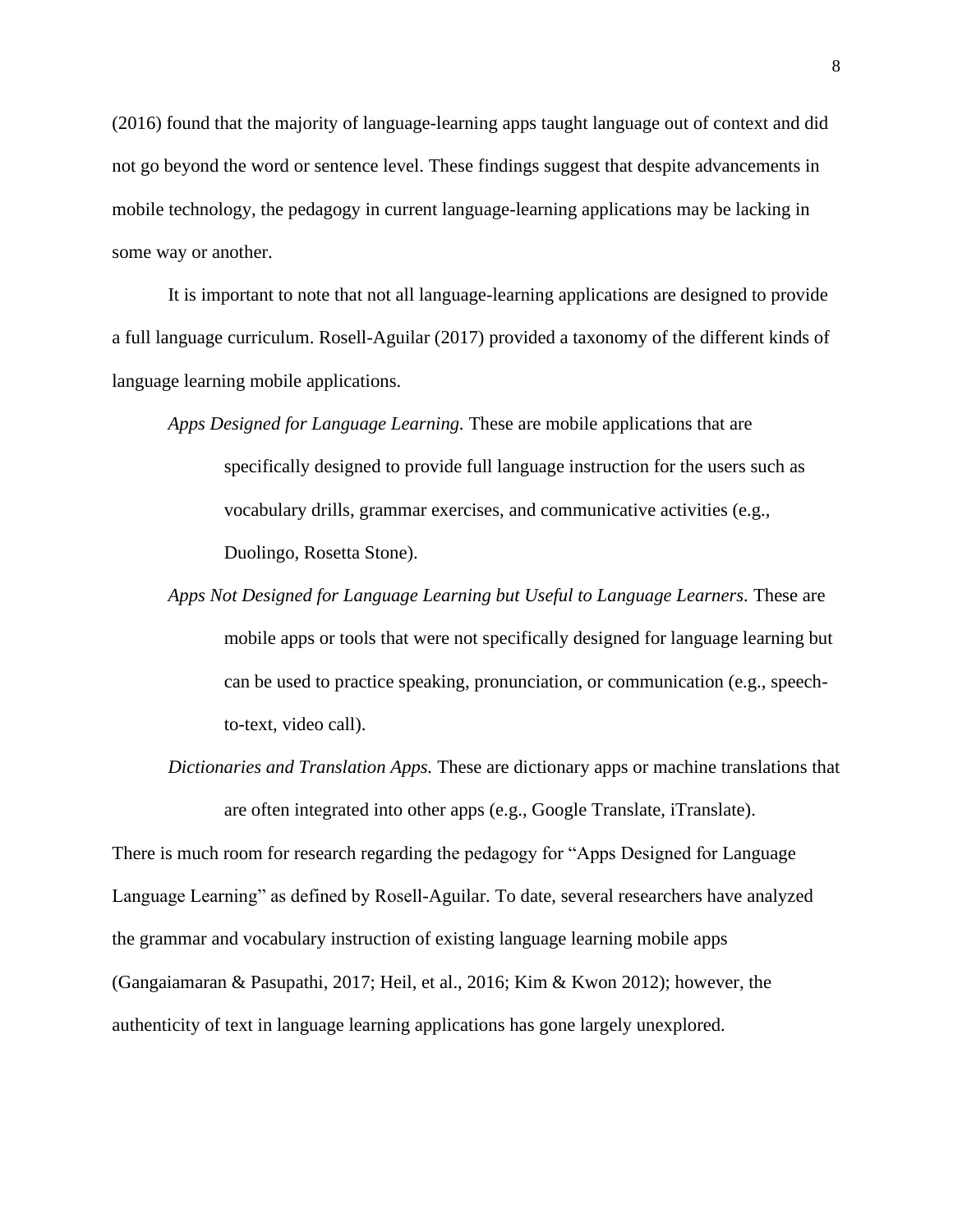(2016) found that the majority of language-learning apps taught language out of context and did not go beyond the word or sentence level. These findings suggest that despite advancements in mobile technology, the pedagogy in current language-learning applications may be lacking in some way or another.

It is important to note that not all language-learning applications are designed to provide a full language curriculum. Rosell-Aguilar (2017) provided a taxonomy of the different kinds of language learning mobile applications.

*Apps Designed for Language Learning.* These are mobile applications that are specifically designed to provide full language instruction for the users such as vocabulary drills, grammar exercises, and communicative activities (e.g., Duolingo, Rosetta Stone).

*Apps Not Designed for Language Learning but Useful to Language Learners.* These are mobile apps or tools that were not specifically designed for language learning but can be used to practice speaking, pronunciation, or communication (e.g., speech-to-text, video call).

*Dictionaries and Translation Apps.* These are dictionary apps or machine translations that are often integrated into other apps (e.g., Google Translate, iTranslate).

There is much room for research regarding the pedagogy for "Apps Designed for Language Language Learning" as defined by Rosell-Aguilar. To date, several researchers have analyzed the grammar and vocabulary instruction of existing language learning mobile apps (Gangaiamaran & Pasupathi, 2017; Heil, et al., 2016; Kim & Kwon 2012); however, the authenticity of text in language learning applications has gone largely unexplored.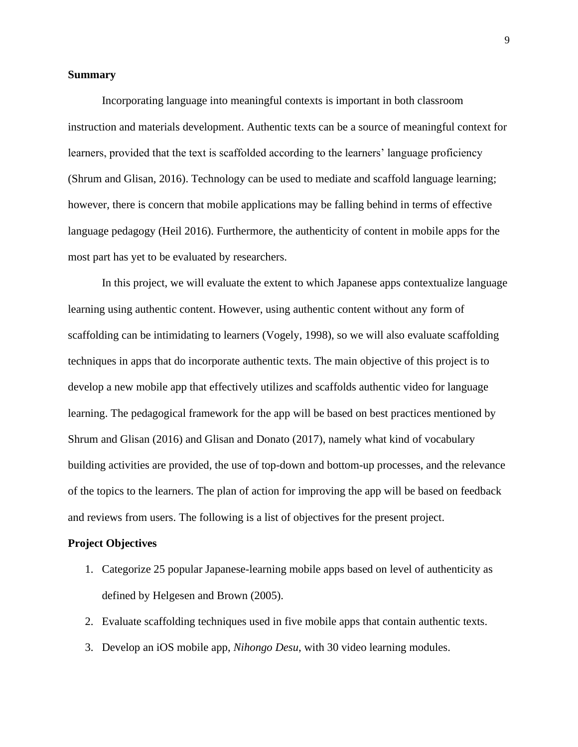**Summary**

Incorporating language into meaningful contexts is important in both classroom instruction and materials development. Authentic texts can be a source of meaningful context for learners, provided that the text is scaffolded according to the learners' language proficiency (Shrum and Glisan, 2016). Technology can be used to mediate and scaffold language learning; however, there is concern that mobile applications may be falling behind in terms of effective language pedagogy (Heil 2016). Furthermore, the authenticity of content in mobile apps for the most part has yet to be evaluated by researchers.

In this project, we will evaluate the extent to which Japanese apps contextualize language learning using authentic content. However, using authentic content without any form of scaffolding can be intimidating to learners (Vogely, 1998), so we will also evaluate scaffolding techniques in apps that do incorporate authentic texts. The main objective of this project is to develop a new mobile app that effectively utilizes and scaffolds authentic video for language learning. The pedagogical framework for the app will be based on best practices mentioned by Shrum and Glisan (2016) and Glisan and Donato (2017), namely what kind of vocabulary building activities are provided, the use of top-down and bottom-up processes, and the relevance of the topics to the learners. The plan of action for improving the app will be based on feedback and reviews from users. The following is a list of objectives for the present project.

**Project Objectives**

1. Categorize 25 popular Japanese-learning mobile apps based on level of authenticity as defined by Helgesen and Brown (2005).
2. Evaluate scaffolding techniques used in five mobile apps that contain authentic texts.
3. Develop an iOS mobile app, *Nihongo Desu*, with 30 video learning modules.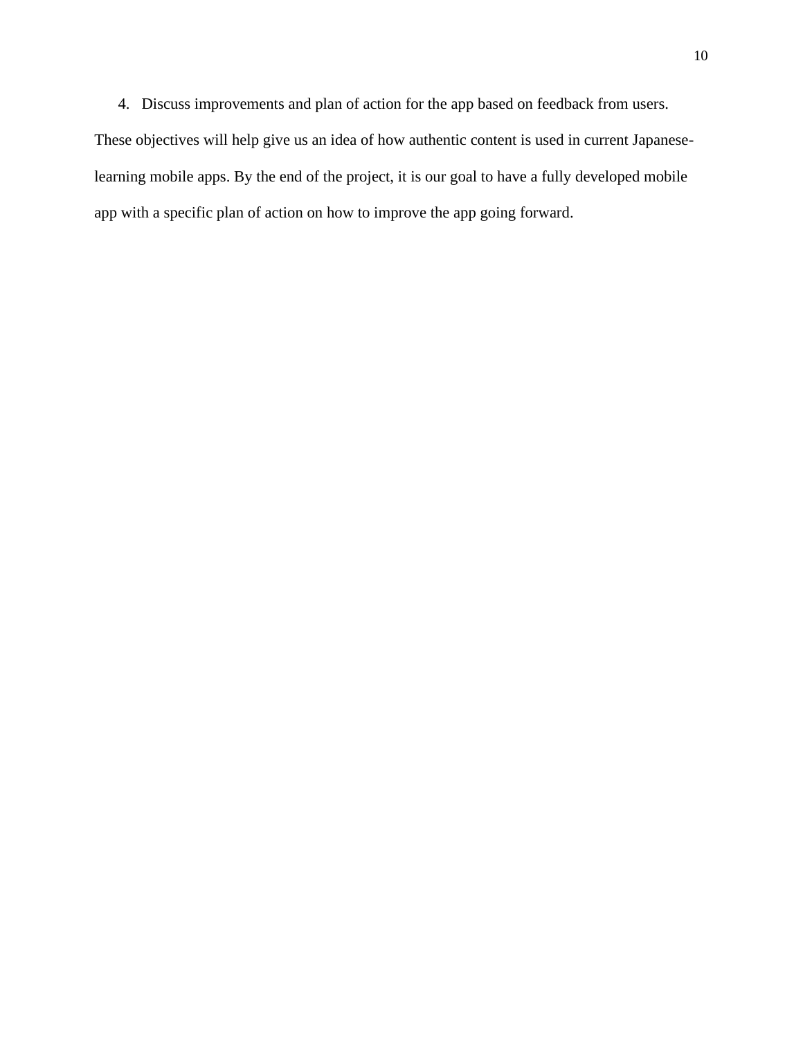4. Discuss improvements and plan of action for the app based on feedback from users.

These objectives will help give us an idea of how authentic content is used in current Japanese-learning mobile apps. By the end of the project, it is our goal to have a fully developed mobile app with a specific plan of action on how to improve the app going forward.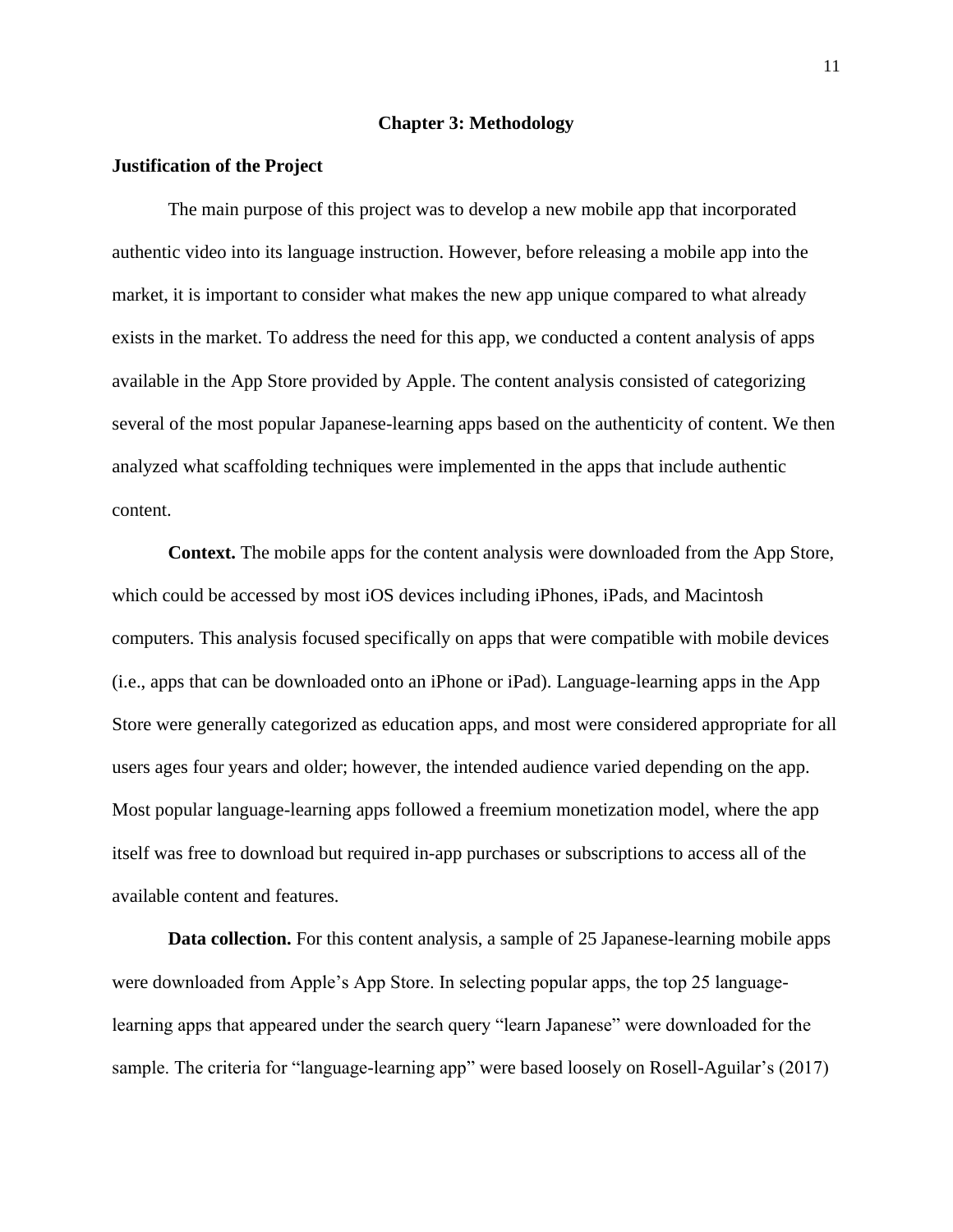# Chapter 3: Methodology

## Justification of the Project

The main purpose of this project was to develop a new mobile app that incorporated authentic video into its language instruction. However, before releasing a mobile app into the market, it is important to consider what makes the new app unique compared to what already exists in the market. To address the need for this app, we conducted a content analysis of apps available in the App Store provided by Apple. The content analysis consisted of categorizing several of the most popular Japanese-learning apps based on the authenticity of content. We then analyzed what scaffolding techniques were implemented in the apps that include authentic content.

**Context.** The mobile apps for the content analysis were downloaded from the App Store, which could be accessed by most iOS devices including iPhones, iPads, and Macintosh computers. This analysis focused specifically on apps that were compatible with mobile devices (i.e., apps that can be downloaded onto an iPhone or iPad). Language-learning apps in the App Store were generally categorized as education apps, and most were considered appropriate for all users ages four years and older; however, the intended audience varied depending on the app. Most popular language-learning apps followed a freemium monetization model, where the app itself was free to download but required in-app purchases or subscriptions to access all of the available content and features.

**Data collection.** For this content analysis, a sample of 25 Japanese-learning mobile apps were downloaded from Apple's App Store. In selecting popular apps, the top 25 language-learning apps that appeared under the search query "learn Japanese" were downloaded for the sample. The criteria for "language-learning app" were based loosely on Rosell-Aguilar's (2017)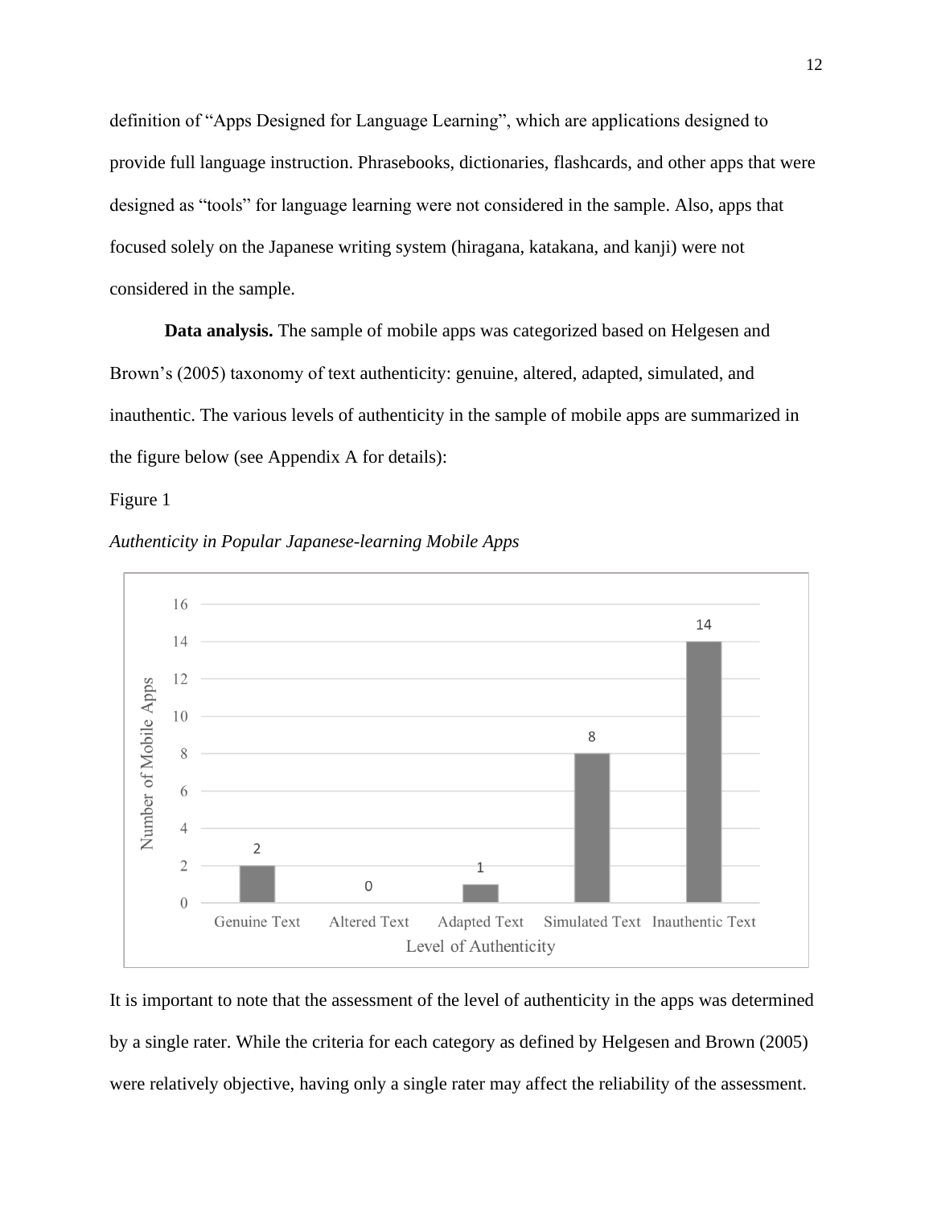definition of "Apps Designed for Language Learning", which are applications designed to provide full language instruction. Phrasebooks, dictionaries, flashcards, and other apps that were designed as "tools" for language learning were not considered in the sample. Also, apps that focused solely on the Japanese writing system (hiragana, katakana, and kanji) were not considered in the sample.

**Data analysis.** The sample of mobile apps was categorized based on Helgesen and Brown's (2005) taxonomy of text authenticity: genuine, altered, adapted, simulated, and inauthentic. The various levels of authenticity in the sample of mobile apps are summarized in the figure below (see Appendix A for details):

Figure 1

*Authenticity in Popular Japanese-learning Mobile Apps*

It is important to note that the assessment of the level of authenticity in the apps was determined by a single rater. While the criteria for each category as defined by Helgesen and Brown (2005) were relatively objective, having only a single rater may affect the reliability of the assessment.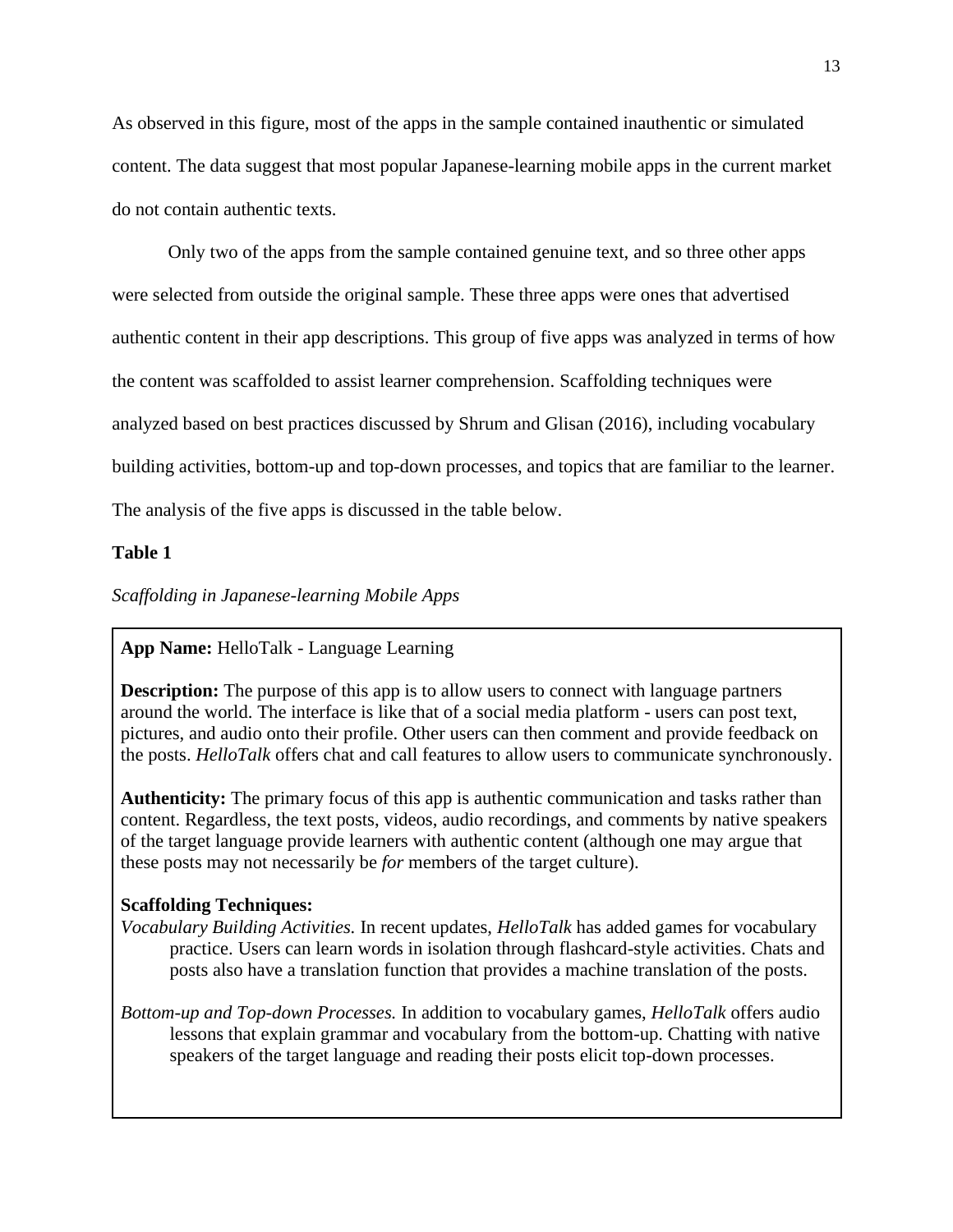As observed in this figure, most of the apps in the sample contained inauthentic or simulated content. The data suggest that most popular Japanese-learning mobile apps in the current market do not contain authentic texts.

Only two of the apps from the sample contained genuine text, and so three other apps were selected from outside the original sample. These three apps were ones that advertised authentic content in their app descriptions. This group of five apps was analyzed in terms of how the content was scaffolded to assist learner comprehension. Scaffolding techniques were analyzed based on best practices discussed by Shrum and Glisan (2016), including vocabulary building activities, bottom-up and top-down processes, and topics that are familiar to the learner. The analysis of the five apps is discussed in the table below.

**Table 1**

*Scaffolding in Japanese-learning Mobile Apps*

**App Name:** HelloTalk - Language Learning

**Description:** The purpose of this app is to allow users to connect with language partners around the world. The interface is like that of a social media platform - users can post text, pictures, and audio onto their profile. Other users can then comment and provide feedback on the posts. *HelloTalk* offers chat and call features to allow users to communicate synchronously.

**Authenticity:** The primary focus of this app is authentic communication and tasks rather than content. Regardless, the text posts, videos, audio recordings, and comments by native speakers of the target language provide learners with authentic content (although one may argue that these posts may not necessarily be *for* members of the target culture).

**Scaffolding Techniques:**

*Vocabulary Building Activities.* In recent updates, *HelloTalk* has added games for vocabulary practice. Users can learn words in isolation through flashcard-style activities. Chats and posts also have a translation function that provides a machine translation of the posts.

*Bottom-up and Top-down Processes.* In addition to vocabulary games, *HelloTalk* offers audio lessons that explain grammar and vocabulary from the bottom-up. Chatting with native speakers of the target language and reading their posts elicit top-down processes.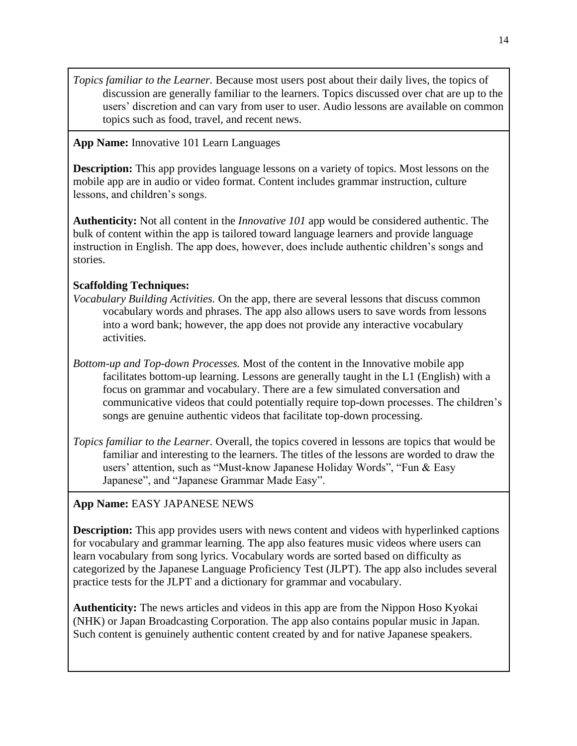*Topics familiar to the Learner.* Because most users post about their daily lives, the topics of discussion are generally familiar to the learners. Topics discussed over chat are up to the users' discretion and can vary from user to user. Audio lessons are available on common topics such as food, travel, and recent news.

**App Name:** Innovative 101 Learn Languages

**Description:** This app provides language lessons on a variety of topics. Most lessons on the mobile app are in audio or video format. Content includes grammar instruction, culture lessons, and children's songs.

**Authenticity:** Not all content in the *Innovative 101* app would be considered authentic. The bulk of content within the app is tailored toward language learners and provide language instruction in English. The app does, however, does include authentic children's songs and stories.

**Scaffolding Techniques:**

*Vocabulary Building Activities.* On the app, there are several lessons that discuss common vocabulary words and phrases. The app also allows users to save words from lessons into a word bank; however, the app does not provide any interactive vocabulary activities.

*Bottom-up and Top-down Processes.* Most of the content in the Innovative mobile app facilitates bottom-up learning. Lessons are generally taught in the L1 (English) with a focus on grammar and vocabulary. There are a few simulated conversation and communicative videos that could potentially require top-down processes. The children's songs are genuine authentic videos that facilitate top-down processing.

*Topics familiar to the Learner.* Overall, the topics covered in lessons are topics that would be familiar and interesting to the learners. The titles of the lessons are worded to draw the users' attention, such as "Must-know Japanese Holiday Words", "Fun & Easy Japanese", and "Japanese Grammar Made Easy".

**App Name:** EASY JAPANESE NEWS

**Description:** This app provides users with news content and videos with hyperlinked captions for vocabulary and grammar learning. The app also features music videos where users can learn vocabulary from song lyrics. Vocabulary words are sorted based on difficulty as categorized by the Japanese Language Proficiency Test (JLPT). The app also includes several practice tests for the JLPT and a dictionary for grammar and vocabulary.

**Authenticity:** The news articles and videos in this app are from the Nippon Hoso Kyokai (NHK) or Japan Broadcasting Corporation. The app also contains popular music in Japan. Such content is genuinely authentic content created by and for native Japanese speakers.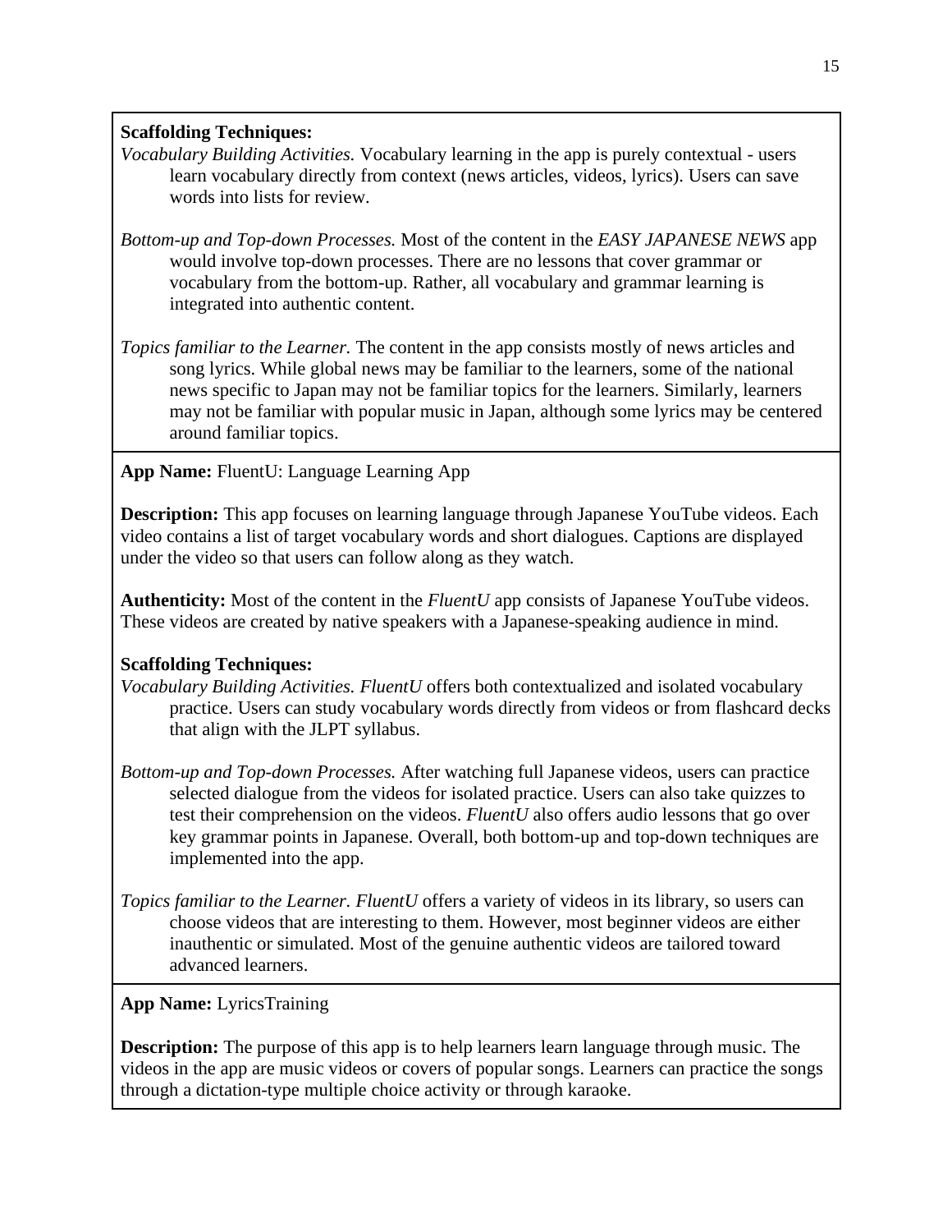**Scaffolding Techniques:**

*Vocabulary Building Activities.* Vocabulary learning in the app is purely contextual - users learn vocabulary directly from context (news articles, videos, lyrics). Users can save words into lists for review.

*Bottom-up and Top-down Processes.* Most of the content in the *EASY JAPANESE NEWS* app would involve top-down processes. There are no lessons that cover grammar or vocabulary from the bottom-up. Rather, all vocabulary and grammar learning is integrated into authentic content.

*Topics familiar to the Learner.* The content in the app consists mostly of news articles and song lyrics. While global news may be familiar to the learners, some of the national news specific to Japan may not be familiar topics for the learners. Similarly, learners may not be familiar with popular music in Japan, although some lyrics may be centered around familiar topics.

---

**App Name:** FluentU: Language Learning App

**Description:** This app focuses on learning language through Japanese YouTube videos. Each video contains a list of target vocabulary words and short dialogues. Captions are displayed under the video so that users can follow along as they watch.

**Authenticity:** Most of the content in the *FluentU* app consists of Japanese YouTube videos. These videos are created by native speakers with a Japanese-speaking audience in mind.

**Scaffolding Techniques:**

*Vocabulary Building Activities. FluentU* offers both contextualized and isolated vocabulary practice. Users can study vocabulary words directly from videos or from flashcard decks that align with the JLPT syllabus.

*Bottom-up and Top-down Processes.* After watching full Japanese videos, users can practice selected dialogue from the videos for isolated practice. Users can also take quizzes to test their comprehension on the videos. *FluentU* also offers audio lessons that go over key grammar points in Japanese. Overall, both bottom-up and top-down techniques are implemented into the app.

*Topics familiar to the Learner. FluentU* offers a variety of videos in its library, so users can choose videos that are interesting to them. However, most beginner videos are either inauthentic or simulated. Most of the genuine authentic videos are tailored toward advanced learners.

---

**App Name:** LyricsTraining

**Description:** The purpose of this app is to help learners learn language through music. The videos in the app are music videos or covers of popular songs. Learners can practice the songs through a dictation-type multiple choice activity or through karaoke.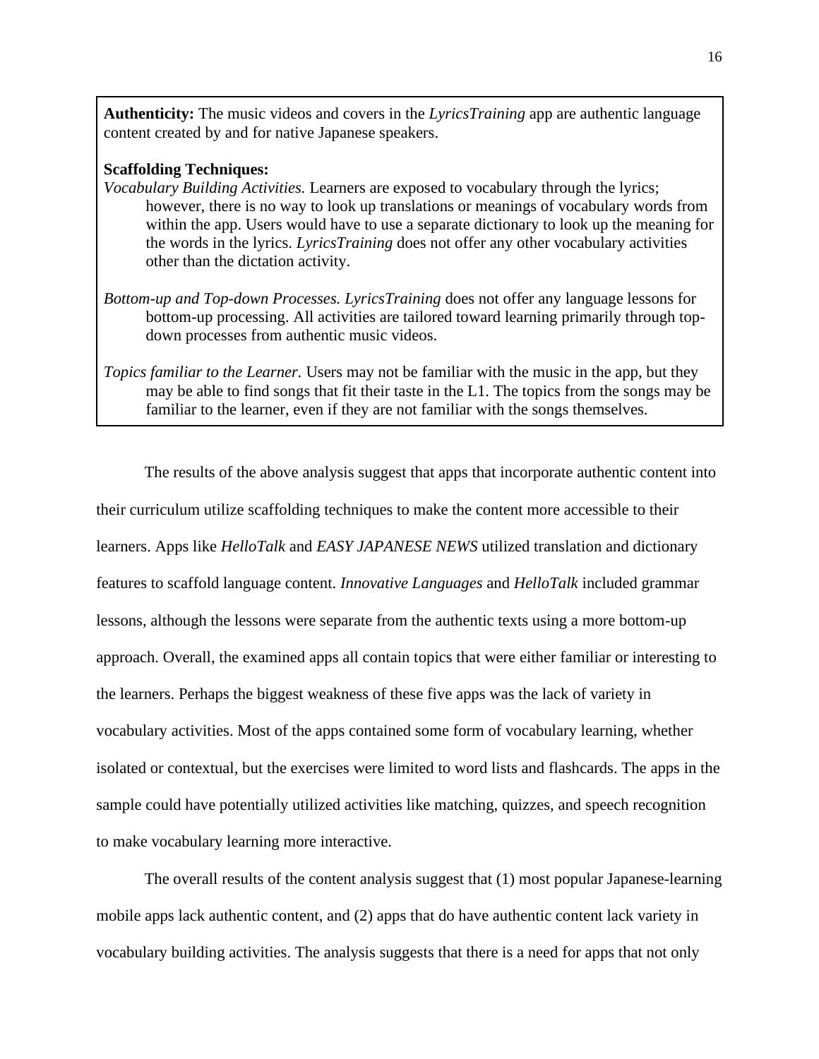**Authenticity:** The music videos and covers in the *LyricsTraining* app are authentic language content created by and for native Japanese speakers.

**Scaffolding Techniques:**

*Vocabulary Building Activities.* Learners are exposed to vocabulary through the lyrics; however, there is no way to look up translations or meanings of vocabulary words from within the app. Users would have to use a separate dictionary to look up the meaning for the words in the lyrics. *LyricsTraining* does not offer any other vocabulary activities other than the dictation activity.

*Bottom-up and Top-down Processes. LyricsTraining* does not offer any language lessons for bottom-up processing. All activities are tailored toward learning primarily through top-down processes from authentic music videos.

*Topics familiar to the Learner.* Users may not be familiar with the music in the app, but they may be able to find songs that fit their taste in the L1. The topics from the songs may be familiar to the learner, even if they are not familiar with the songs themselves.

The results of the above analysis suggest that apps that incorporate authentic content into their curriculum utilize scaffolding techniques to make the content more accessible to their learners. Apps like *HelloTalk* and *EASY JAPANESE NEWS* utilized translation and dictionary features to scaffold language content. *Innovative Languages* and *HelloTalk* included grammar lessons, although the lessons were separate from the authentic texts using a more bottom-up approach. Overall, the examined apps all contain topics that were either familiar or interesting to the learners. Perhaps the biggest weakness of these five apps was the lack of variety in vocabulary activities. Most of the apps contained some form of vocabulary learning, whether isolated or contextual, but the exercises were limited to word lists and flashcards. The apps in the sample could have potentially utilized activities like matching, quizzes, and speech recognition to make vocabulary learning more interactive.

The overall results of the content analysis suggest that (1) most popular Japanese-learning mobile apps lack authentic content, and (2) apps that do have authentic content lack variety in vocabulary building activities. The analysis suggests that there is a need for apps that not only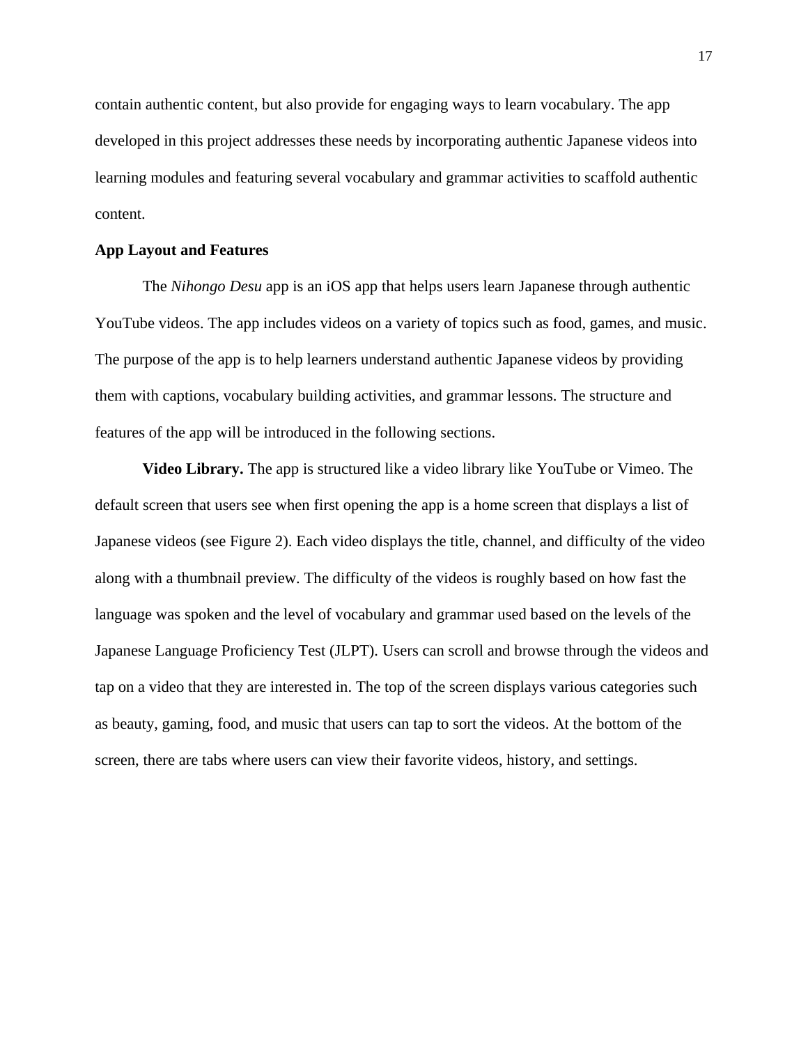contain authentic content, but also provide for engaging ways to learn vocabulary. The app developed in this project addresses these needs by incorporating authentic Japanese videos into learning modules and featuring several vocabulary and grammar activities to scaffold authentic content.

## App Layout and Features

The *Nihongo Desu* app is an iOS app that helps users learn Japanese through authentic YouTube videos. The app includes videos on a variety of topics such as food, games, and music. The purpose of the app is to help learners understand authentic Japanese videos by providing them with captions, vocabulary building activities, and grammar lessons. The structure and features of the app will be introduced in the following sections.

**Video Library.** The app is structured like a video library like YouTube or Vimeo. The default screen that users see when first opening the app is a home screen that displays a list of Japanese videos (see Figure 2). Each video displays the title, channel, and difficulty of the video along with a thumbnail preview. The difficulty of the videos is roughly based on how fast the language was spoken and the level of vocabulary and grammar used based on the levels of the Japanese Language Proficiency Test (JLPT). Users can scroll and browse through the videos and tap on a video that they are interested in. The top of the screen displays various categories such as beauty, gaming, food, and music that users can tap to sort the videos. At the bottom of the screen, there are tabs where users can view their favorite videos, history, and settings.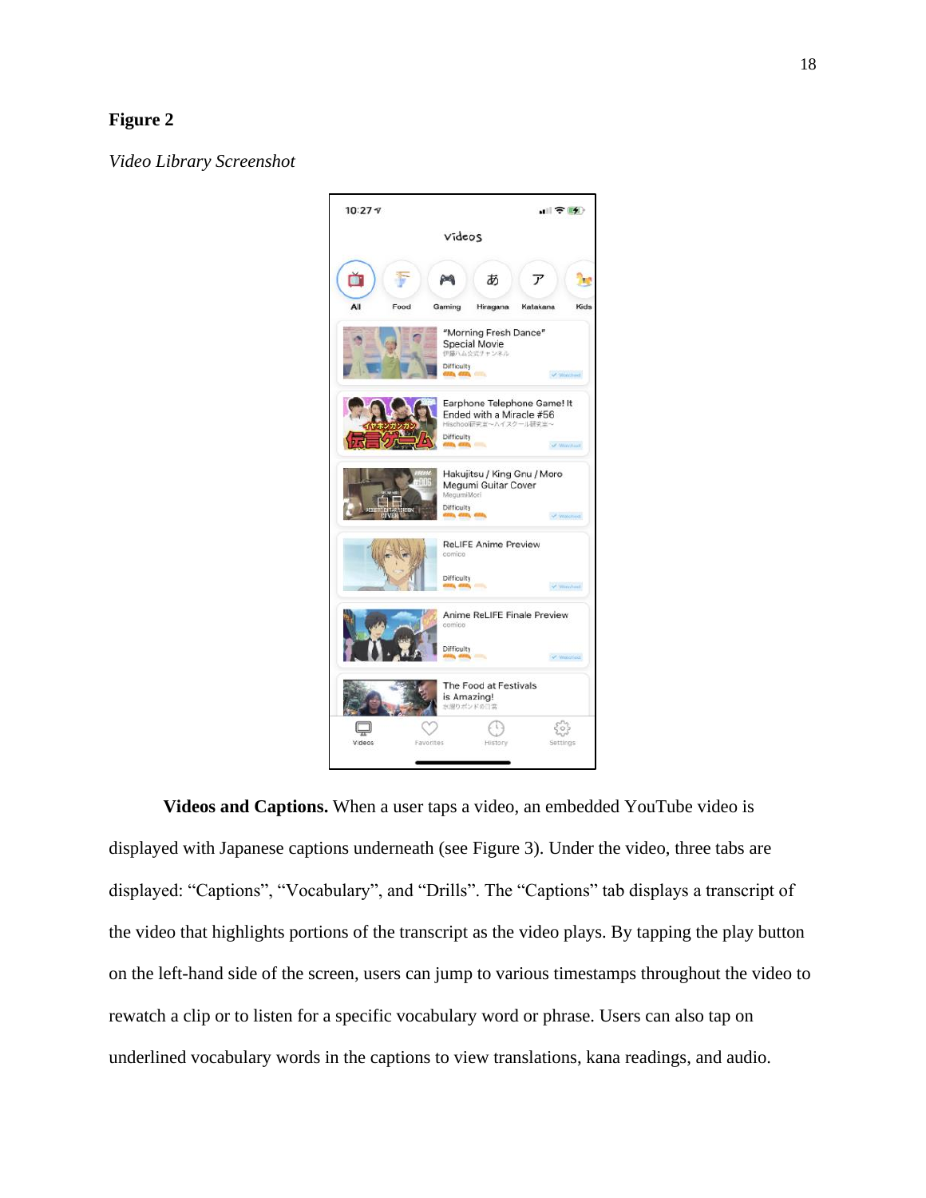**Figure 2**

*Video Library Screenshot*

**Videos and Captions.** When a user taps a video, an embedded YouTube video is displayed with Japanese captions underneath (see Figure 3). Under the video, three tabs are displayed: "Captions", "Vocabulary", and "Drills". The "Captions" tab displays a transcript of the video that highlights portions of the transcript as the video plays. By tapping the play button on the left-hand side of the screen, users can jump to various timestamps throughout the video to rewatch a clip or to listen for a specific vocabulary word or phrase. Users can also tap on underlined vocabulary words in the captions to view translations, kana readings, and audio.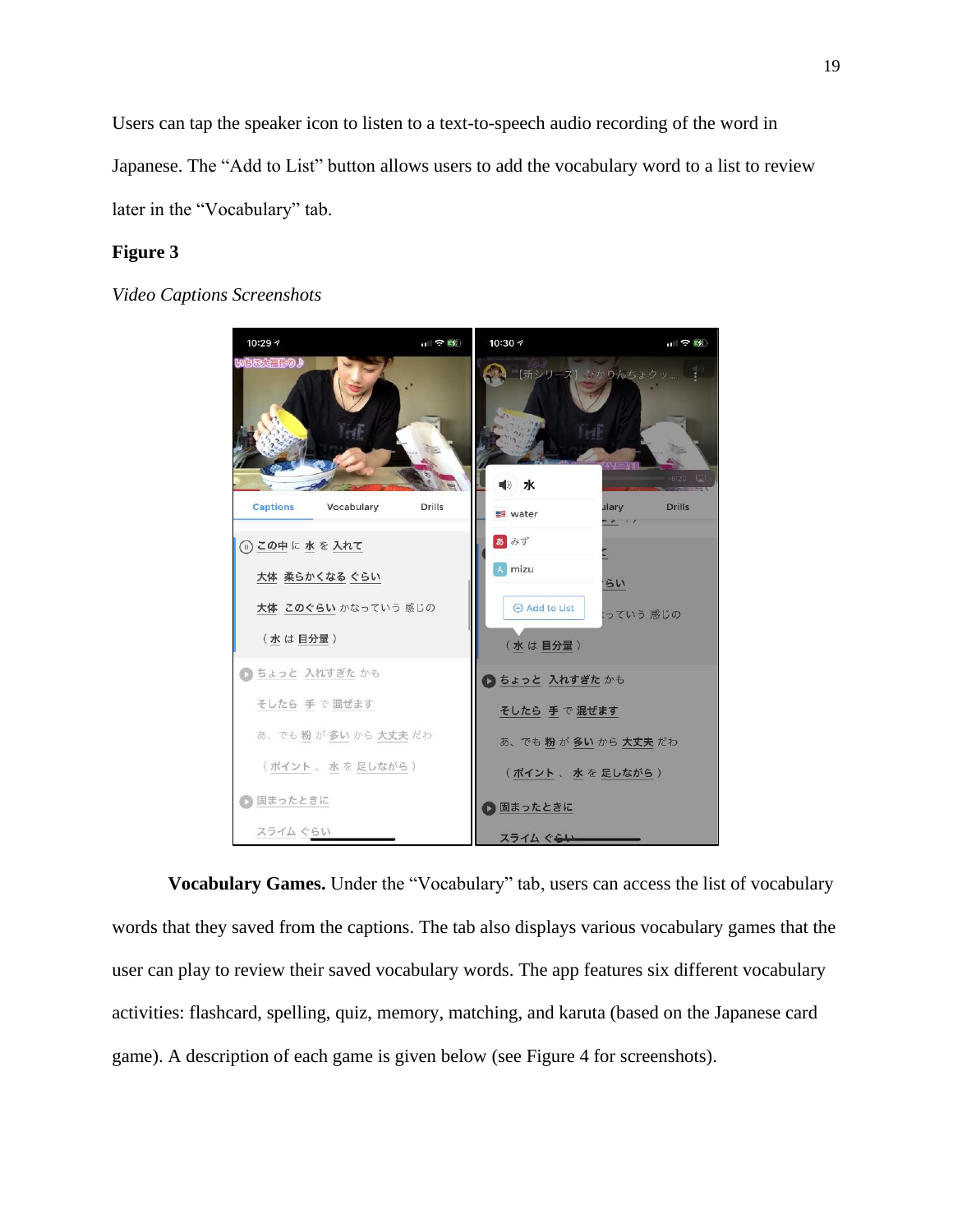Users can tap the speaker icon to listen to a text-to-speech audio recording of the word in Japanese. The "Add to List" button allows users to add the vocabulary word to a list to review later in the "Vocabulary" tab.

**Figure 3**

*Video Captions Screenshots*

**Vocabulary Games.** Under the "Vocabulary" tab, users can access the list of vocabulary words that they saved from the captions. The tab also displays various vocabulary games that the user can play to review their saved vocabulary words. The app features six different vocabulary activities: flashcard, spelling, quiz, memory, matching, and karuta (based on the Japanese card game). A description of each game is given below (see Figure 4 for screenshots).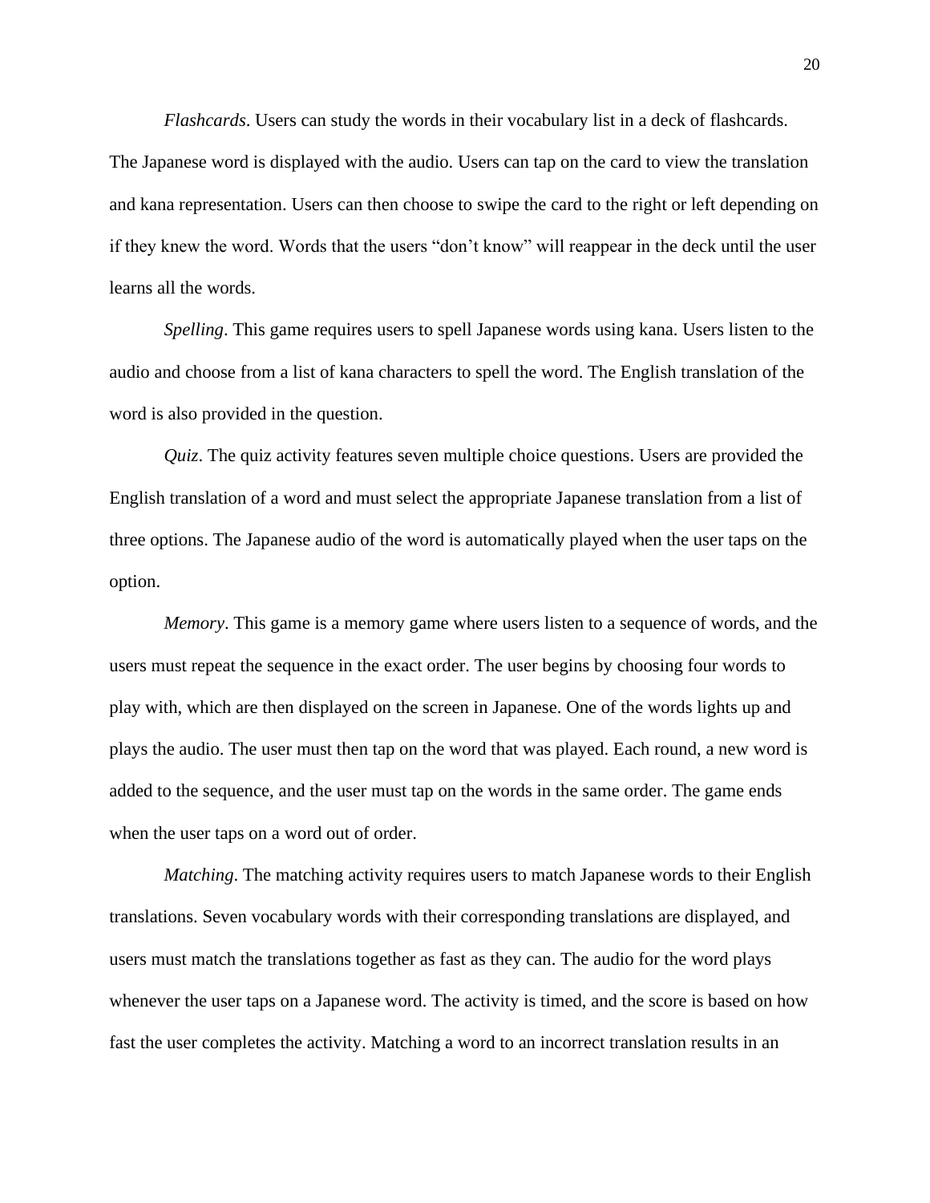*Flashcards*. Users can study the words in their vocabulary list in a deck of flashcards. The Japanese word is displayed with the audio. Users can tap on the card to view the translation and kana representation. Users can then choose to swipe the card to the right or left depending on if they knew the word. Words that the users “don’t know” will reappear in the deck until the user learns all the words.

*Spelling*. This game requires users to spell Japanese words using kana. Users listen to the audio and choose from a list of kana characters to spell the word. The English translation of the word is also provided in the question.

*Quiz*. The quiz activity features seven multiple choice questions. Users are provided the English translation of a word and must select the appropriate Japanese translation from a list of three options. The Japanese audio of the word is automatically played when the user taps on the option.

*Memory*. This game is a memory game where users listen to a sequence of words, and the users must repeat the sequence in the exact order. The user begins by choosing four words to play with, which are then displayed on the screen in Japanese. One of the words lights up and plays the audio. The user must then tap on the word that was played. Each round, a new word is added to the sequence, and the user must tap on the words in the same order. The game ends when the user taps on a word out of order.

*Matching*. The matching activity requires users to match Japanese words to their English translations. Seven vocabulary words with their corresponding translations are displayed, and users must match the translations together as fast as they can. The audio for the word plays whenever the user taps on a Japanese word. The activity is timed, and the score is based on how fast the user completes the activity. Matching a word to an incorrect translation results in an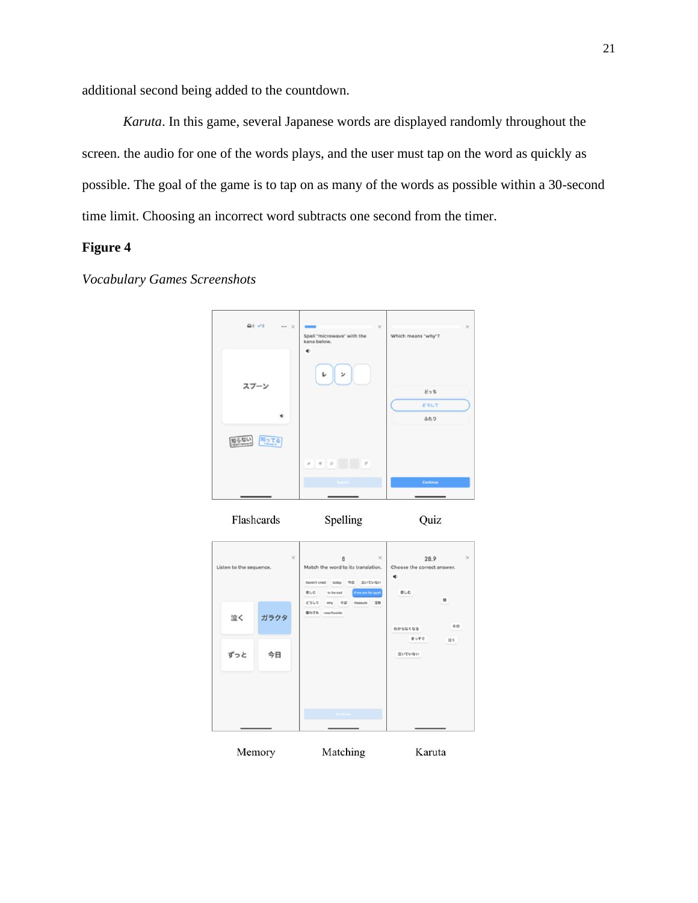additional second being added to the countdown.

*Karuta*. In this game, several Japanese words are displayed randomly throughout the screen. the audio for one of the words plays, and the user must tap on the word as quickly as possible. The goal of the game is to tap on as many of the words as possible within a 30-second time limit. Choosing an incorrect word subtracts one second from the timer.

**Figure 4**

*Vocabulary Games Screenshots*

Flashcards Spelling Quiz

Memory Matching Karuta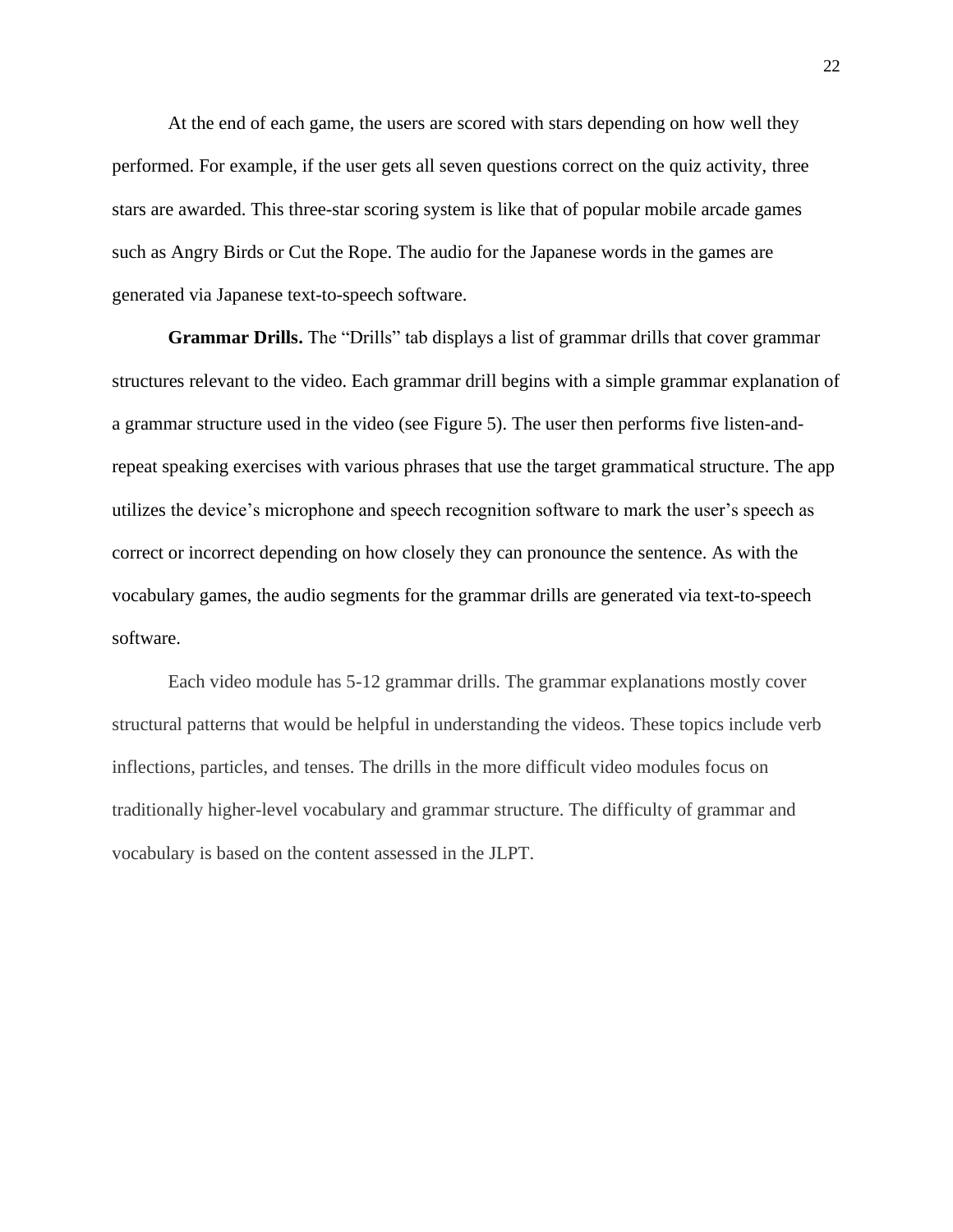At the end of each game, the users are scored with stars depending on how well they performed. For example, if the user gets all seven questions correct on the quiz activity, three stars are awarded. This three-star scoring system is like that of popular mobile arcade games such as Angry Birds or Cut the Rope. The audio for the Japanese words in the games are generated via Japanese text-to-speech software.

**Grammar Drills.** The "Drills" tab displays a list of grammar drills that cover grammar structures relevant to the video. Each grammar drill begins with a simple grammar explanation of a grammar structure used in the video (see Figure 5). The user then performs five listen-and-repeat speaking exercises with various phrases that use the target grammatical structure. The app utilizes the device's microphone and speech recognition software to mark the user's speech as correct or incorrect depending on how closely they can pronounce the sentence. As with the vocabulary games, the audio segments for the grammar drills are generated via text-to-speech software.

Each video module has 5-12 grammar drills. The grammar explanations mostly cover structural patterns that would be helpful in understanding the videos. These topics include verb inflections, particles, and tenses. The drills in the more difficult video modules focus on traditionally higher-level vocabulary and grammar structure. The difficulty of grammar and vocabulary is based on the content assessed in the JLPT.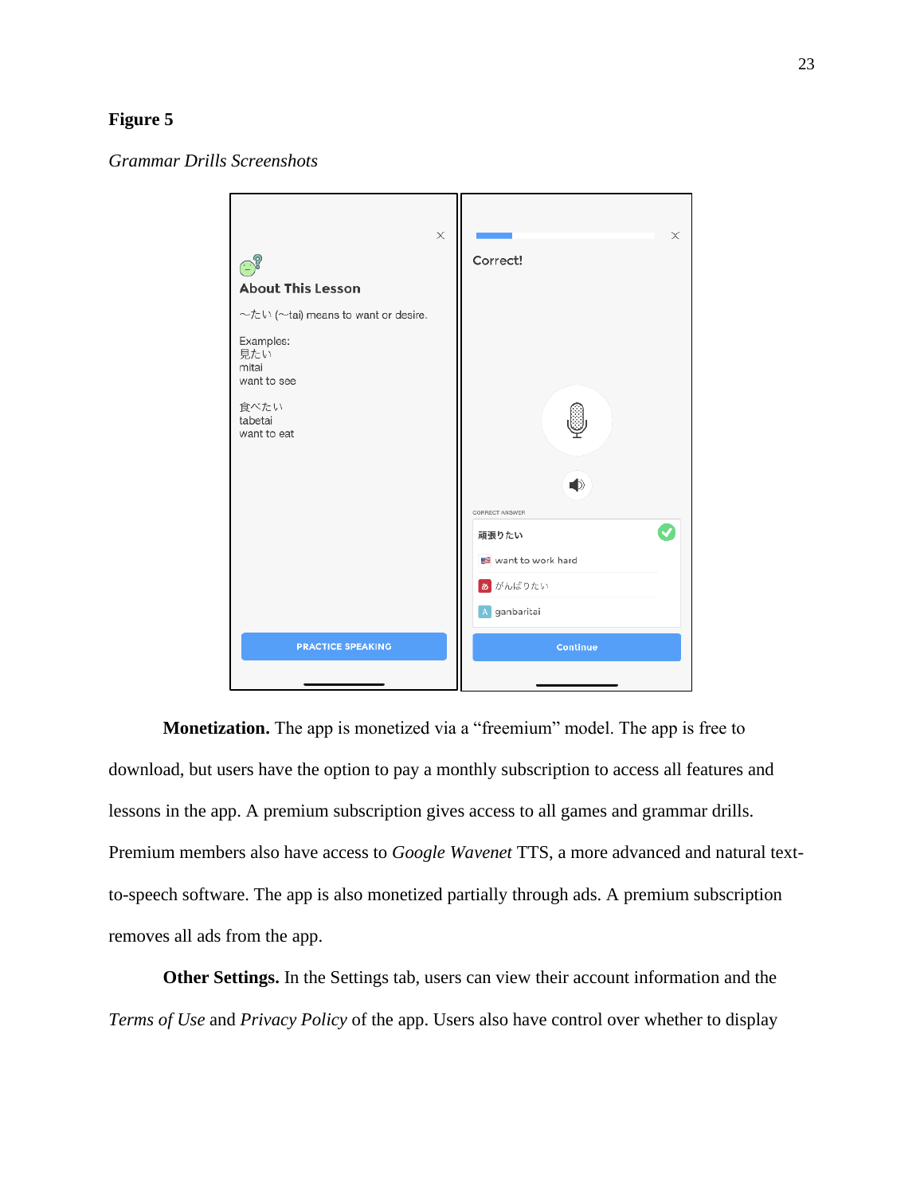**Figure 5**

*Grammar Drills Screenshots*

About This Lesson

〜たい (〜tai) means to want or desire.

Examples:
見たい
mitai
want to see

食べたい
tabetai
want to eat

PRACTICE SPEAKING

Correct!

CORRECT ANSWER

頑張りたい

want to work hard

がんばりたい

ganbaritai

Continue

**Monetization.** The app is monetized via a "freemium" model. The app is free to download, but users have the option to pay a monthly subscription to access all features and lessons in the app. A premium subscription gives access to all games and grammar drills. Premium members also have access to *Google Wavenet* TTS, a more advanced and natural text-to-speech software. The app is also monetized partially through ads. A premium subscription removes all ads from the app.

**Other Settings.** In the Settings tab, users can view their account information and the *Terms of Use* and *Privacy Policy* of the app. Users also have control over whether to display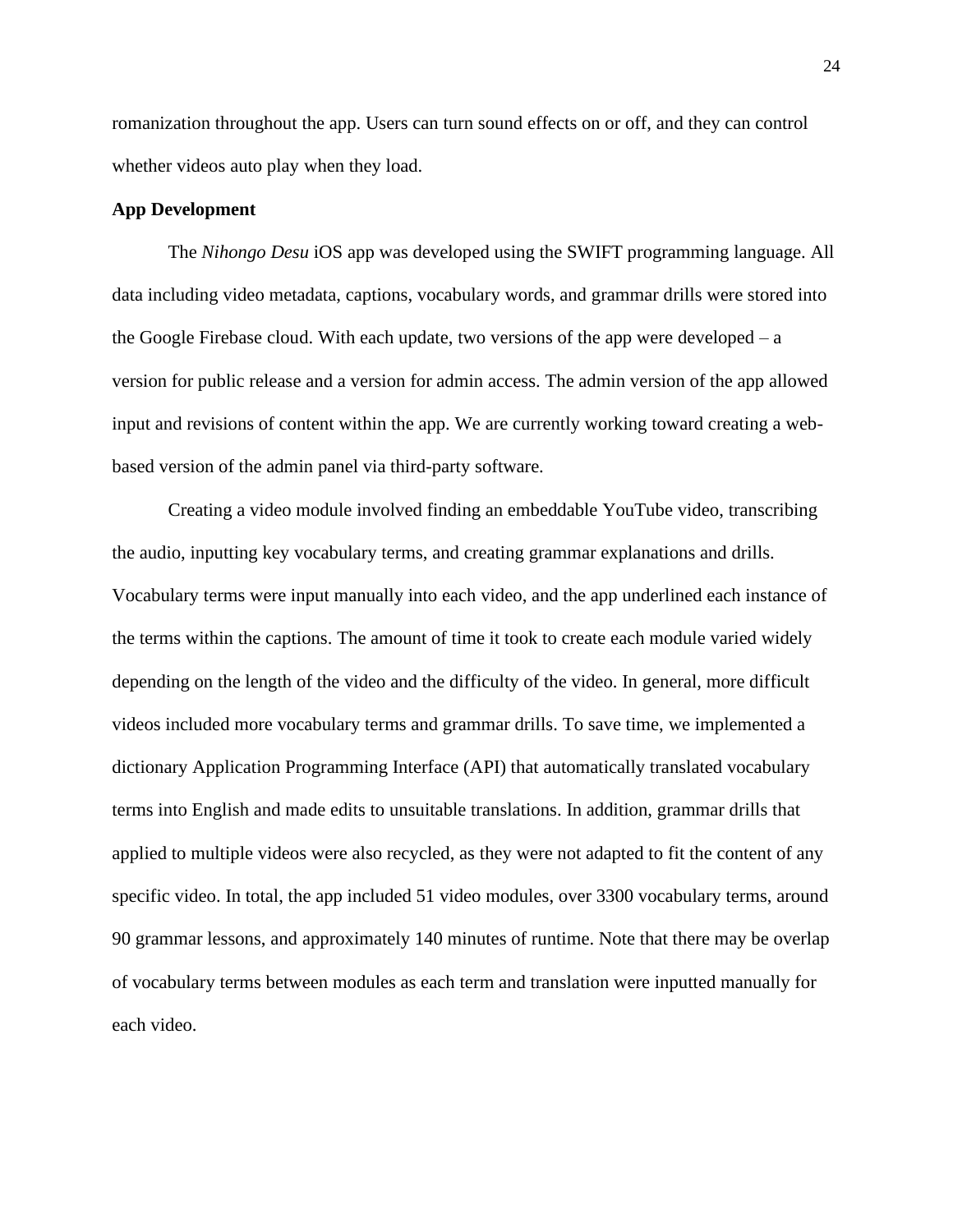romanization throughout the app. Users can turn sound effects on or off, and they can control whether videos auto play when they load.

**App Development**

The *Nihongo Desu* iOS app was developed using the SWIFT programming language. All data including video metadata, captions, vocabulary words, and grammar drills were stored into the Google Firebase cloud. With each update, two versions of the app were developed – a version for public release and a version for admin access. The admin version of the app allowed input and revisions of content within the app. We are currently working toward creating a web-based version of the admin panel via third-party software.

Creating a video module involved finding an embeddable YouTube video, transcribing the audio, inputting key vocabulary terms, and creating grammar explanations and drills. Vocabulary terms were input manually into each video, and the app underlined each instance of the terms within the captions. The amount of time it took to create each module varied widely depending on the length of the video and the difficulty of the video. In general, more difficult videos included more vocabulary terms and grammar drills. To save time, we implemented a dictionary Application Programming Interface (API) that automatically translated vocabulary terms into English and made edits to unsuitable translations. In addition, grammar drills that applied to multiple videos were also recycled, as they were not adapted to fit the content of any specific video. In total, the app included 51 video modules, over 3300 vocabulary terms, around 90 grammar lessons, and approximately 140 minutes of runtime. Note that there may be overlap of vocabulary terms between modules as each term and translation were inputted manually for each video.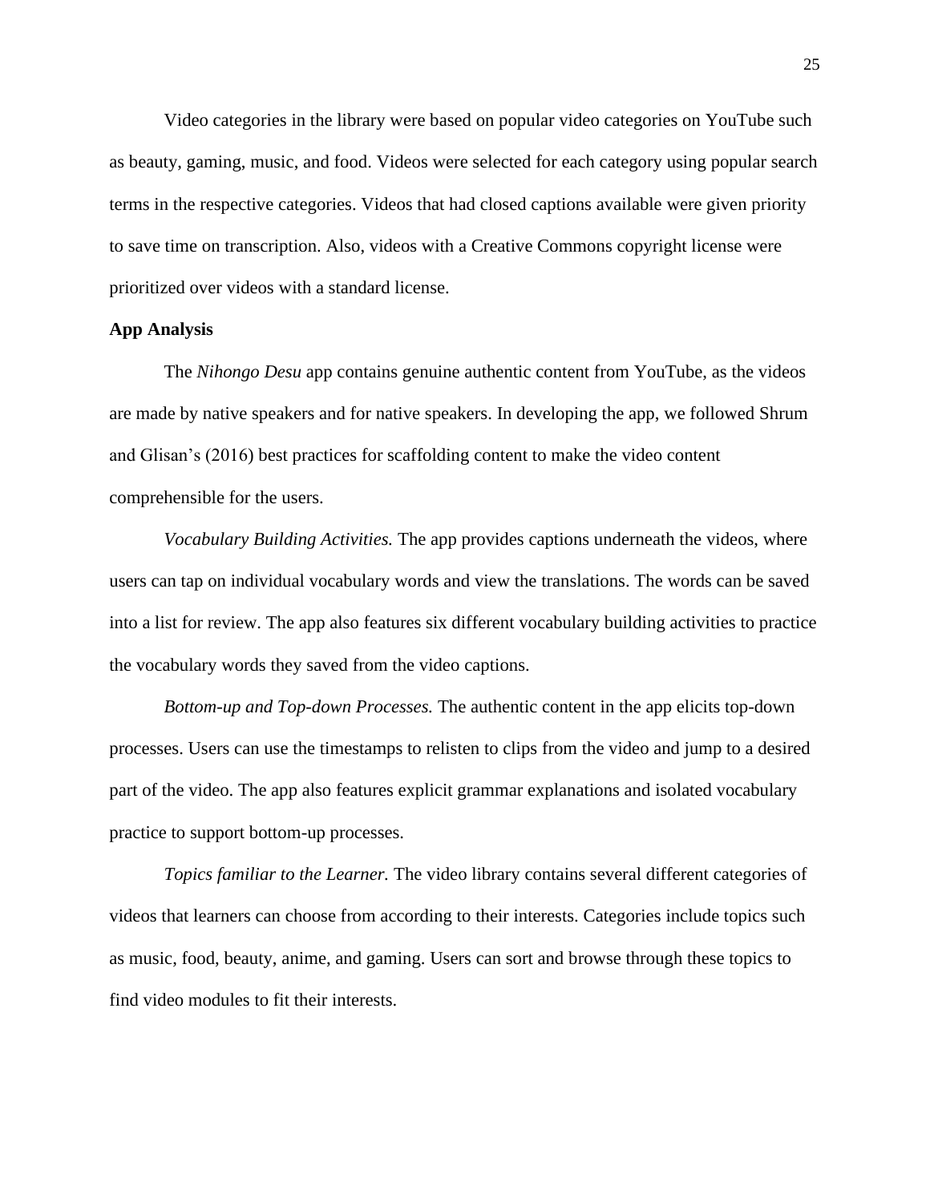Video categories in the library were based on popular video categories on YouTube such as beauty, gaming, music, and food. Videos were selected for each category using popular search terms in the respective categories. Videos that had closed captions available were given priority to save time on transcription. Also, videos with a Creative Commons copyright license were prioritized over videos with a standard license.

**App Analysis**

The *Nihongo Desu* app contains genuine authentic content from YouTube, as the videos are made by native speakers and for native speakers. In developing the app, we followed Shrum and Glisan's (2016) best practices for scaffolding content to make the video content comprehensible for the users.

*Vocabulary Building Activities.* The app provides captions underneath the videos, where users can tap on individual vocabulary words and view the translations. The words can be saved into a list for review. The app also features six different vocabulary building activities to practice the vocabulary words they saved from the video captions.

*Bottom-up and Top-down Processes.* The authentic content in the app elicits top-down processes. Users can use the timestamps to relisten to clips from the video and jump to a desired part of the video. The app also features explicit grammar explanations and isolated vocabulary practice to support bottom-up processes.

*Topics familiar to the Learner.* The video library contains several different categories of videos that learners can choose from according to their interests. Categories include topics such as music, food, beauty, anime, and gaming. Users can sort and browse through these topics to find video modules to fit their interests.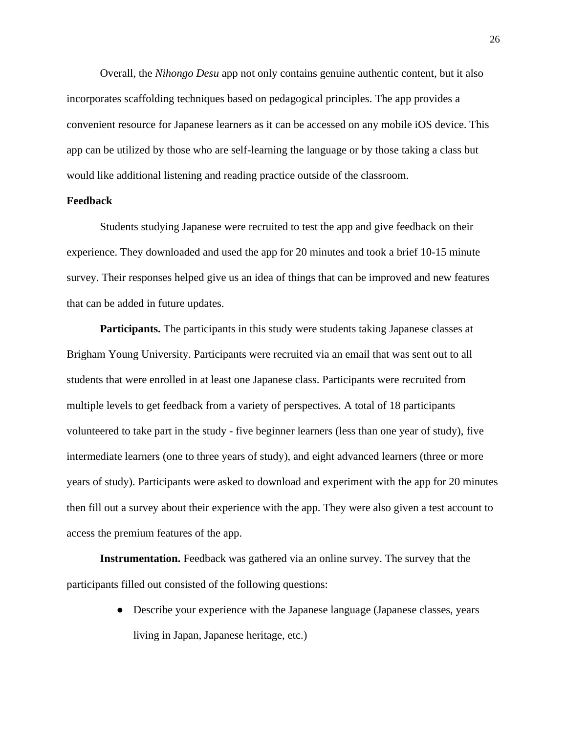Overall, the *Nihongo Desu* app not only contains genuine authentic content, but it also incorporates scaffolding techniques based on pedagogical principles. The app provides a convenient resource for Japanese learners as it can be accessed on any mobile iOS device. This app can be utilized by those who are self-learning the language or by those taking a class but would like additional listening and reading practice outside of the classroom.

## Feedback

Students studying Japanese were recruited to test the app and give feedback on their experience. They downloaded and used the app for 20 minutes and took a brief 10-15 minute survey. Their responses helped give us an idea of things that can be improved and new features that can be added in future updates.

**Participants.** The participants in this study were students taking Japanese classes at Brigham Young University. Participants were recruited via an email that was sent out to all students that were enrolled in at least one Japanese class. Participants were recruited from multiple levels to get feedback from a variety of perspectives. A total of 18 participants volunteered to take part in the study - five beginner learners (less than one year of study), five intermediate learners (one to three years of study), and eight advanced learners (three or more years of study). Participants were asked to download and experiment with the app for 20 minutes then fill out a survey about their experience with the app. They were also given a test account to access the premium features of the app.

**Instrumentation.** Feedback was gathered via an online survey. The survey that the participants filled out consisted of the following questions:

- Describe your experience with the Japanese language (Japanese classes, years living in Japan, Japanese heritage, etc.)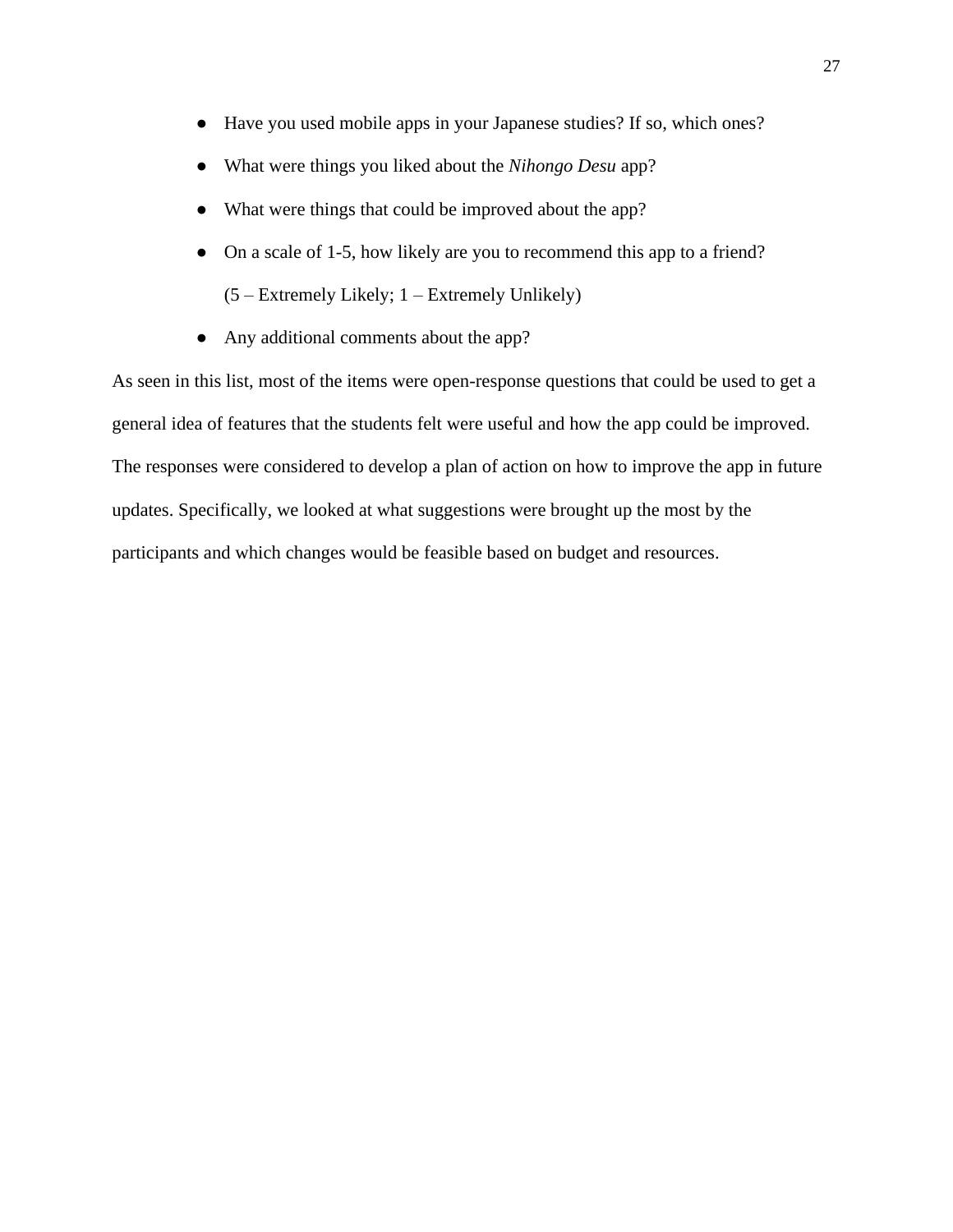- Have you used mobile apps in your Japanese studies? If so, which ones?
- What were things you liked about the *Nihongo Desu* app?
- What were things that could be improved about the app?
- On a scale of 1-5, how likely are you to recommend this app to a friend?
  (5 – Extremely Likely; 1 – Extremely Unlikely)
- Any additional comments about the app?

As seen in this list, most of the items were open-response questions that could be used to get a general idea of features that the students felt were useful and how the app could be improved. The responses were considered to develop a plan of action on how to improve the app in future updates. Specifically, we looked at what suggestions were brought up the most by the participants and which changes would be feasible based on budget and resources.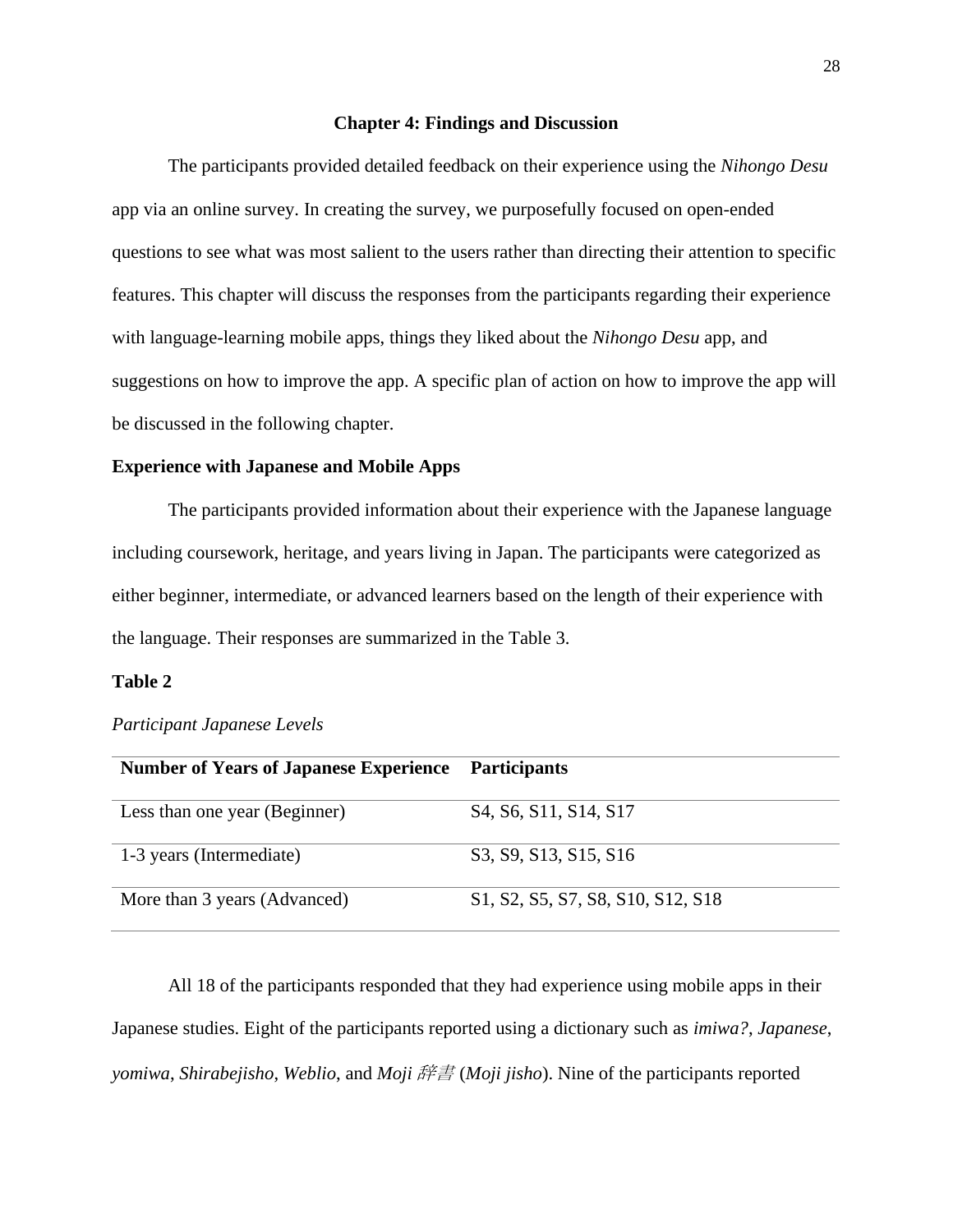# Chapter 4: Findings and Discussion

The participants provided detailed feedback on their experience using the *Nihongo Desu* app via an online survey. In creating the survey, we purposefully focused on open-ended questions to see what was most salient to the users rather than directing their attention to specific features. This chapter will discuss the responses from the participants regarding their experience with language-learning mobile apps, things they liked about the *Nihongo Desu* app, and suggestions on how to improve the app. A specific plan of action on how to improve the app will be discussed in the following chapter.

## Experience with Japanese and Mobile Apps

The participants provided information about their experience with the Japanese language including coursework, heritage, and years living in Japan. The participants were categorized as either beginner, intermediate, or advanced learners based on the length of their experience with the language. Their responses are summarized in the Table 3.

**Table 2**

*Participant Japanese Levels*

| Number of Years of Japanese Experience | Participants |
|---|---|
| Less than one year (Beginner) | S4, S6, S11, S14, S17 |
| 1-3 years (Intermediate) | S3, S9, S13, S15, S16 |
| More than 3 years (Advanced) | S1, S2, S5, S7, S8, S10, S12, S18 |

All 18 of the participants responded that they had experience using mobile apps in their Japanese studies. Eight of the participants reported using a dictionary such as *imiwa?*, *Japanese*, *yomiwa*, *Shirabejisho*, *Weblio*, and *Moji 辞書* (*Moji jisho*). Nine of the participants reported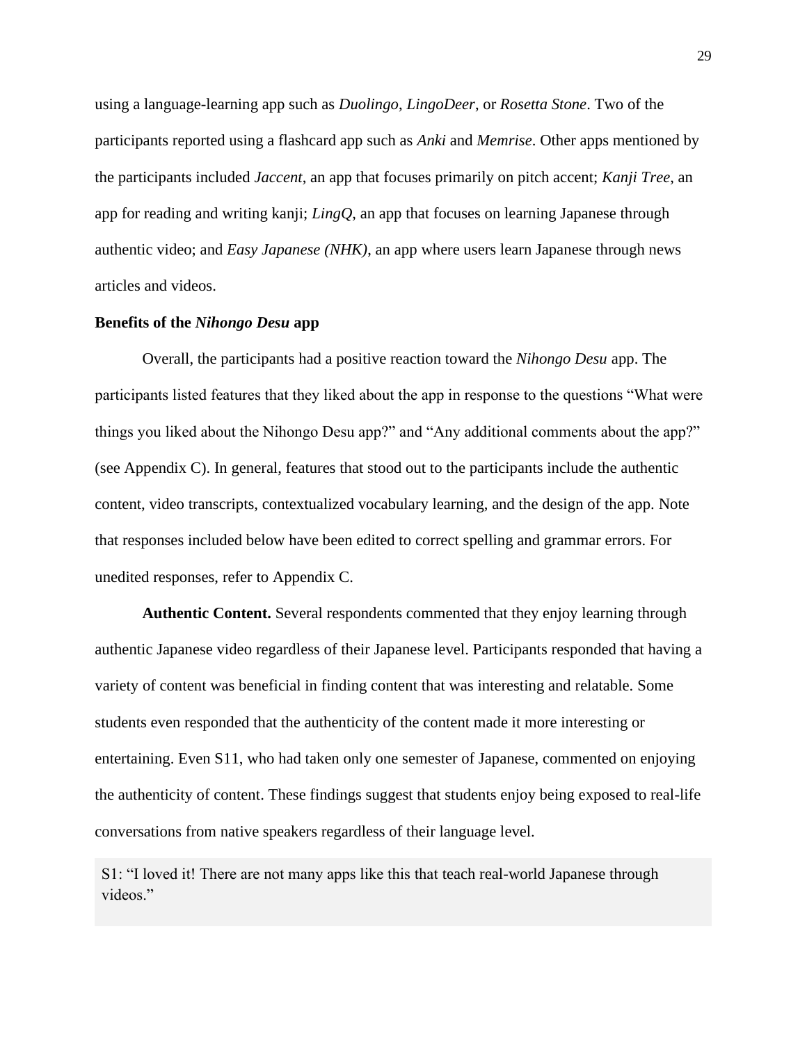using a language-learning app such as *Duolingo*, *LingoDeer*, or *Rosetta Stone*. Two of the participants reported using a flashcard app such as *Anki* and *Memrise*. Other apps mentioned by the participants included *Jaccent*, an app that focuses primarily on pitch accent; *Kanji Tree*, an app for reading and writing kanji; *LingQ*, an app that focuses on learning Japanese through authentic video; and *Easy Japanese (NHK)*, an app where users learn Japanese through news articles and videos.

### Benefits of the *Nihongo Desu* app

Overall, the participants had a positive reaction toward the *Nihongo Desu* app. The participants listed features that they liked about the app in response to the questions "What were things you liked about the Nihongo Desu app?" and "Any additional comments about the app?" (see Appendix C). In general, features that stood out to the participants include the authentic content, video transcripts, contextualized vocabulary learning, and the design of the app. Note that responses included below have been edited to correct spelling and grammar errors. For unedited responses, refer to Appendix C.

**Authentic Content.** Several respondents commented that they enjoy learning through authentic Japanese video regardless of their Japanese level. Participants responded that having a variety of content was beneficial in finding content that was interesting and relatable. Some students even responded that the authenticity of the content made it more interesting or entertaining. Even S11, who had taken only one semester of Japanese, commented on enjoying the authenticity of content. These findings suggest that students enjoy being exposed to real-life conversations from native speakers regardless of their language level.

> S1: "I loved it! There are not many apps like this that teach real-world Japanese through videos."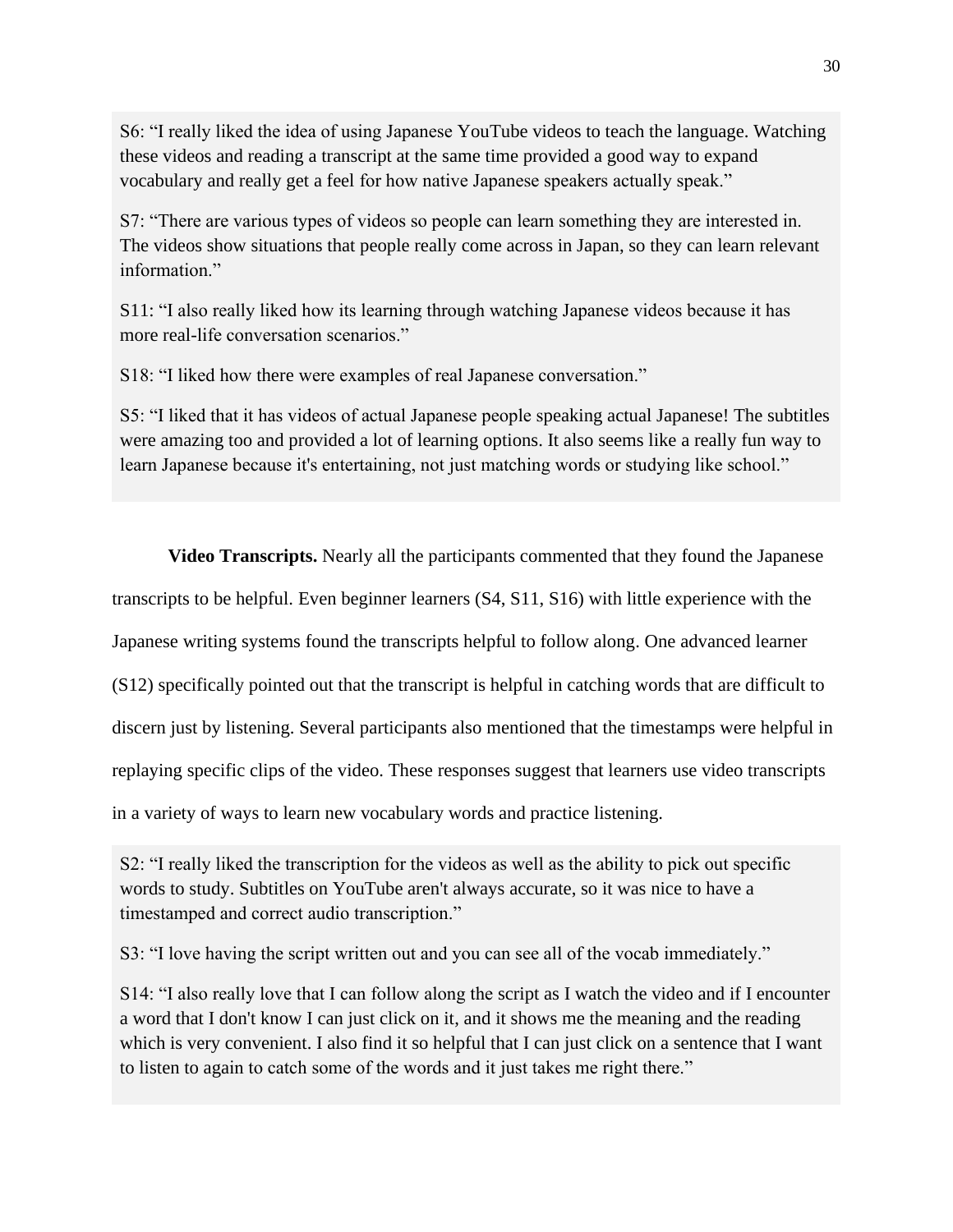S6: "I really liked the idea of using Japanese YouTube videos to teach the language. Watching these videos and reading a transcript at the same time provided a good way to expand vocabulary and really get a feel for how native Japanese speakers actually speak."

S7: "There are various types of videos so people can learn something they are interested in. The videos show situations that people really come across in Japan, so they can learn relevant information."

S11: "I also really liked how its learning through watching Japanese videos because it has more real-life conversation scenarios."

S18: "I liked how there were examples of real Japanese conversation."

S5: "I liked that it has videos of actual Japanese people speaking actual Japanese! The subtitles were amazing too and provided a lot of learning options. It also seems like a really fun way to learn Japanese because it's entertaining, not just matching words or studying like school."

**Video Transcripts.** Nearly all the participants commented that they found the Japanese transcripts to be helpful. Even beginner learners (S4, S11, S16) with little experience with the Japanese writing systems found the transcripts helpful to follow along. One advanced learner (S12) specifically pointed out that the transcript is helpful in catching words that are difficult to discern just by listening. Several participants also mentioned that the timestamps were helpful in replaying specific clips of the video. These responses suggest that learners use video transcripts in a variety of ways to learn new vocabulary words and practice listening.

S2: "I really liked the transcription for the videos as well as the ability to pick out specific words to study. Subtitles on YouTube aren't always accurate, so it was nice to have a timestamped and correct audio transcription."

S3: "I love having the script written out and you can see all of the vocab immediately."

S14: "I also really love that I can follow along the script as I watch the video and if I encounter a word that I don't know I can just click on it, and it shows me the meaning and the reading which is very convenient. I also find it so helpful that I can just click on a sentence that I want to listen to again to catch some of the words and it just takes me right there."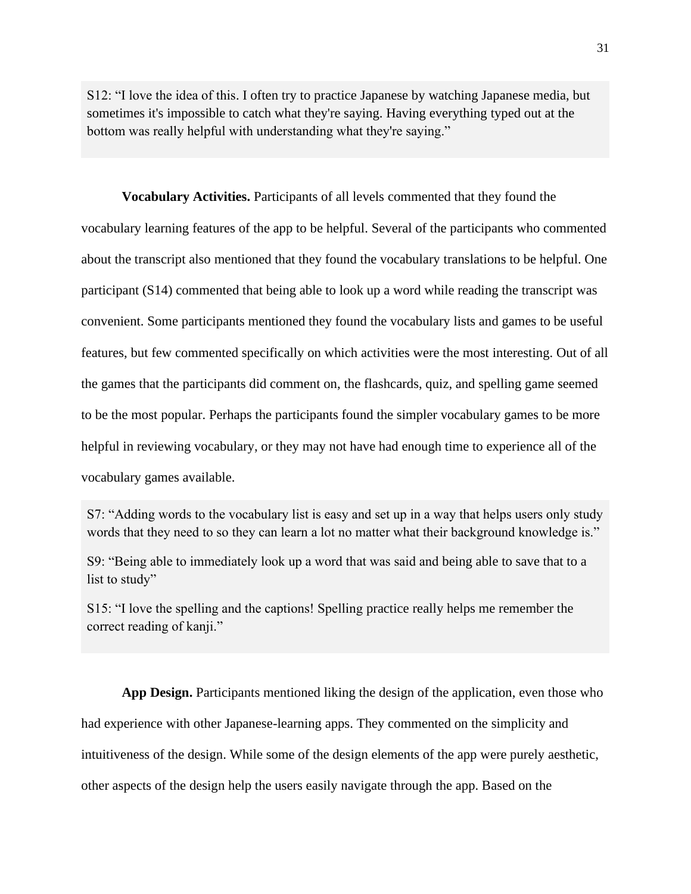S12: “I love the idea of this. I often try to practice Japanese by watching Japanese media, but sometimes it's impossible to catch what they're saying. Having everything typed out at the bottom was really helpful with understanding what they're saying.”

**Vocabulary Activities.** Participants of all levels commented that they found the vocabulary learning features of the app to be helpful. Several of the participants who commented about the transcript also mentioned that they found the vocabulary translations to be helpful. One participant (S14) commented that being able to look up a word while reading the transcript was convenient. Some participants mentioned they found the vocabulary lists and games to be useful features, but few commented specifically on which activities were the most interesting. Out of all the games that the participants did comment on, the flashcards, quiz, and spelling game seemed to be the most popular. Perhaps the participants found the simpler vocabulary games to be more helpful in reviewing vocabulary, or they may not have had enough time to experience all of the vocabulary games available.

S7: “Adding words to the vocabulary list is easy and set up in a way that helps users only study words that they need to so they can learn a lot no matter what their background knowledge is.”

S9: “Being able to immediately look up a word that was said and being able to save that to a list to study”

S15: “I love the spelling and the captions! Spelling practice really helps me remember the correct reading of kanji.”

**App Design.** Participants mentioned liking the design of the application, even those who had experience with other Japanese-learning apps. They commented on the simplicity and intuitiveness of the design. While some of the design elements of the app were purely aesthetic, other aspects of the design help the users easily navigate through the app. Based on the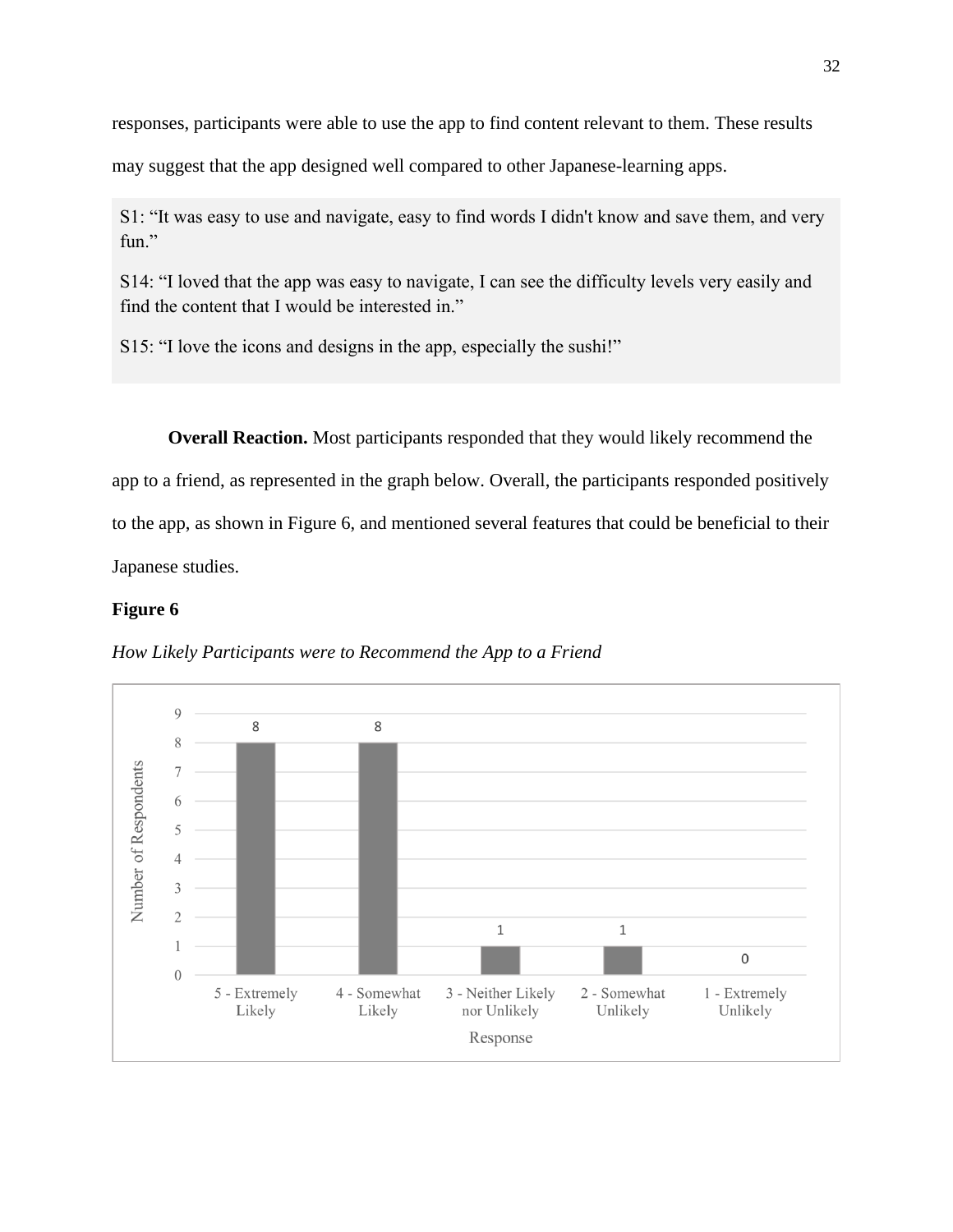responses, participants were able to use the app to find content relevant to them. These results may suggest that the app designed well compared to other Japanese-learning apps.

> S1: "It was easy to use and navigate, easy to find words I didn't know and save them, and very fun."
>
> S14: "I loved that the app was easy to navigate, I can see the difficulty levels very easily and find the content that I would be interested in."
>
> S15: "I love the icons and designs in the app, especially the sushi!"

**Overall Reaction.** Most participants responded that they would likely recommend the app to a friend, as represented in the graph below. Overall, the participants responded positively to the app, as shown in Figure 6, and mentioned several features that could be beneficial to their Japanese studies.

**Figure 6**

*How Likely Participants were to Recommend the App to a Friend*

| Response | Number of Respondents |
| --- | --- |
| 5 - Extremely Likely | 8 |
| 4 - Somewhat Likely | 8 |
| 3 - Neither Likely nor Unlikely | 1 |
| 2 - Somewhat Unlikely | 1 |
| 1 - Extremely Unlikely | 0 |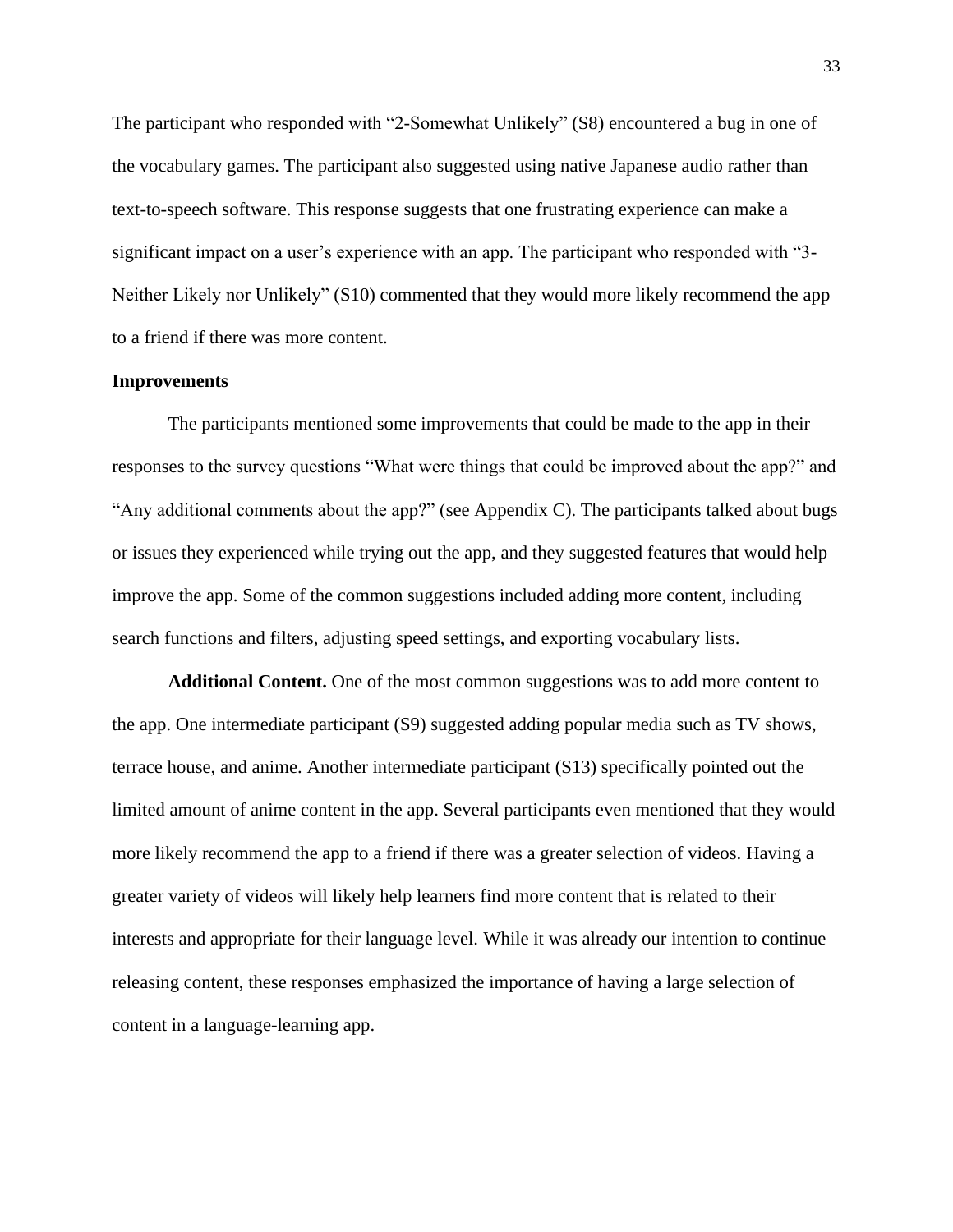The participant who responded with “2-Somewhat Unlikely” (S8) encountered a bug in one of the vocabulary games. The participant also suggested using native Japanese audio rather than text-to-speech software. This response suggests that one frustrating experience can make a significant impact on a user’s experience with an app. The participant who responded with “3-Neither Likely nor Unlikely” (S10) commented that they would more likely recommend the app to a friend if there was more content.

### Improvements

The participants mentioned some improvements that could be made to the app in their responses to the survey questions “What were things that could be improved about the app?” and “Any additional comments about the app?” (see Appendix C). The participants talked about bugs or issues they experienced while trying out the app, and they suggested features that would help improve the app. Some of the common suggestions included adding more content, including search functions and filters, adjusting speed settings, and exporting vocabulary lists.

**Additional Content.** One of the most common suggestions was to add more content to the app. One intermediate participant (S9) suggested adding popular media such as TV shows, terrace house, and anime. Another intermediate participant (S13) specifically pointed out the limited amount of anime content in the app. Several participants even mentioned that they would more likely recommend the app to a friend if there was a greater selection of videos. Having a greater variety of videos will likely help learners find more content that is related to their interests and appropriate for their language level. While it was already our intention to continue releasing content, these responses emphasized the importance of having a large selection of content in a language-learning app.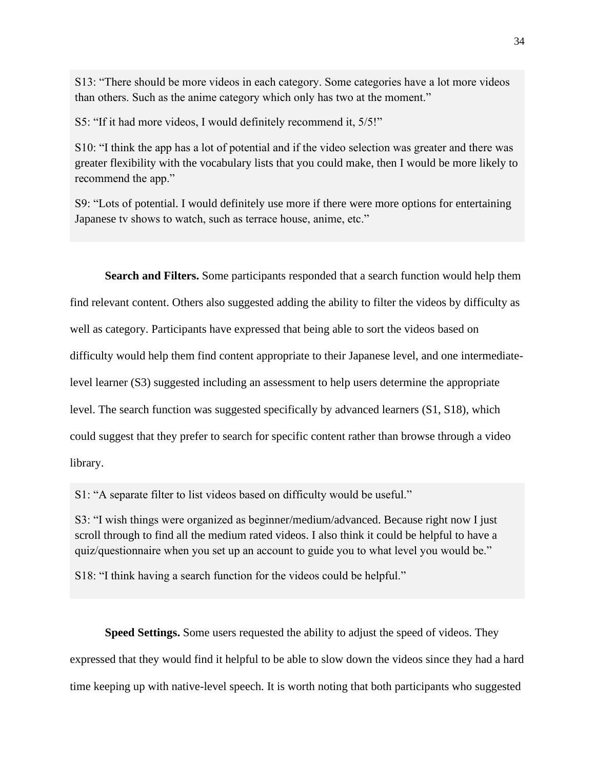S13: "There should be more videos in each category. Some categories have a lot more videos than others. Such as the anime category which only has two at the moment."

S5: "If it had more videos, I would definitely recommend it, 5/5!"

S10: "I think the app has a lot of potential and if the video selection was greater and there was greater flexibility with the vocabulary lists that you could make, then I would be more likely to recommend the app."

S9: "Lots of potential. I would definitely use more if there were more options for entertaining Japanese tv shows to watch, such as terrace house, anime, etc."

**Search and Filters.** Some participants responded that a search function would help them find relevant content. Others also suggested adding the ability to filter the videos by difficulty as well as category. Participants have expressed that being able to sort the videos based on difficulty would help them find content appropriate to their Japanese level, and one intermediate-level learner (S3) suggested including an assessment to help users determine the appropriate level. The search function was suggested specifically by advanced learners (S1, S18), which could suggest that they prefer to search for specific content rather than browse through a video library.

S1: "A separate filter to list videos based on difficulty would be useful."

S3: "I wish things were organized as beginner/medium/advanced. Because right now I just scroll through to find all the medium rated videos. I also think it could be helpful to have a quiz/questionnaire when you set up an account to guide you to what level you would be."

S18: "I think having a search function for the videos could be helpful."

**Speed Settings.** Some users requested the ability to adjust the speed of videos. They expressed that they would find it helpful to be able to slow down the videos since they had a hard time keeping up with native-level speech. It is worth noting that both participants who suggested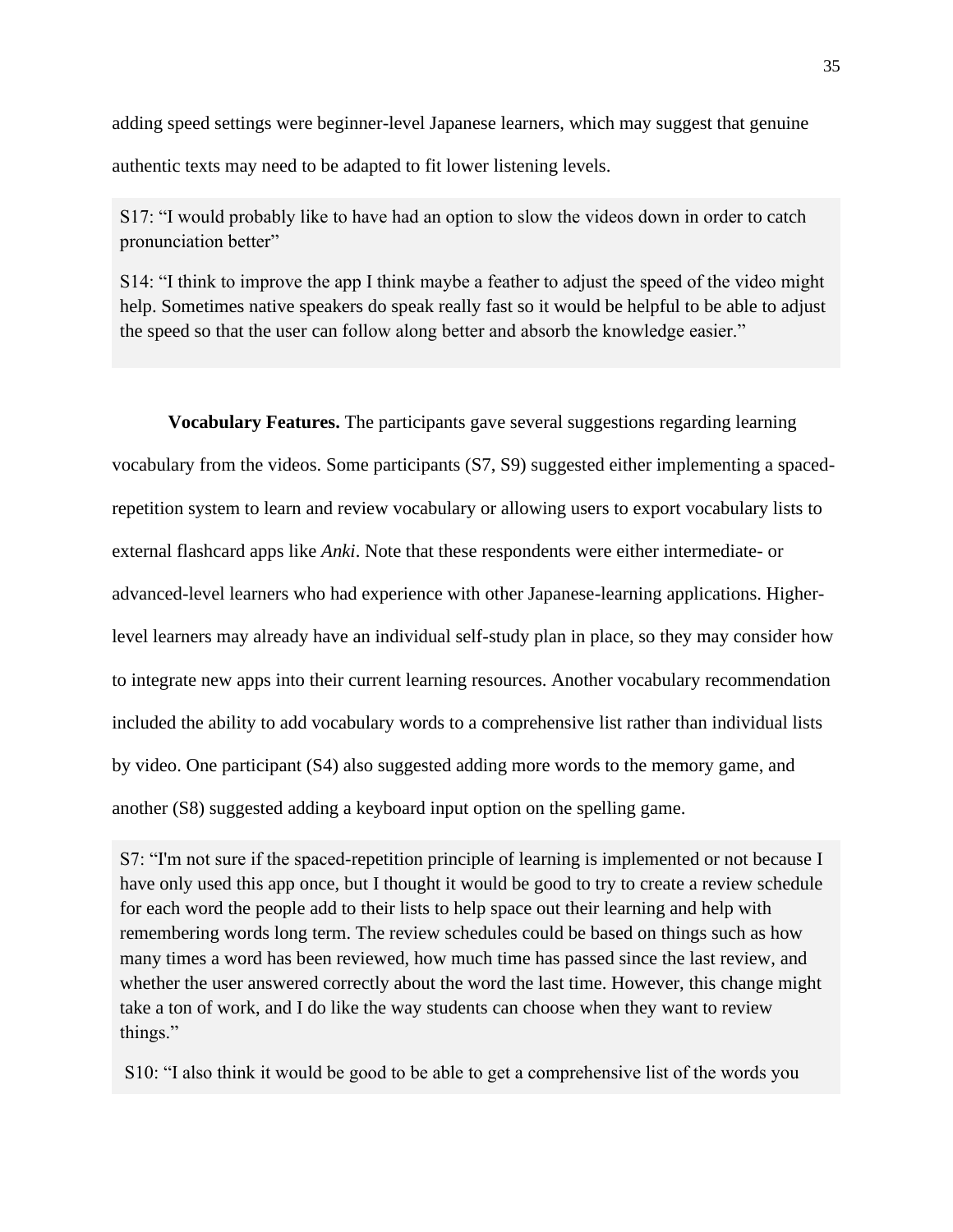adding speed settings were beginner-level Japanese learners, which may suggest that genuine authentic texts may need to be adapted to fit lower listening levels.

> S17: "I would probably like to have had an option to slow the videos down in order to catch pronunciation better"
>
> S14: "I think to improve the app I think maybe a feather to adjust the speed of the video might help. Sometimes native speakers do speak really fast so it would be helpful to be able to adjust the speed so that the user can follow along better and absorb the knowledge easier."

**Vocabulary Features.** The participants gave several suggestions regarding learning vocabulary from the videos. Some participants (S7, S9) suggested either implementing a spaced-repetition system to learn and review vocabulary or allowing users to export vocabulary lists to external flashcard apps like *Anki*. Note that these respondents were either intermediate- or advanced-level learners who had experience with other Japanese-learning applications. Higher-level learners may already have an individual self-study plan in place, so they may consider how to integrate new apps into their current learning resources. Another vocabulary recommendation included the ability to add vocabulary words to a comprehensive list rather than individual lists by video. One participant (S4) also suggested adding more words to the memory game, and another (S8) suggested adding a keyboard input option on the spelling game.

> S7: "I'm not sure if the spaced-repetition principle of learning is implemented or not because I have only used this app once, but I thought it would be good to try to create a review schedule for each word the people add to their lists to help space out their learning and help with remembering words long term. The review schedules could be based on things such as how many times a word has been reviewed, how much time has passed since the last review, and whether the user answered correctly about the word the last time. However, this change might take a ton of work, and I do like the way students can choose when they want to review things."
>
> S10: "I also think it would be good to be able to get a comprehensive list of the words you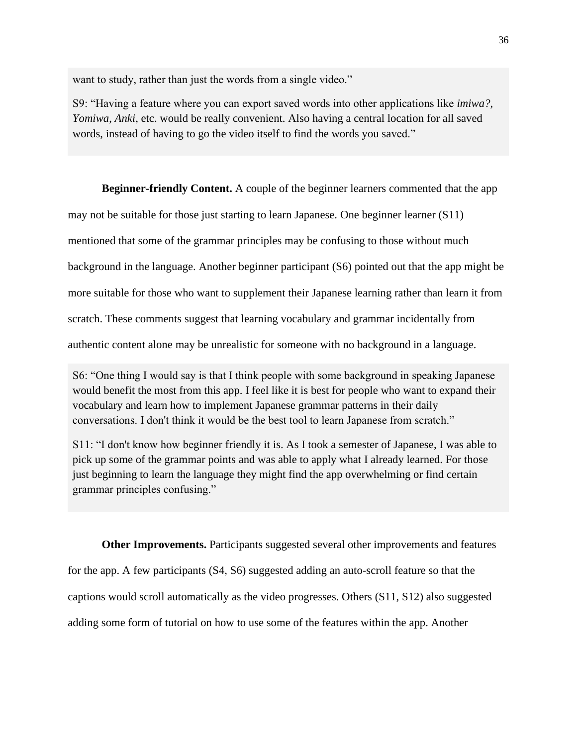want to study, rather than just the words from a single video."

S9: "Having a feature where you can export saved words into other applications like *imiwa?*, *Yomiwa*, *Anki*, etc. would be really convenient. Also having a central location for all saved words, instead of having to go the video itself to find the words you saved."

**Beginner-friendly Content.** A couple of the beginner learners commented that the app may not be suitable for those just starting to learn Japanese. One beginner learner (S11) mentioned that some of the grammar principles may be confusing to those without much background in the language. Another beginner participant (S6) pointed out that the app might be more suitable for those who want to supplement their Japanese learning rather than learn it from scratch. These comments suggest that learning vocabulary and grammar incidentally from authentic content alone may be unrealistic for someone with no background in a language.

S6: "One thing I would say is that I think people with some background in speaking Japanese would benefit the most from this app. I feel like it is best for people who want to expand their vocabulary and learn how to implement Japanese grammar patterns in their daily conversations. I don't think it would be the best tool to learn Japanese from scratch."

S11: "I don't know how beginner friendly it is. As I took a semester of Japanese, I was able to pick up some of the grammar points and was able to apply what I already learned. For those just beginning to learn the language they might find the app overwhelming or find certain grammar principles confusing."

**Other Improvements.** Participants suggested several other improvements and features for the app. A few participants (S4, S6) suggested adding an auto-scroll feature so that the captions would scroll automatically as the video progresses. Others (S11, S12) also suggested adding some form of tutorial on how to use some of the features within the app. Another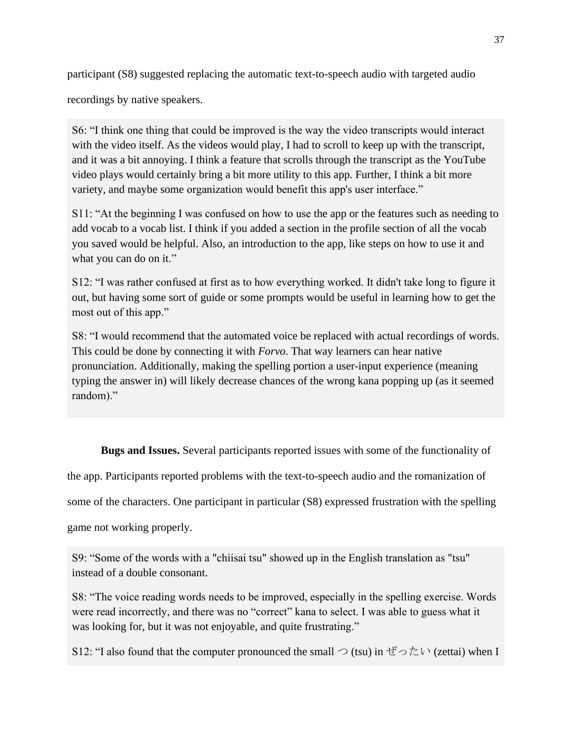participant (S8) suggested replacing the automatic text-to-speech audio with targeted audio recordings by native speakers.

> S6: "I think one thing that could be improved is the way the video transcripts would interact with the video itself. As the videos would play, I had to scroll to keep up with the transcript, and it was a bit annoying. I think a feature that scrolls through the transcript as the YouTube video plays would certainly bring a bit more utility to this app. Further, I think a bit more variety, and maybe some organization would benefit this app's user interface."
>
> S11: "At the beginning I was confused on how to use the app or the features such as needing to add vocab to a vocab list. I think if you added a section in the profile section of all the vocab you saved would be helpful. Also, an introduction to the app, like steps on how to use it and what you can do on it."
>
> S12: "I was rather confused at first as to how everything worked. It didn't take long to figure it out, but having some sort of guide or some prompts would be useful in learning how to get the most out of this app."
>
> S8: "I would recommend that the automated voice be replaced with actual recordings of words. This could be done by connecting it with *Forvo*. That way learners can hear native pronunciation. Additionally, making the spelling portion a user-input experience (meaning typing the answer in) will likely decrease chances of the wrong kana popping up (as it seemed random)."

**Bugs and Issues.** Several participants reported issues with some of the functionality of the app. Participants reported problems with the text-to-speech audio and the romanization of some of the characters. One participant in particular (S8) expressed frustration with the spelling game not working properly.

> S9: "Some of the words with a "chiisai tsu" showed up in the English translation as "tsu" instead of a double consonant.
>
> S8: "The voice reading words needs to be improved, especially in the spelling exercise. Words were read incorrectly, and there was no "correct" kana to select. I was able to guess what it was looking for, but it was not enjoyable, and quite frustrating."
>
> S12: "I also found that the computer pronounced the small つ (tsu) in ぜったい (zettai) when I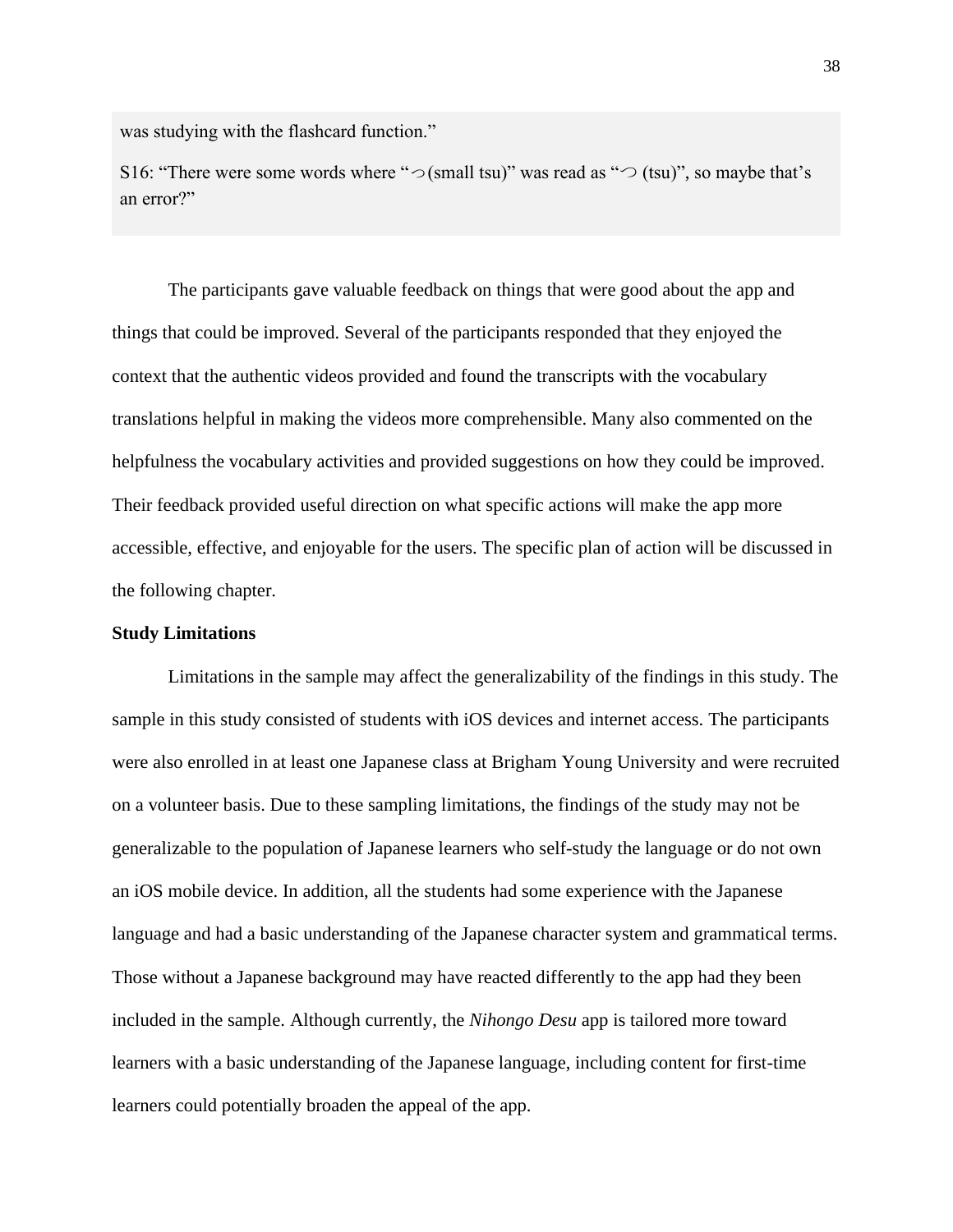was studying with the flashcard function."

S16: "There were some words where "っ(small tsu)" was read as "つ (tsu)", so maybe that's an error?"

The participants gave valuable feedback on things that were good about the app and things that could be improved. Several of the participants responded that they enjoyed the context that the authentic videos provided and found the transcripts with the vocabulary translations helpful in making the videos more comprehensible. Many also commented on the helpfulness the vocabulary activities and provided suggestions on how they could be improved. Their feedback provided useful direction on what specific actions will make the app more accessible, effective, and enjoyable for the users. The specific plan of action will be discussed in the following chapter.

**Study Limitations**

Limitations in the sample may affect the generalizability of the findings in this study. The sample in this study consisted of students with iOS devices and internet access. The participants were also enrolled in at least one Japanese class at Brigham Young University and were recruited on a volunteer basis. Due to these sampling limitations, the findings of the study may not be generalizable to the population of Japanese learners who self-study the language or do not own an iOS mobile device. In addition, all the students had some experience with the Japanese language and had a basic understanding of the Japanese character system and grammatical terms. Those without a Japanese background may have reacted differently to the app had they been included in the sample. Although currently, the *Nihongo Desu* app is tailored more toward learners with a basic understanding of the Japanese language, including content for first-time learners could potentially broaden the appeal of the app.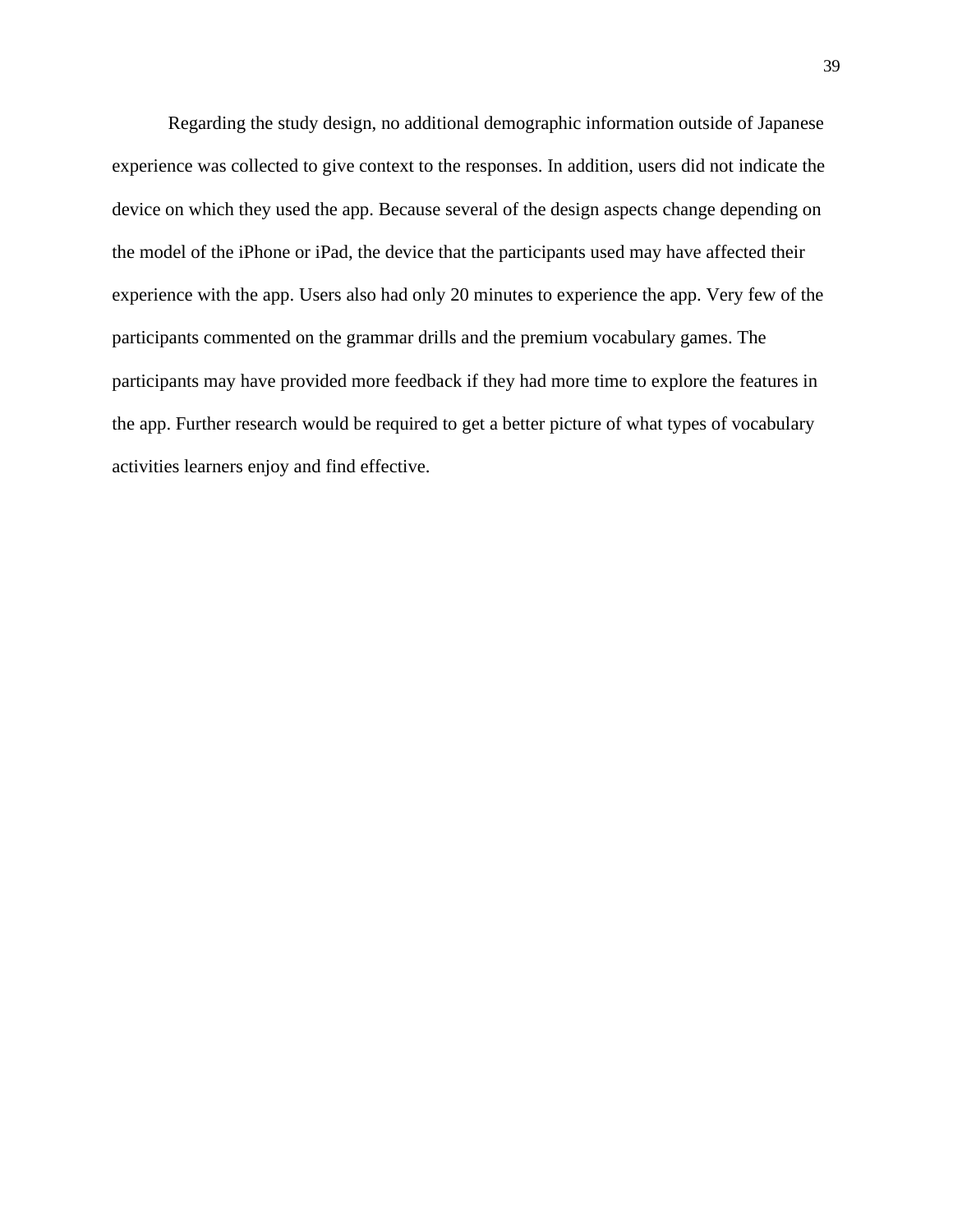Regarding the study design, no additional demographic information outside of Japanese experience was collected to give context to the responses. In addition, users did not indicate the device on which they used the app. Because several of the design aspects change depending on the model of the iPhone or iPad, the device that the participants used may have affected their experience with the app. Users also had only 20 minutes to experience the app. Very few of the participants commented on the grammar drills and the premium vocabulary games. The participants may have provided more feedback if they had more time to explore the features in the app. Further research would be required to get a better picture of what types of vocabulary activities learners enjoy and find effective.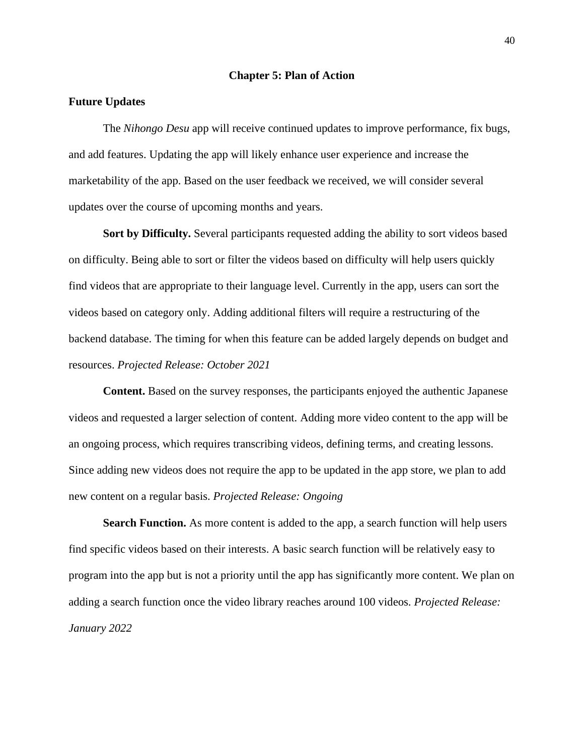# Chapter 5: Plan of Action

## Future Updates

The *Nihongo Desu* app will receive continued updates to improve performance, fix bugs, and add features. Updating the app will likely enhance user experience and increase the marketability of the app. Based on the user feedback we received, we will consider several updates over the course of upcoming months and years.

**Sort by Difficulty.** Several participants requested adding the ability to sort videos based on difficulty. Being able to sort or filter the videos based on difficulty will help users quickly find videos that are appropriate to their language level. Currently in the app, users can sort the videos based on category only. Adding additional filters will require a restructuring of the backend database. The timing for when this feature can be added largely depends on budget and resources. *Projected Release: October 2021*

**Content.** Based on the survey responses, the participants enjoyed the authentic Japanese videos and requested a larger selection of content. Adding more video content to the app will be an ongoing process, which requires transcribing videos, defining terms, and creating lessons. Since adding new videos does not require the app to be updated in the app store, we plan to add new content on a regular basis. *Projected Release: Ongoing*

**Search Function.** As more content is added to the app, a search function will help users find specific videos based on their interests. A basic search function will be relatively easy to program into the app but is not a priority until the app has significantly more content. We plan on adding a search function once the video library reaches around 100 videos. *Projected Release: January 2022*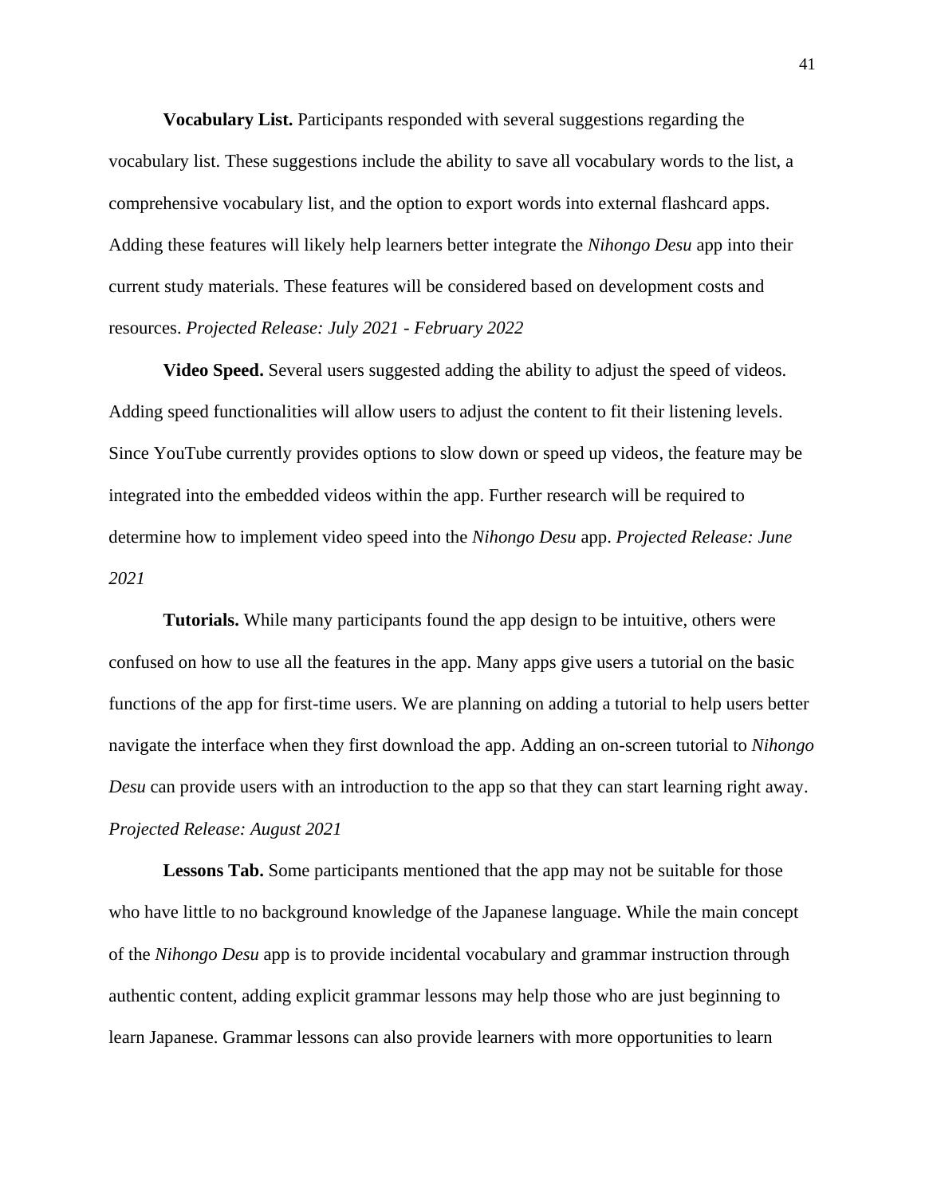**Vocabulary List.** Participants responded with several suggestions regarding the vocabulary list. These suggestions include the ability to save all vocabulary words to the list, a comprehensive vocabulary list, and the option to export words into external flashcard apps. Adding these features will likely help learners better integrate the *Nihongo Desu* app into their current study materials. These features will be considered based on development costs and resources. *Projected Release: July 2021 - February 2022*

**Video Speed.** Several users suggested adding the ability to adjust the speed of videos. Adding speed functionalities will allow users to adjust the content to fit their listening levels. Since YouTube currently provides options to slow down or speed up videos, the feature may be integrated into the embedded videos within the app. Further research will be required to determine how to implement video speed into the *Nihongo Desu* app. *Projected Release: June 2021*

**Tutorials.** While many participants found the app design to be intuitive, others were confused on how to use all the features in the app. Many apps give users a tutorial on the basic functions of the app for first-time users. We are planning on adding a tutorial to help users better navigate the interface when they first download the app. Adding an on-screen tutorial to *Nihongo Desu* can provide users with an introduction to the app so that they can start learning right away. *Projected Release: August 2021*

**Lessons Tab.** Some participants mentioned that the app may not be suitable for those who have little to no background knowledge of the Japanese language. While the main concept of the *Nihongo Desu* app is to provide incidental vocabulary and grammar instruction through authentic content, adding explicit grammar lessons may help those who are just beginning to learn Japanese. Grammar lessons can also provide learners with more opportunities to learn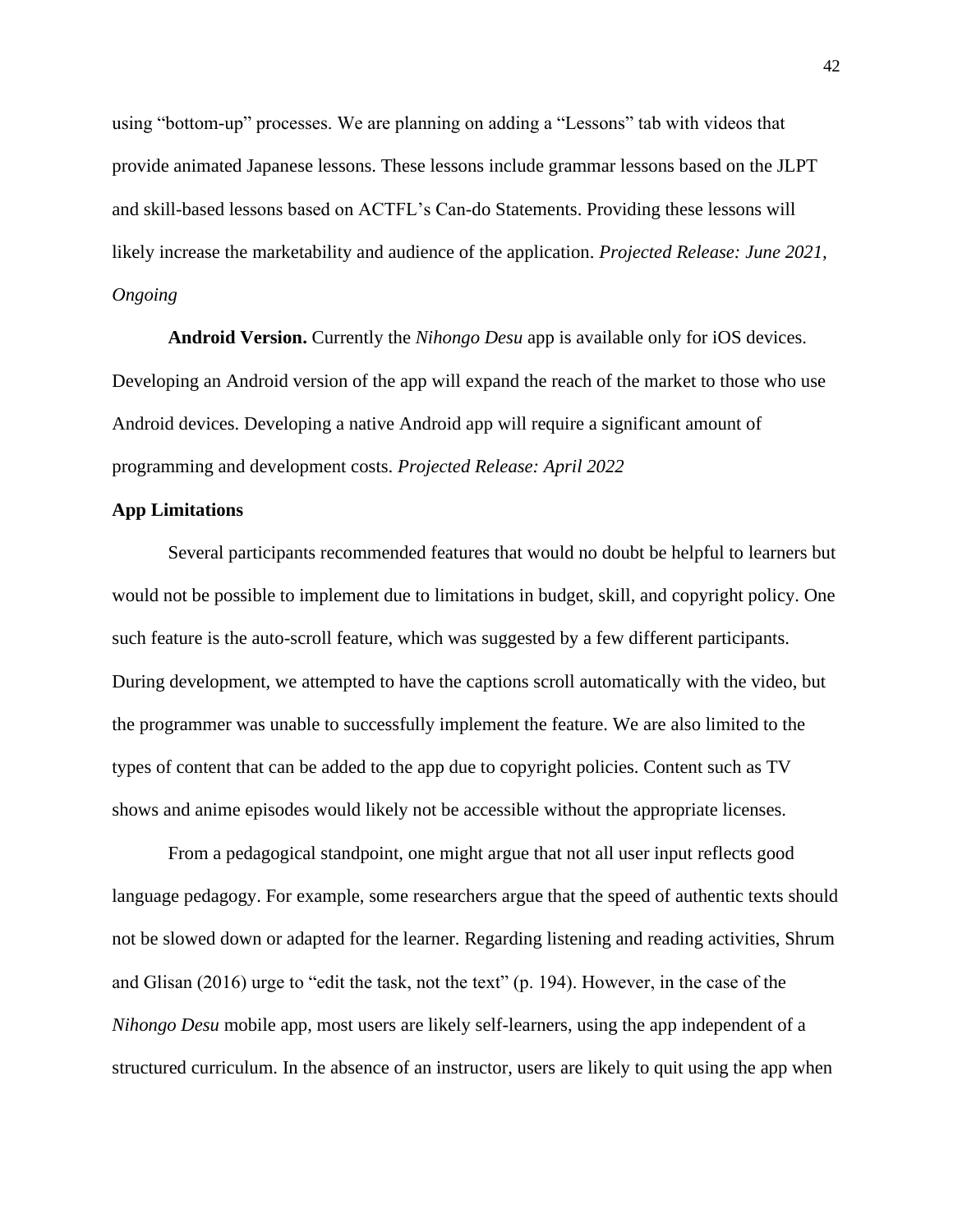using "bottom-up" processes. We are planning on adding a "Lessons" tab with videos that provide animated Japanese lessons. These lessons include grammar lessons based on the JLPT and skill-based lessons based on ACTFL's Can-do Statements. Providing these lessons will likely increase the marketability and audience of the application. *Projected Release: June 2021, Ongoing*

**Android Version.** Currently the *Nihongo Desu* app is available only for iOS devices. Developing an Android version of the app will expand the reach of the market to those who use Android devices. Developing a native Android app will require a significant amount of programming and development costs. *Projected Release: April 2022*

### App Limitations

Several participants recommended features that would no doubt be helpful to learners but would not be possible to implement due to limitations in budget, skill, and copyright policy. One such feature is the auto-scroll feature, which was suggested by a few different participants. During development, we attempted to have the captions scroll automatically with the video, but the programmer was unable to successfully implement the feature. We are also limited to the types of content that can be added to the app due to copyright policies. Content such as TV shows and anime episodes would likely not be accessible without the appropriate licenses.

From a pedagogical standpoint, one might argue that not all user input reflects good language pedagogy. For example, some researchers argue that the speed of authentic texts should not be slowed down or adapted for the learner. Regarding listening and reading activities, Shrum and Glisan (2016) urge to "edit the task, not the text" (p. 194). However, in the case of the *Nihongo Desu* mobile app, most users are likely self-learners, using the app independent of a structured curriculum. In the absence of an instructor, users are likely to quit using the app when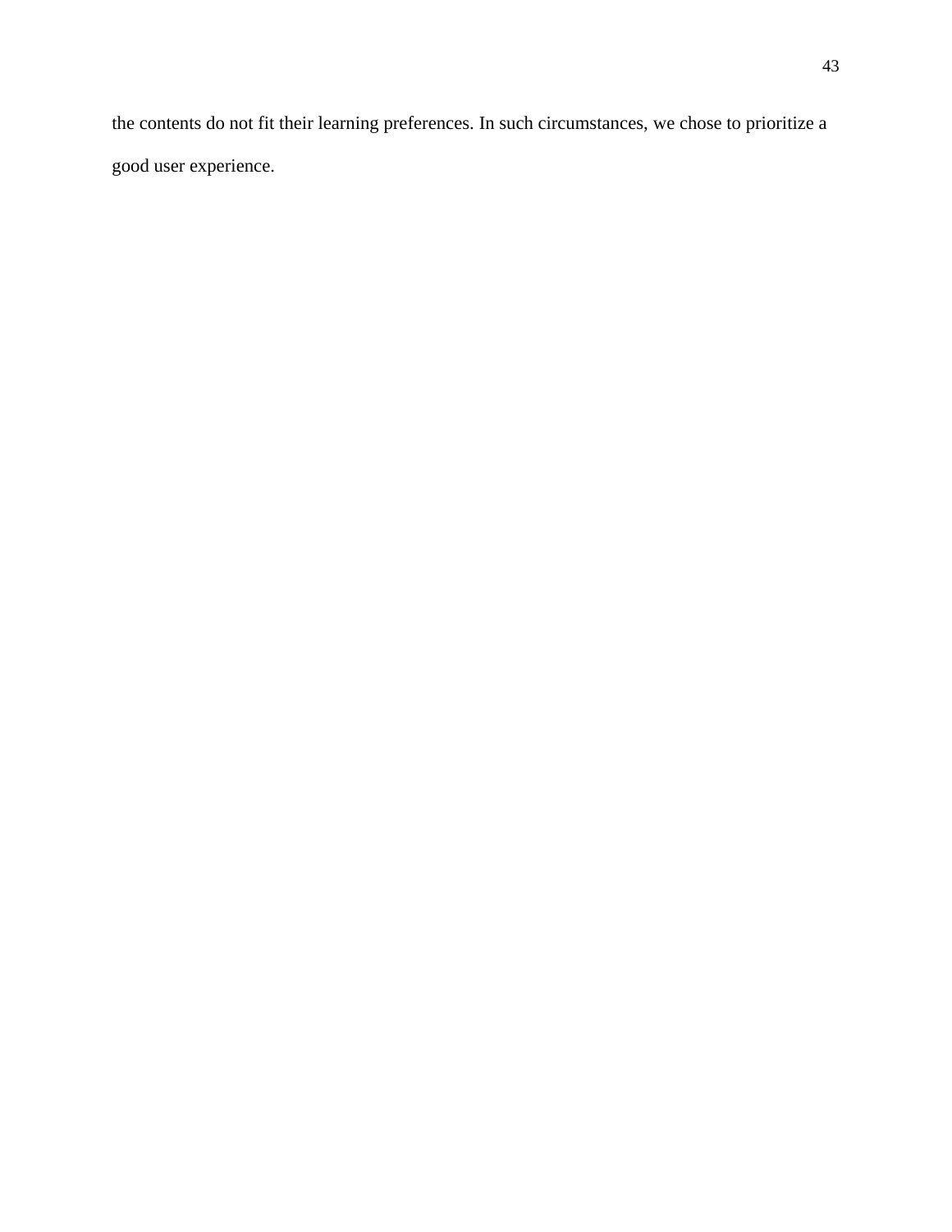the contents do not fit their learning preferences. In such circumstances, we chose to prioritize a good user experience.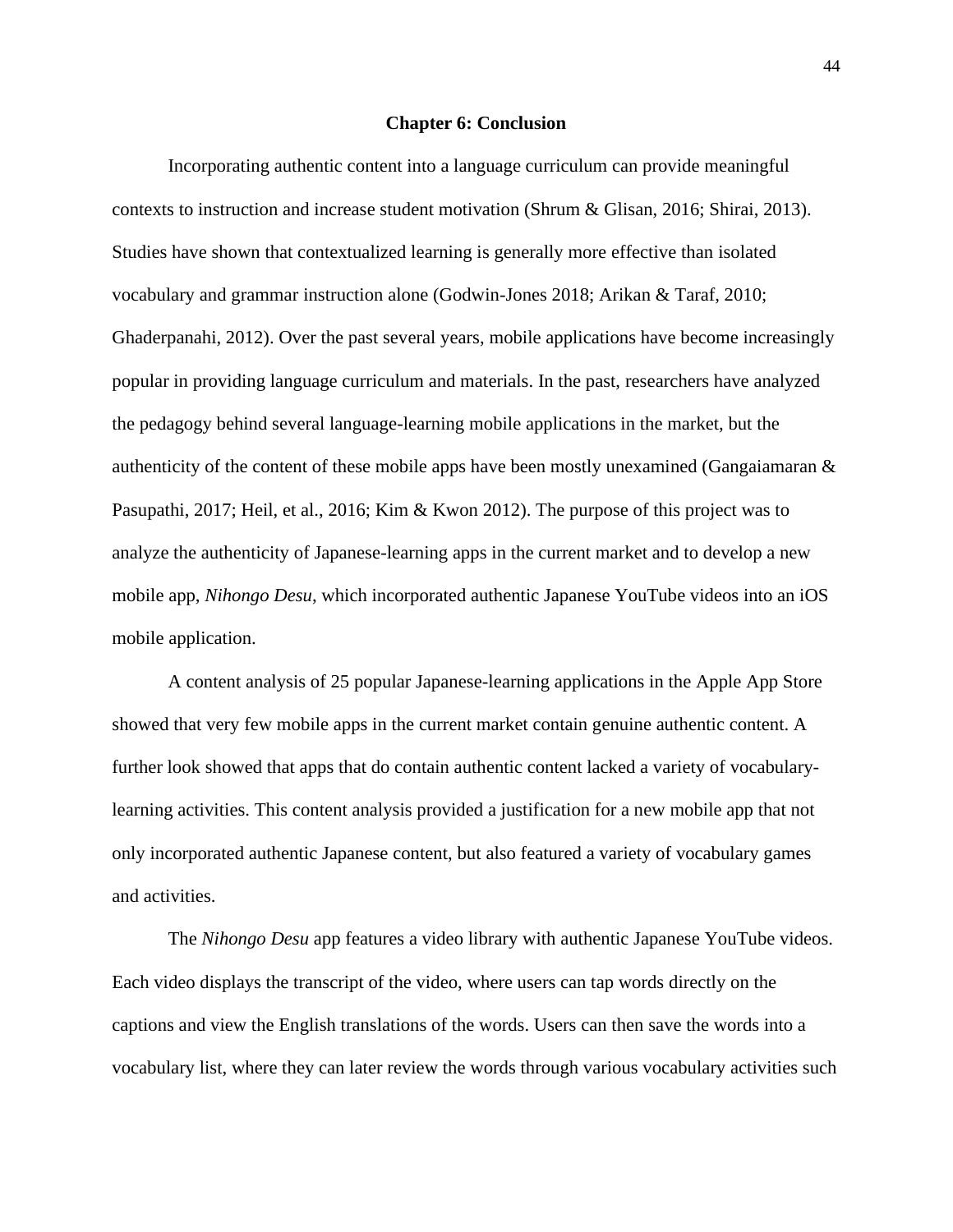## Chapter 6: Conclusion

Incorporating authentic content into a language curriculum can provide meaningful contexts to instruction and increase student motivation (Shrum & Glisan, 2016; Shirai, 2013). Studies have shown that contextualized learning is generally more effective than isolated vocabulary and grammar instruction alone (Godwin-Jones 2018; Arikan & Taraf, 2010; Ghaderpanahi, 2012). Over the past several years, mobile applications have become increasingly popular in providing language curriculum and materials. In the past, researchers have analyzed the pedagogy behind several language-learning mobile applications in the market, but the authenticity of the content of these mobile apps have been mostly unexamined (Gangaiamaran & Pasupathi, 2017; Heil, et al., 2016; Kim & Kwon 2012). The purpose of this project was to analyze the authenticity of Japanese-learning apps in the current market and to develop a new mobile app, *Nihongo Desu*, which incorporated authentic Japanese YouTube videos into an iOS mobile application.

A content analysis of 25 popular Japanese-learning applications in the Apple App Store showed that very few mobile apps in the current market contain genuine authentic content. A further look showed that apps that do contain authentic content lacked a variety of vocabulary-learning activities. This content analysis provided a justification for a new mobile app that not only incorporated authentic Japanese content, but also featured a variety of vocabulary games and activities.

The *Nihongo Desu* app features a video library with authentic Japanese YouTube videos. Each video displays the transcript of the video, where users can tap words directly on the captions and view the English translations of the words. Users can then save the words into a vocabulary list, where they can later review the words through various vocabulary activities such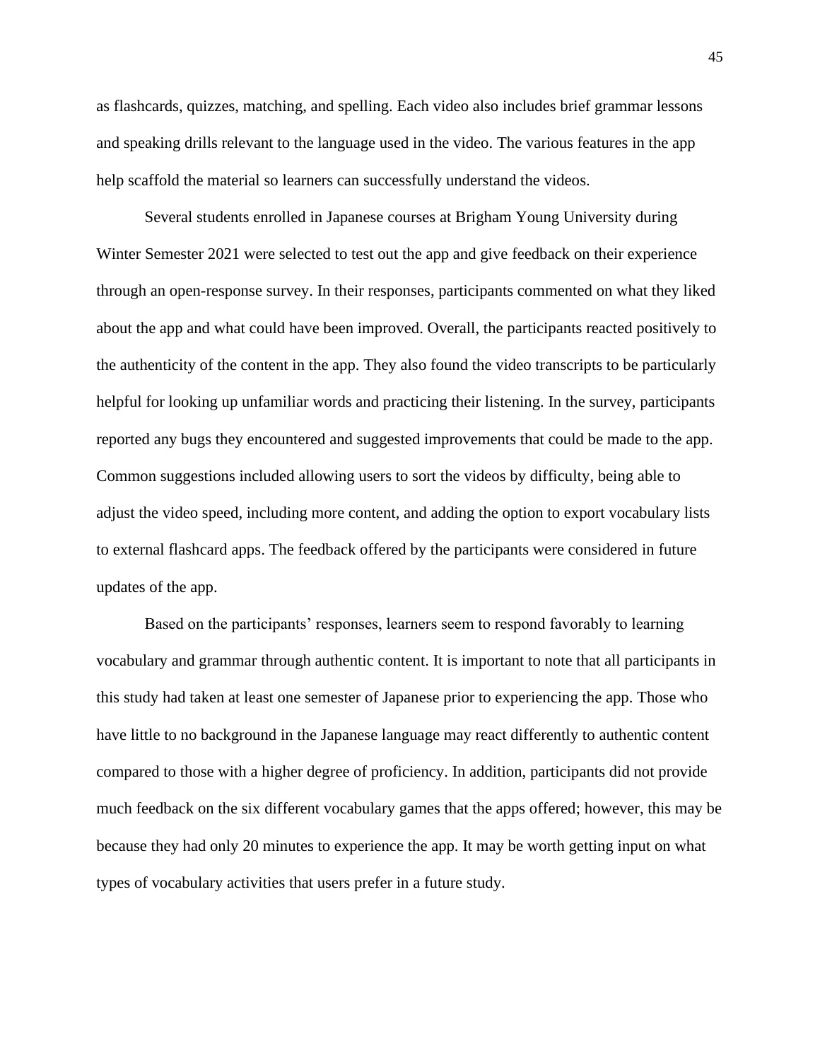as flashcards, quizzes, matching, and spelling. Each video also includes brief grammar lessons and speaking drills relevant to the language used in the video. The various features in the app help scaffold the material so learners can successfully understand the videos.

Several students enrolled in Japanese courses at Brigham Young University during Winter Semester 2021 were selected to test out the app and give feedback on their experience through an open-response survey. In their responses, participants commented on what they liked about the app and what could have been improved. Overall, the participants reacted positively to the authenticity of the content in the app. They also found the video transcripts to be particularly helpful for looking up unfamiliar words and practicing their listening. In the survey, participants reported any bugs they encountered and suggested improvements that could be made to the app. Common suggestions included allowing users to sort the videos by difficulty, being able to adjust the video speed, including more content, and adding the option to export vocabulary lists to external flashcard apps. The feedback offered by the participants were considered in future updates of the app.

Based on the participants' responses, learners seem to respond favorably to learning vocabulary and grammar through authentic content. It is important to note that all participants in this study had taken at least one semester of Japanese prior to experiencing the app. Those who have little to no background in the Japanese language may react differently to authentic content compared to those with a higher degree of proficiency. In addition, participants did not provide much feedback on the six different vocabulary games that the apps offered; however, this may be because they had only 20 minutes to experience the app. It may be worth getting input on what types of vocabulary activities that users prefer in a future study.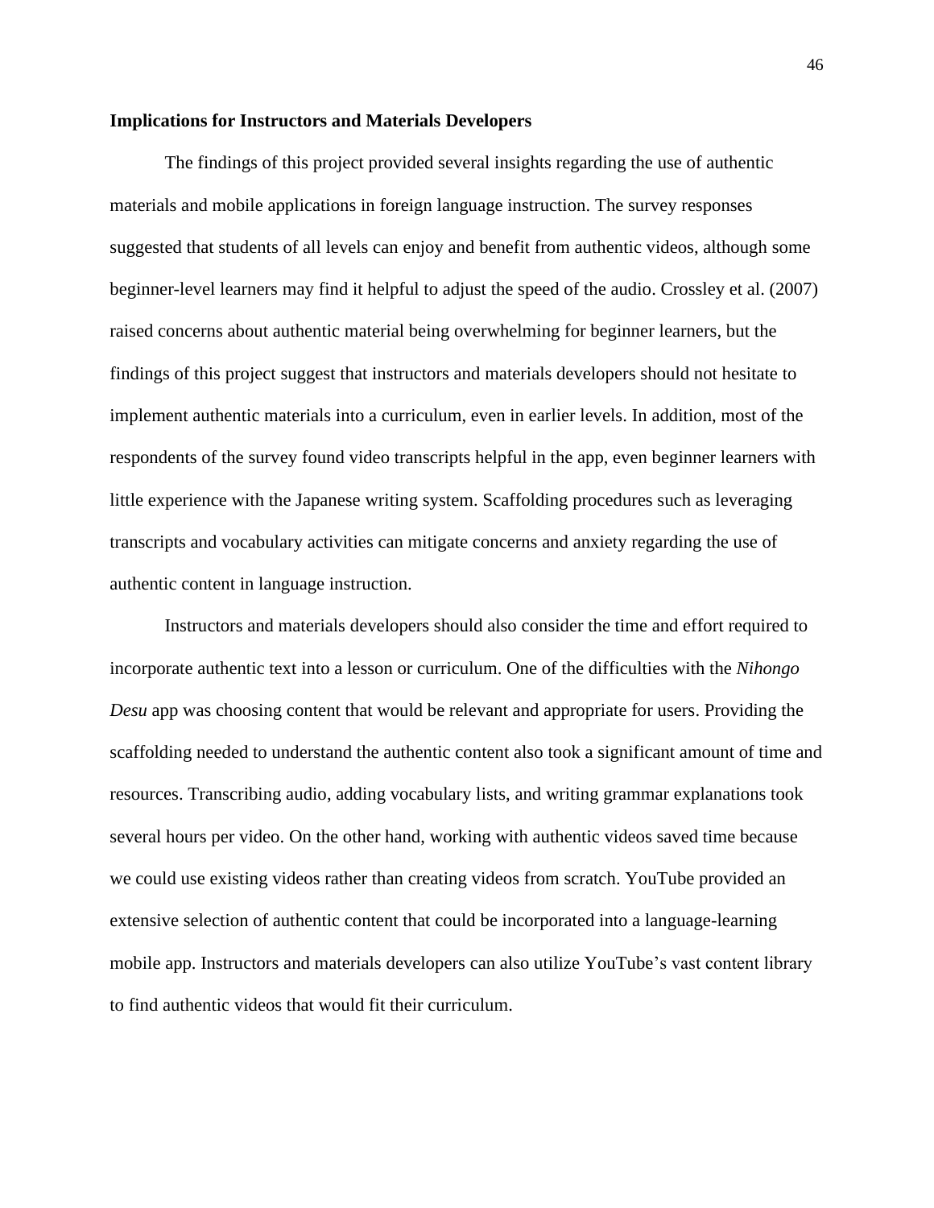## Implications for Instructors and Materials Developers

The findings of this project provided several insights regarding the use of authentic materials and mobile applications in foreign language instruction. The survey responses suggested that students of all levels can enjoy and benefit from authentic videos, although some beginner-level learners may find it helpful to adjust the speed of the audio. Crossley et al. (2007) raised concerns about authentic material being overwhelming for beginner learners, but the findings of this project suggest that instructors and materials developers should not hesitate to implement authentic materials into a curriculum, even in earlier levels. In addition, most of the respondents of the survey found video transcripts helpful in the app, even beginner learners with little experience with the Japanese writing system. Scaffolding procedures such as leveraging transcripts and vocabulary activities can mitigate concerns and anxiety regarding the use of authentic content in language instruction.

Instructors and materials developers should also consider the time and effort required to incorporate authentic text into a lesson or curriculum. One of the difficulties with the *Nihongo Desu* app was choosing content that would be relevant and appropriate for users. Providing the scaffolding needed to understand the authentic content also took a significant amount of time and resources. Transcribing audio, adding vocabulary lists, and writing grammar explanations took several hours per video. On the other hand, working with authentic videos saved time because we could use existing videos rather than creating videos from scratch. YouTube provided an extensive selection of authentic content that could be incorporated into a language-learning mobile app. Instructors and materials developers can also utilize YouTube's vast content library to find authentic videos that would fit their curriculum.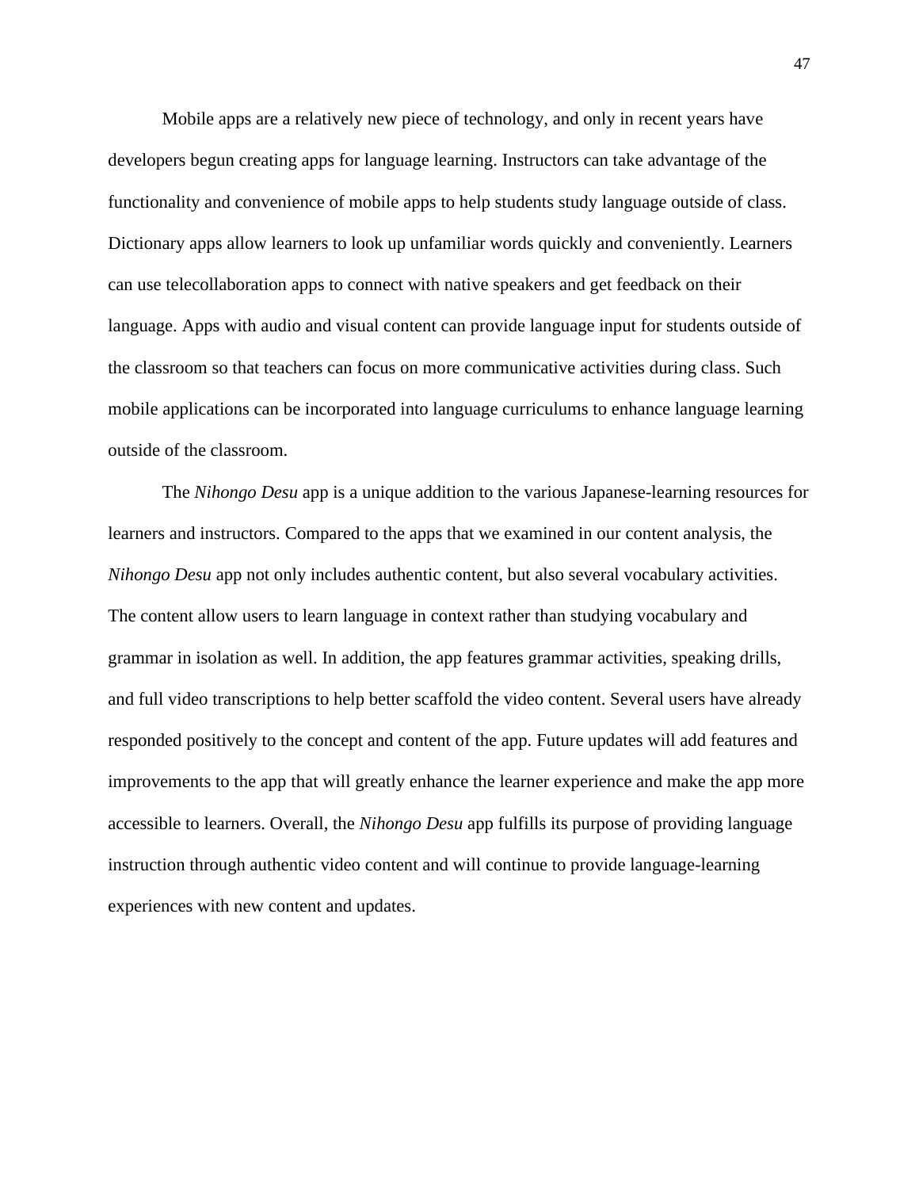Mobile apps are a relatively new piece of technology, and only in recent years have developers begun creating apps for language learning. Instructors can take advantage of the functionality and convenience of mobile apps to help students study language outside of class. Dictionary apps allow learners to look up unfamiliar words quickly and conveniently. Learners can use telecollaboration apps to connect with native speakers and get feedback on their language. Apps with audio and visual content can provide language input for students outside of the classroom so that teachers can focus on more communicative activities during class. Such mobile applications can be incorporated into language curriculums to enhance language learning outside of the classroom.

The *Nihongo Desu* app is a unique addition to the various Japanese-learning resources for learners and instructors. Compared to the apps that we examined in our content analysis, the *Nihongo Desu* app not only includes authentic content, but also several vocabulary activities. The content allow users to learn language in context rather than studying vocabulary and grammar in isolation as well. In addition, the app features grammar activities, speaking drills, and full video transcriptions to help better scaffold the video content. Several users have already responded positively to the concept and content of the app. Future updates will add features and improvements to the app that will greatly enhance the learner experience and make the app more accessible to learners. Overall, the *Nihongo Desu* app fulfills its purpose of providing language instruction through authentic video content and will continue to provide language-learning experiences with new content and updates.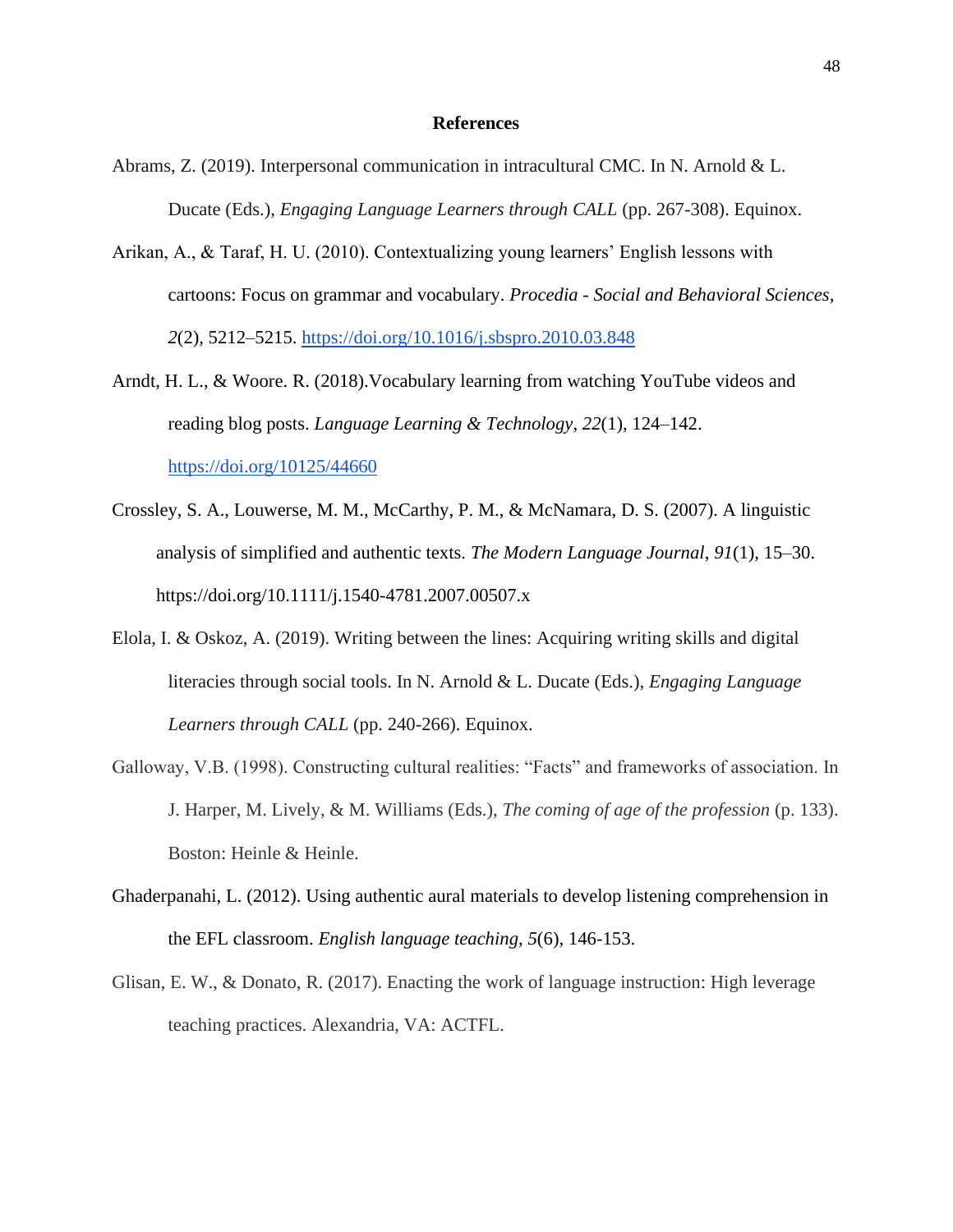# References

Abrams, Z. (2019). Interpersonal communication in intracultural CMC. In N. Arnold & L. Ducate (Eds.), *Engaging Language Learners through CALL* (pp. 267-308). Equinox.

Arikan, A., & Taraf, H. U. (2010). Contextualizing young learners' English lessons with cartoons: Focus on grammar and vocabulary. *Procedia - Social and Behavioral Sciences, 2*(2), 5212–5215. https://doi.org/10.1016/j.sbspro.2010.03.848

Arndt, H. L., & Woore. R. (2018).Vocabulary learning from watching YouTube videos and reading blog posts. *Language Learning & Technology*, *22*(1), 124–142. https://doi.org/10125/44660

Crossley, S. A., Louwerse, M. M., McCarthy, P. M., & McNamara, D. S. (2007). A linguistic analysis of simplified and authentic texts. *The Modern Language Journal*, *91*(1), 15–30. https://doi.org/10.1111/j.1540-4781.2007.00507.x

Elola, I. & Oskoz, A. (2019). Writing between the lines: Acquiring writing skills and digital literacies through social tools. In N. Arnold & L. Ducate (Eds.), *Engaging Language Learners through CALL* (pp. 240-266). Equinox.

Galloway, V.B. (1998). Constructing cultural realities: "Facts" and frameworks of association. In J. Harper, M. Lively, & M. Williams (Eds.), *The coming of age of the profession* (p. 133). Boston: Heinle & Heinle.

Ghaderpanahi, L. (2012). Using authentic aural materials to develop listening comprehension in the EFL classroom. *English language teaching, 5*(6), 146-153.

Glisan, E. W., & Donato, R. (2017). Enacting the work of language instruction: High leverage teaching practices. Alexandria, VA: ACTFL.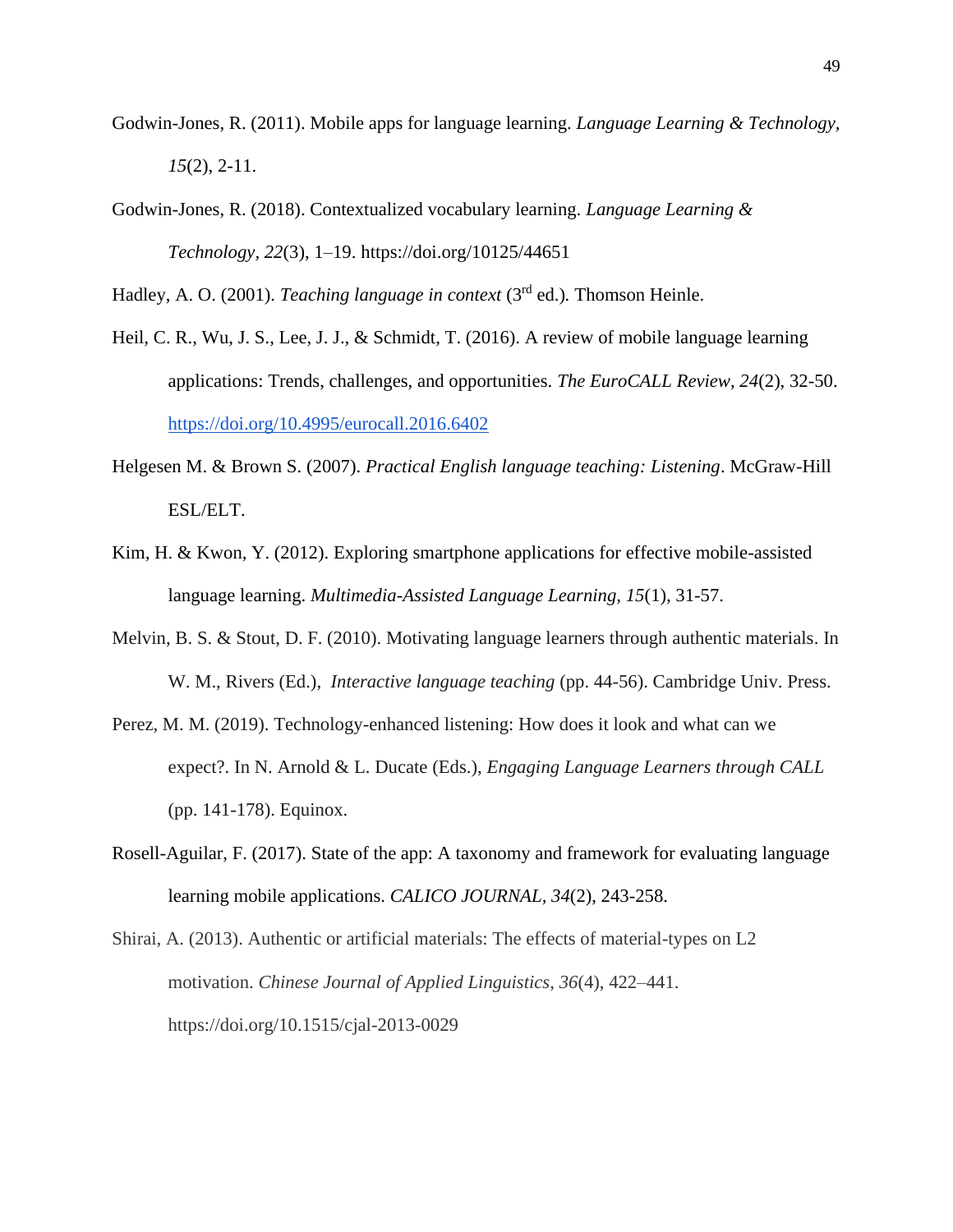Godwin-Jones, R. (2011). Mobile apps for language learning. *Language Learning & Technology*, *15*(2), 2-11.

Godwin-Jones, R. (2018). Contextualized vocabulary learning. *Language Learning & Technology*, *22*(3), 1–19. https://doi.org/10125/44651

Hadley, A. O. (2001). *Teaching language in context* (3rd ed.). Thomson Heinle.

Heil, C. R., Wu, J. S., Lee, J. J., & Schmidt, T. (2016). A review of mobile language learning applications: Trends, challenges, and opportunities. *The EuroCALL Review, 24*(2), 32-50. https://doi.org/10.4995/eurocall.2016.6402

Helgesen M. & Brown S. (2007). *Practical English language teaching: Listening*. McGraw-Hill ESL/ELT.

Kim, H. & Kwon, Y. (2012). Exploring smartphone applications for effective mobile-assisted language learning. *Multimedia-Assisted Language Learning, 15*(1), 31-57.

Melvin, B. S. & Stout, D. F. (2010). Motivating language learners through authentic materials. In W. M., Rivers (Ed.), *Interactive language teaching* (pp. 44-56). Cambridge Univ. Press.

Perez, M. M. (2019). Technology-enhanced listening: How does it look and what can we expect?. In N. Arnold & L. Ducate (Eds.), *Engaging Language Learners through CALL* (pp. 141-178). Equinox.

Rosell-Aguilar, F. (2017). State of the app: A taxonomy and framework for evaluating language learning mobile applications. *CALICO JOURNAL, 34*(2), 243-258.

Shirai, A. (2013). Authentic or artificial materials: The effects of material-types on L2 motivation. *Chinese Journal of Applied Linguistics*, *36*(4), 422–441. https://doi.org/10.1515/cjal-2013-0029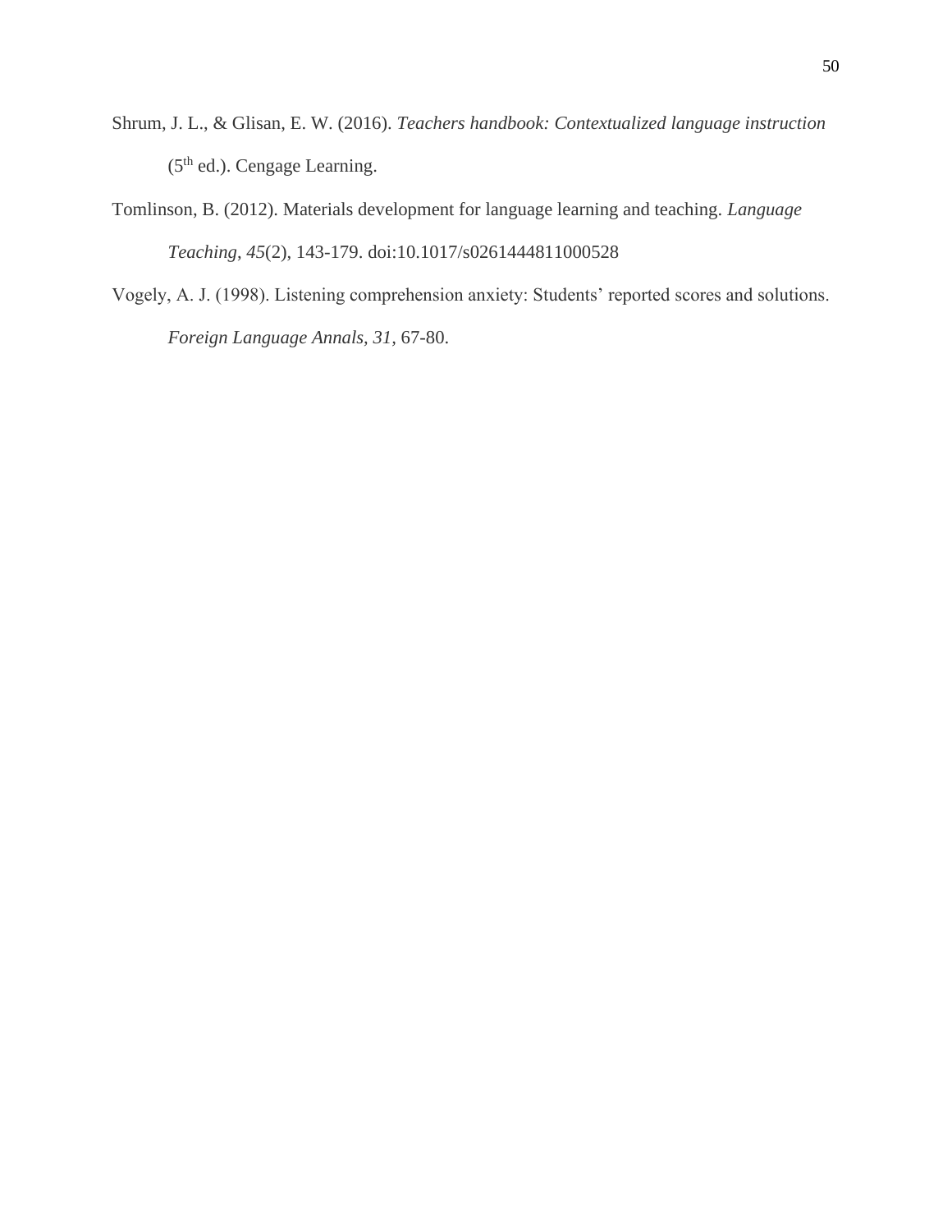Shrum, J. L., & Glisan, E. W. (2016). *Teachers handbook: Contextualized language instruction* (5th ed.). Cengage Learning.

Tomlinson, B. (2012). Materials development for language learning and teaching. *Language Teaching*, *45*(2), 143-179. doi:10.1017/s0261444811000528

Vogely, A. J. (1998). Listening comprehension anxiety: Students' reported scores and solutions. *Foreign Language Annals, 31*, 67-80.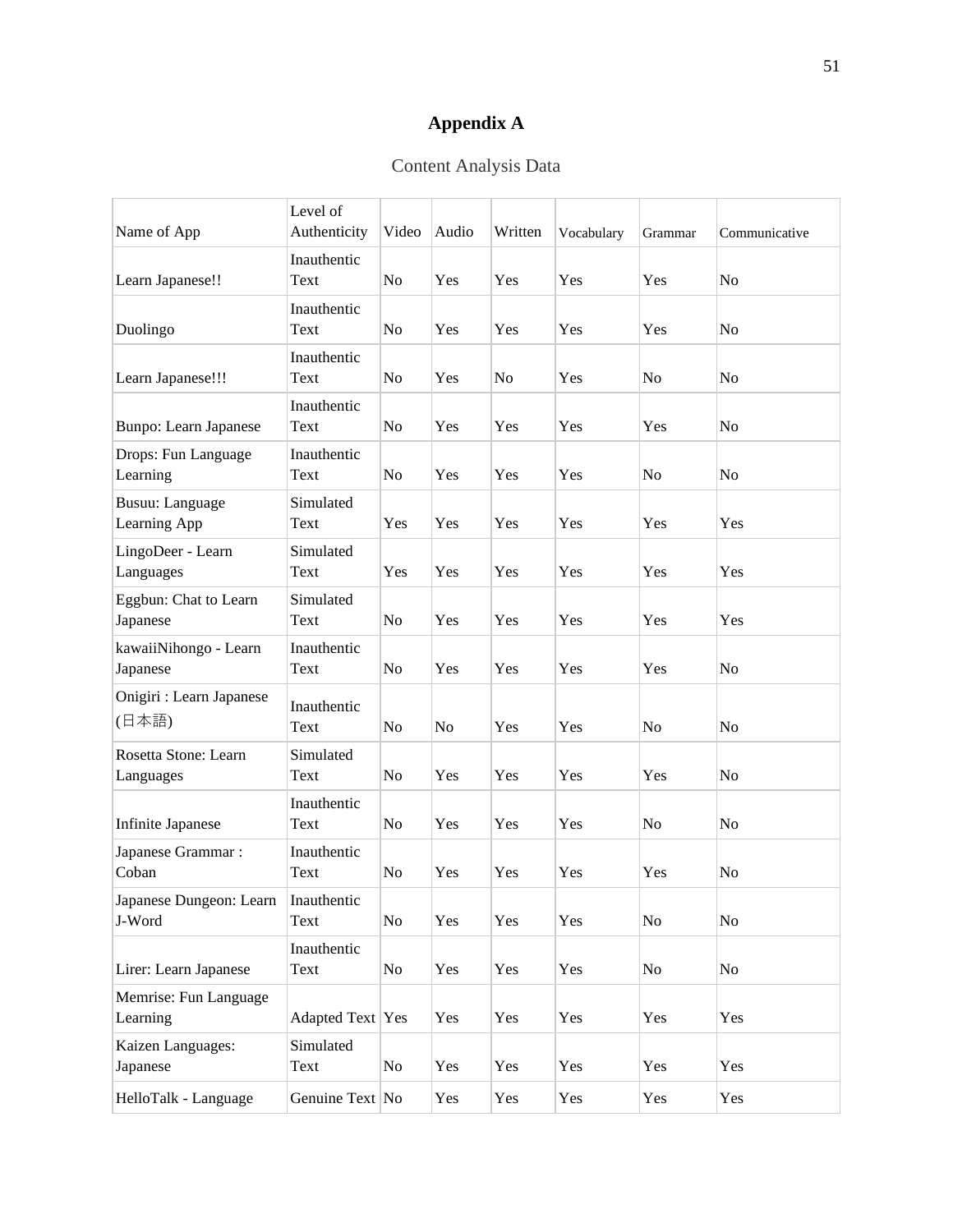# Appendix A

Content Analysis Data

| Name of App | Level of Authenticity | Video | Audio | Written | Vocabulary | Grammar | Communicative |
|---|---|---|---|---|---|---|---|
| Learn Japanese!! | Inauthentic Text | No | Yes | Yes | Yes | Yes | No |
| Duolingo | Inauthentic Text | No | Yes | Yes | Yes | Yes | No |
| Learn Japanese!!! | Inauthentic Text | No | Yes | No | Yes | No | No |
| Bunpo: Learn Japanese | Inauthentic Text | No | Yes | Yes | Yes | Yes | No |
| Drops: Fun Language Learning | Inauthentic Text | No | Yes | Yes | Yes | No | No |
| Busuu: Language Learning App | Simulated Text | Yes | Yes | Yes | Yes | Yes | Yes |
| LingoDeer - Learn Languages | Simulated Text | Yes | Yes | Yes | Yes | Yes | Yes |
| Eggbun: Chat to Learn Japanese | Simulated Text | No | Yes | Yes | Yes | Yes | Yes |
| kawaiiNihongo - Learn Japanese | Inauthentic Text | No | Yes | Yes | Yes | Yes | No |
| Onigiri : Learn Japanese (日本語) | Inauthentic Text | No | No | Yes | Yes | No | No |
| Rosetta Stone: Learn Languages | Simulated Text | No | Yes | Yes | Yes | Yes | No |
| Infinite Japanese | Inauthentic Text | No | Yes | Yes | Yes | No | No |
| Japanese Grammar : Coban | Inauthentic Text | No | Yes | Yes | Yes | Yes | No |
| Japanese Dungeon: Learn J-Word | Inauthentic Text | No | Yes | Yes | Yes | No | No |
| Lirer: Learn Japanese | Inauthentic Text | No | Yes | Yes | Yes | No | No |
| Memrise: Fun Language Learning | Adapted Text | Yes | Yes | Yes | Yes | Yes | Yes |
| Kaizen Languages: Japanese | Simulated Text | No | Yes | Yes | Yes | Yes | Yes |
| HelloTalk - Language | Genuine Text | No | Yes | Yes | Yes | Yes | Yes |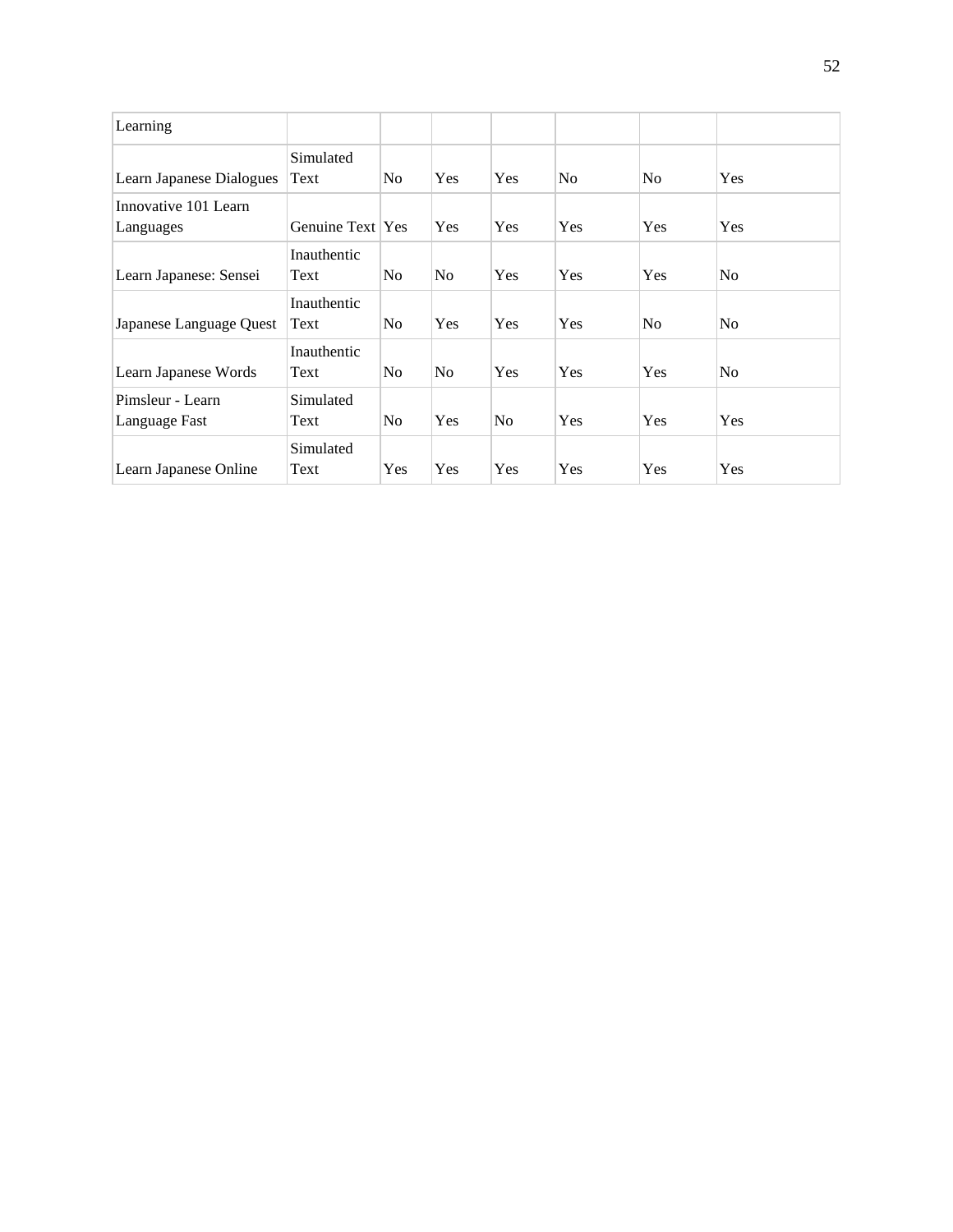| Learning | | | | | | | |
|---|---|---|---|---|---|---|---|
| Learn Japanese Dialogues | Simulated Text | No | Yes | Yes | No | No | Yes |
| Innovative 101 Learn Languages | Genuine Text | Yes | Yes | Yes | Yes | Yes | Yes |
| Learn Japanese: Sensei | Inauthentic Text | No | No | Yes | Yes | Yes | No |
| Japanese Language Quest | Inauthentic Text | No | Yes | Yes | Yes | No | No |
| Learn Japanese Words | Inauthentic Text | No | No | Yes | Yes | Yes | No |
| Pimsleur - Learn Language Fast | Simulated Text | No | Yes | No | Yes | Yes | Yes |
| Learn Japanese Online | Simulated Text | Yes | Yes | Yes | Yes | Yes | Yes |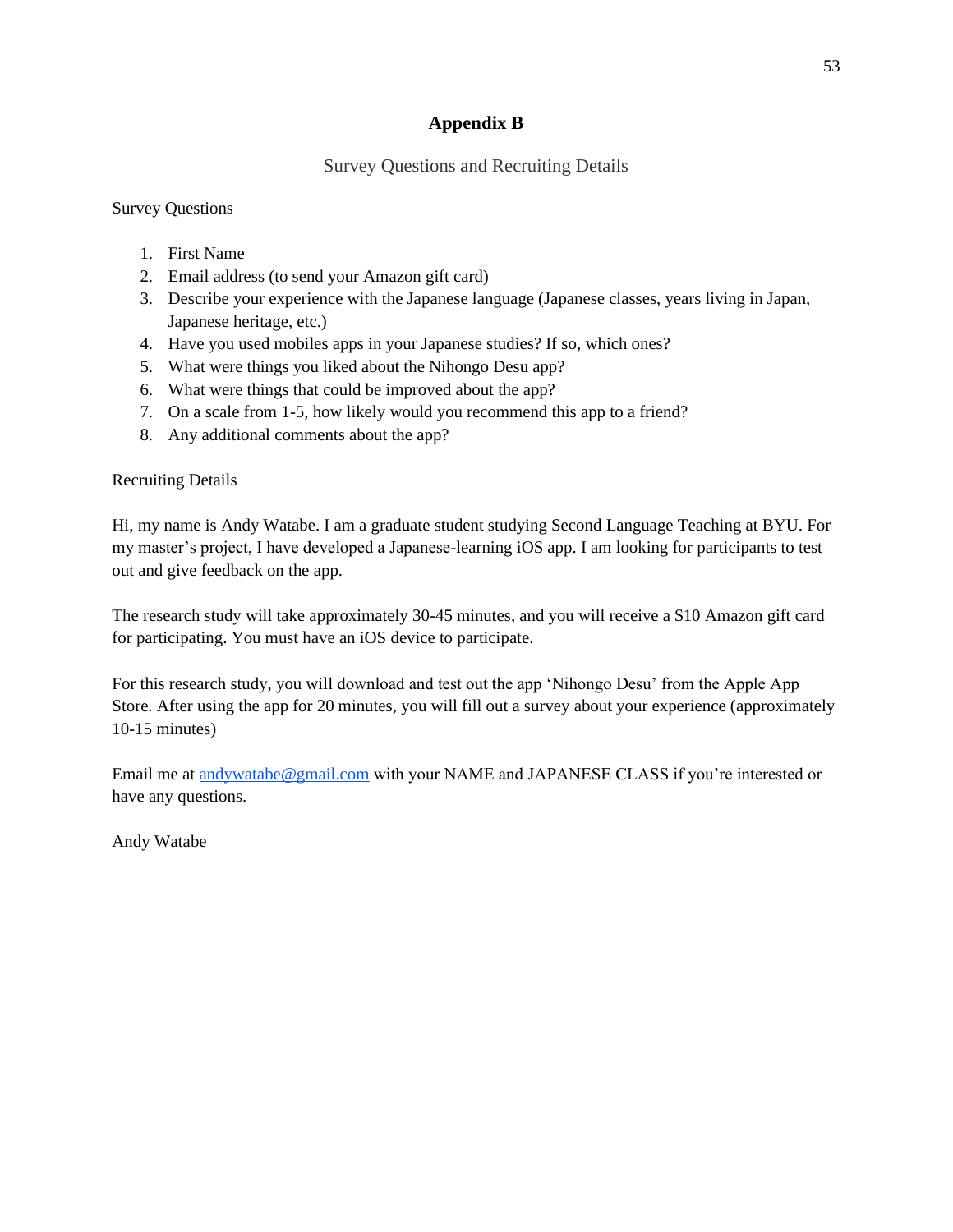# Appendix B

## Survey Questions and Recruiting Details

Survey Questions

1. First Name
2. Email address (to send your Amazon gift card)
3. Describe your experience with the Japanese language (Japanese classes, years living in Japan, Japanese heritage, etc.)
4. Have you used mobiles apps in your Japanese studies? If so, which ones?
5. What were things you liked about the Nihongo Desu app?
6. What were things that could be improved about the app?
7. On a scale from 1-5, how likely would you recommend this app to a friend?
8. Any additional comments about the app?

Recruiting Details

Hi, my name is Andy Watabe. I am a graduate student studying Second Language Teaching at BYU. For my master's project, I have developed a Japanese-learning iOS app. I am looking for participants to test out and give feedback on the app.

The research study will take approximately 30-45 minutes, and you will receive a $10 Amazon gift card for participating. You must have an iOS device to participate.

For this research study, you will download and test out the app 'Nihongo Desu' from the Apple App Store. After using the app for 20 minutes, you will fill out a survey about your experience (approximately 10-15 minutes)

Email me at andywatabe@gmail.com with your NAME and JAPANESE CLASS if you're interested or have any questions.

Andy Watabe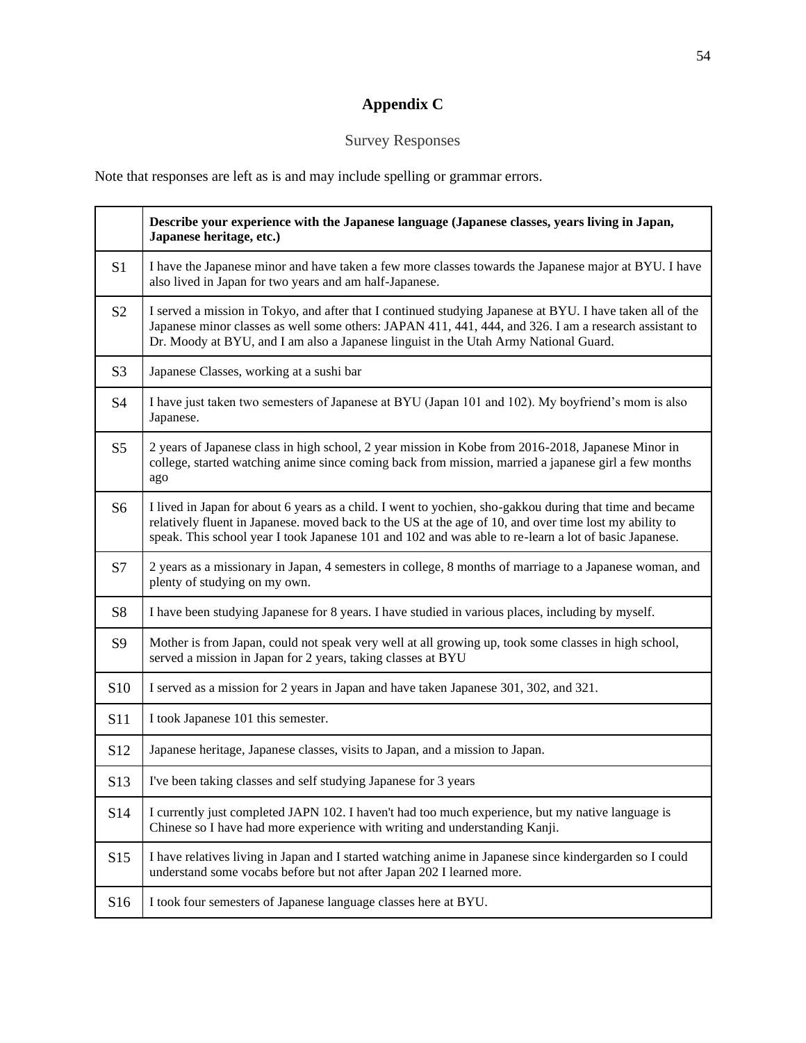# Appendix C

Survey Responses

Note that responses are left as is and may include spelling or grammar errors.

| | **Describe your experience with the Japanese language (Japanese classes, years living in Japan, Japanese heritage, etc.)** |
|---|---|
| S1 | I have the Japanese minor and have taken a few more classes towards the Japanese major at BYU. I have also lived in Japan for two years and am half-Japanese. |
| S2 | I served a mission in Tokyo, and after that I continued studying Japanese at BYU. I have taken all of the Japanese minor classes as well some others: JAPAN 411, 441, 444, and 326. I am a research assistant to Dr. Moody at BYU, and I am also a Japanese linguist in the Utah Army National Guard. |
| S3 | Japanese Classes, working at a sushi bar |
| S4 | I have just taken two semesters of Japanese at BYU (Japan 101 and 102). My boyfriend's mom is also Japanese. |
| S5 | 2 years of Japanese class in high school, 2 year mission in Kobe from 2016-2018, Japanese Minor in college, started watching anime since coming back from mission, married a japanese girl a few months ago |
| S6 | I lived in Japan for about 6 years as a child. I went to yochien, sho-gakkou during that time and became relatively fluent in Japanese. moved back to the US at the age of 10, and over time lost my ability to speak. This school year I took Japanese 101 and 102 and was able to re-learn a lot of basic Japanese. |
| S7 | 2 years as a missionary in Japan, 4 semesters in college, 8 months of marriage to a Japanese woman, and plenty of studying on my own. |
| S8 | I have been studying Japanese for 8 years. I have studied in various places, including by myself. |
| S9 | Mother is from Japan, could not speak very well at all growing up, took some classes in high school, served a mission in Japan for 2 years, taking classes at BYU |
| S10 | I served as a mission for 2 years in Japan and have taken Japanese 301, 302, and 321. |
| S11 | I took Japanese 101 this semester. |
| S12 | Japanese heritage, Japanese classes, visits to Japan, and a mission to Japan. |
| S13 | I've been taking classes and self studying Japanese for 3 years |
| S14 | I currently just completed JAPN 102. I haven't had too much experience, but my native language is Chinese so I have had more experience with writing and understanding Kanji. |
| S15 | I have relatives living in Japan and I started watching anime in Japanese since kindergarden so I could understand some vocabs before but not after Japan 202 I learned more. |
| S16 | I took four semesters of Japanese language classes here at BYU. |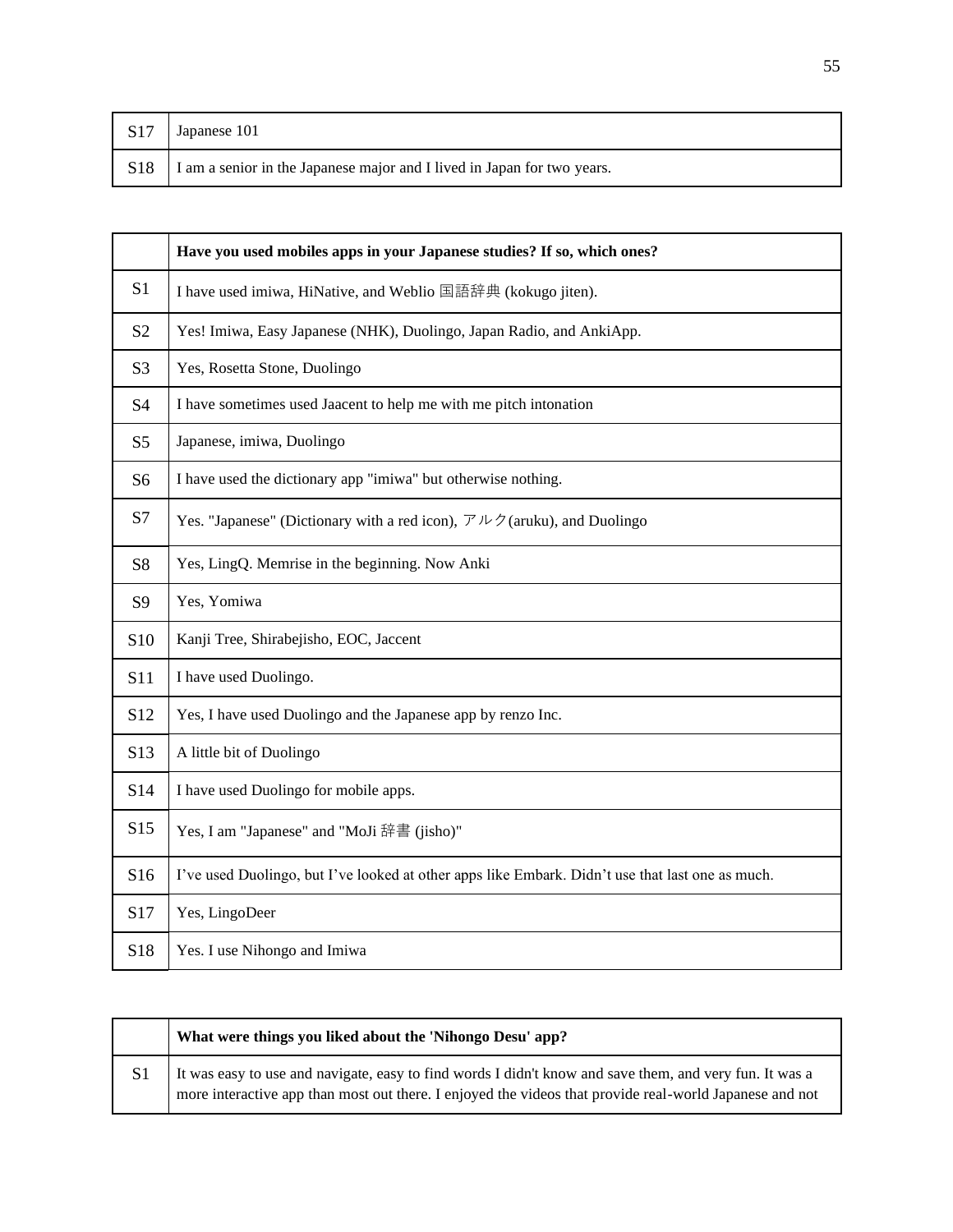| | |
|---|---|
| S17 | Japanese 101 |
| S18 | I am a senior in the Japanese major and I lived in Japan for two years. |

| | Have you used mobiles apps in your Japanese studies? If so, which ones? |
|---|---|
| S1 | I have used imiwa, HiNative, and Weblio 国語辞典 (kokugo jiten). |
| S2 | Yes! Imiwa, Easy Japanese (NHK), Duolingo, Japan Radio, and AnkiApp. |
| S3 | Yes, Rosetta Stone, Duolingo |
| S4 | I have sometimes used Jaacent to help me with me pitch intonation |
| S5 | Japanese, imiwa, Duolingo |
| S6 | I have used the dictionary app "imiwa" but otherwise nothing. |
| S7 | Yes. "Japanese" (Dictionary with a red icon), アルク(aruku), and Duolingo |
| S8 | Yes, LingQ. Memrise in the beginning. Now Anki |
| S9 | Yes, Yomiwa |
| S10 | Kanji Tree, Shirabejisho, EOC, Jaccent |
| S11 | I have used Duolingo. |
| S12 | Yes, I have used Duolingo and the Japanese app by renzo Inc. |
| S13 | A little bit of Duolingo |
| S14 | I have used Duolingo for mobile apps. |
| S15 | Yes, I am "Japanese" and "MoJi 辞書 (jisho)" |
| S16 | I've used Duolingo, but I've looked at other apps like Embark. Didn't use that last one as much. |
| S17 | Yes, LingoDeer |
| S18 | Yes. I use Nihongo and Imiwa |

| | What were things you liked about the 'Nihongo Desu' app? |
|---|---|
| S1 | It was easy to use and navigate, easy to find words I didn't know and save them, and very fun. It was a more interactive app than most out there. I enjoyed the videos that provide real-world Japanese and not |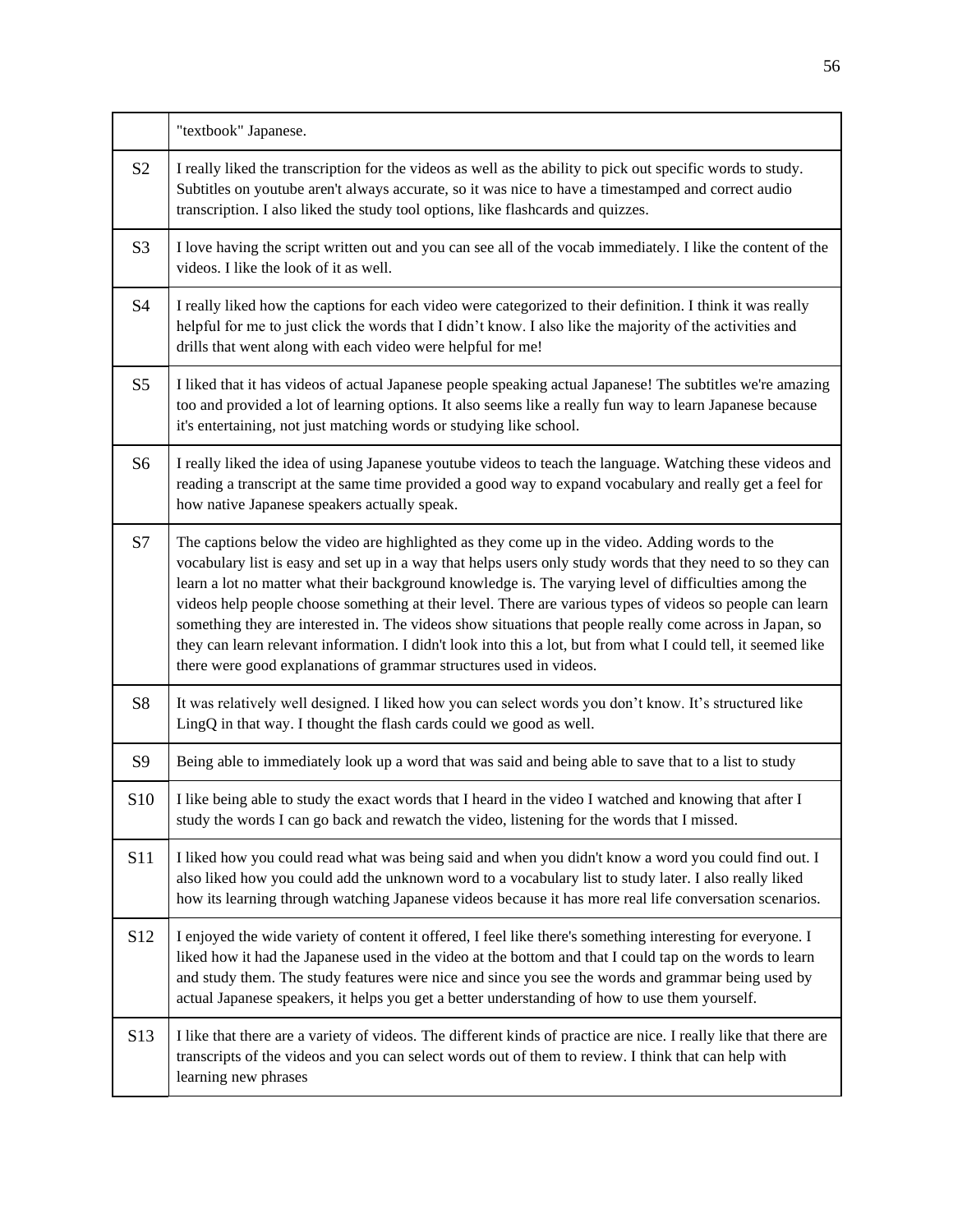| | |
|---|---|
| | "textbook" Japanese. |
| S2 | I really liked the transcription for the videos as well as the ability to pick out specific words to study. Subtitles on youtube aren't always accurate, so it was nice to have a timestamped and correct audio transcription. I also liked the study tool options, like flashcards and quizzes. |
| S3 | I love having the script written out and you can see all of the vocab immediately. I like the content of the videos. I like the look of it as well. |
| S4 | I really liked how the captions for each video were categorized to their definition. I think it was really helpful for me to just click the words that I didn't know. I also like the majority of the activities and drills that went along with each video were helpful for me! |
| S5 | I liked that it has videos of actual Japanese people speaking actual Japanese! The subtitles we're amazing too and provided a lot of learning options. It also seems like a really fun way to learn Japanese because it's entertaining, not just matching words or studying like school. |
| S6 | I really liked the idea of using Japanese youtube videos to teach the language. Watching these videos and reading a transcript at the same time provided a good way to expand vocabulary and really get a feel for how native Japanese speakers actually speak. |
| S7 | The captions below the video are highlighted as they come up in the video. Adding words to the vocabulary list is easy and set up in a way that helps users only study words that they need to so they can learn a lot no matter what their background knowledge is. The varying level of difficulties among the videos help people choose something at their level. There are various types of videos so people can learn something they are interested in. The videos show situations that people really come across in Japan, so they can learn relevant information. I didn't look into this a lot, but from what I could tell, it seemed like there were good explanations of grammar structures used in videos. |
| S8 | It was relatively well designed. I liked how you can select words you don't know. It's structured like LingQ in that way. I thought the flash cards could we good as well. |
| S9 | Being able to immediately look up a word that was said and being able to save that to a list to study |
| S10 | I like being able to study the exact words that I heard in the video I watched and knowing that after I study the words I can go back and rewatch the video, listening for the words that I missed. |
| S11 | I liked how you could read what was being said and when you didn't know a word you could find out. I also liked how you could add the unknown word to a vocabulary list to study later. I also really liked how its learning through watching Japanese videos because it has more real life conversation scenarios. |
| S12 | I enjoyed the wide variety of content it offered, I feel like there's something interesting for everyone. I liked how it had the Japanese used in the video at the bottom and that I could tap on the words to learn and study them. The study features were nice and since you see the words and grammar being used by actual Japanese speakers, it helps you get a better understanding of how to use them yourself. |
| S13 | I like that there are a variety of videos. The different kinds of practice are nice. I really like that there are transcripts of the videos and you can select words out of them to review. I think that can help with learning new phrases |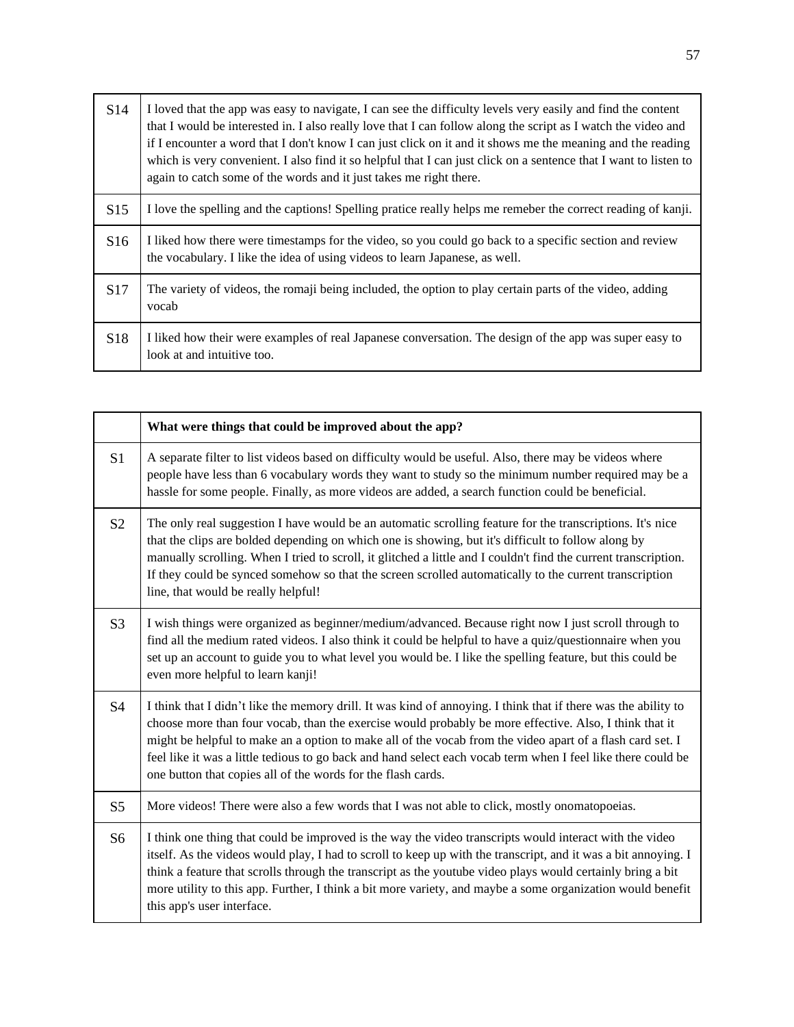| | |
|---|---|
| S14 | I loved that the app was easy to navigate, I can see the difficulty levels very easily and find the content that I would be interested in. I also really love that I can follow along the script as I watch the video and if I encounter a word that I don't know I can just click on it and it shows me the meaning and the reading which is very convenient. I also find it so helpful that I can just click on a sentence that I want to listen to again to catch some of the words and it just takes me right there. |
| S15 | I love the spelling and the captions! Spelling pratice really helps me remeber the correct reading of kanji. |
| S16 | I liked how there were timestamps for the video, so you could go back to a specific section and review the vocabulary. I like the idea of using videos to learn Japanese, as well. |
| S17 | The variety of videos, the romaji being included, the option to play certain parts of the video, adding vocab |
| S18 | I liked how their were examples of real Japanese conversation. The design of the app was super easy to look at and intuitive too. |

| | **What were things that could be improved about the app?** |
|---|---|
| S1 | A separate filter to list videos based on difficulty would be useful. Also, there may be videos where people have less than 6 vocabulary words they want to study so the minimum number required may be a hassle for some people. Finally, as more videos are added, a search function could be beneficial. |
| S2 | The only real suggestion I have would be an automatic scrolling feature for the transcriptions. It's nice that the clips are bolded depending on which one is showing, but it's difficult to follow along by manually scrolling. When I tried to scroll, it glitched a little and I couldn't find the current transcription. If they could be synced somehow so that the screen scrolled automatically to the current transcription line, that would be really helpful! |
| S3 | I wish things were organized as beginner/medium/advanced. Because right now I just scroll through to find all the medium rated videos. I also think it could be helpful to have a quiz/questionnaire when you set up an account to guide you to what level you would be. I like the spelling feature, but this could be even more helpful to learn kanji! |
| S4 | I think that I didn't like the memory drill. It was kind of annoying. I think that if there was the ability to choose more than four vocab, than the exercise would probably be more effective. Also, I think that it might be helpful to make an option to make all of the vocab from the video apart of a flash card set. I feel like it was a little tedious to go back and hand select each vocab term when I feel like there could be one button that copies all of the words for the flash cards. |
| S5 | More videos! There were also a few words that I was not able to click, mostly onomatopoeias. |
| S6 | I think one thing that could be improved is the way the video transcripts would interact with the video itself. As the videos would play, I had to scroll to keep up with the transcript, and it was a bit annoying. I think a feature that scrolls through the transcript as the youtube video plays would certainly bring a bit more utility to this app. Further, I think a bit more variety, and maybe a some organization would benefit this app's user interface. |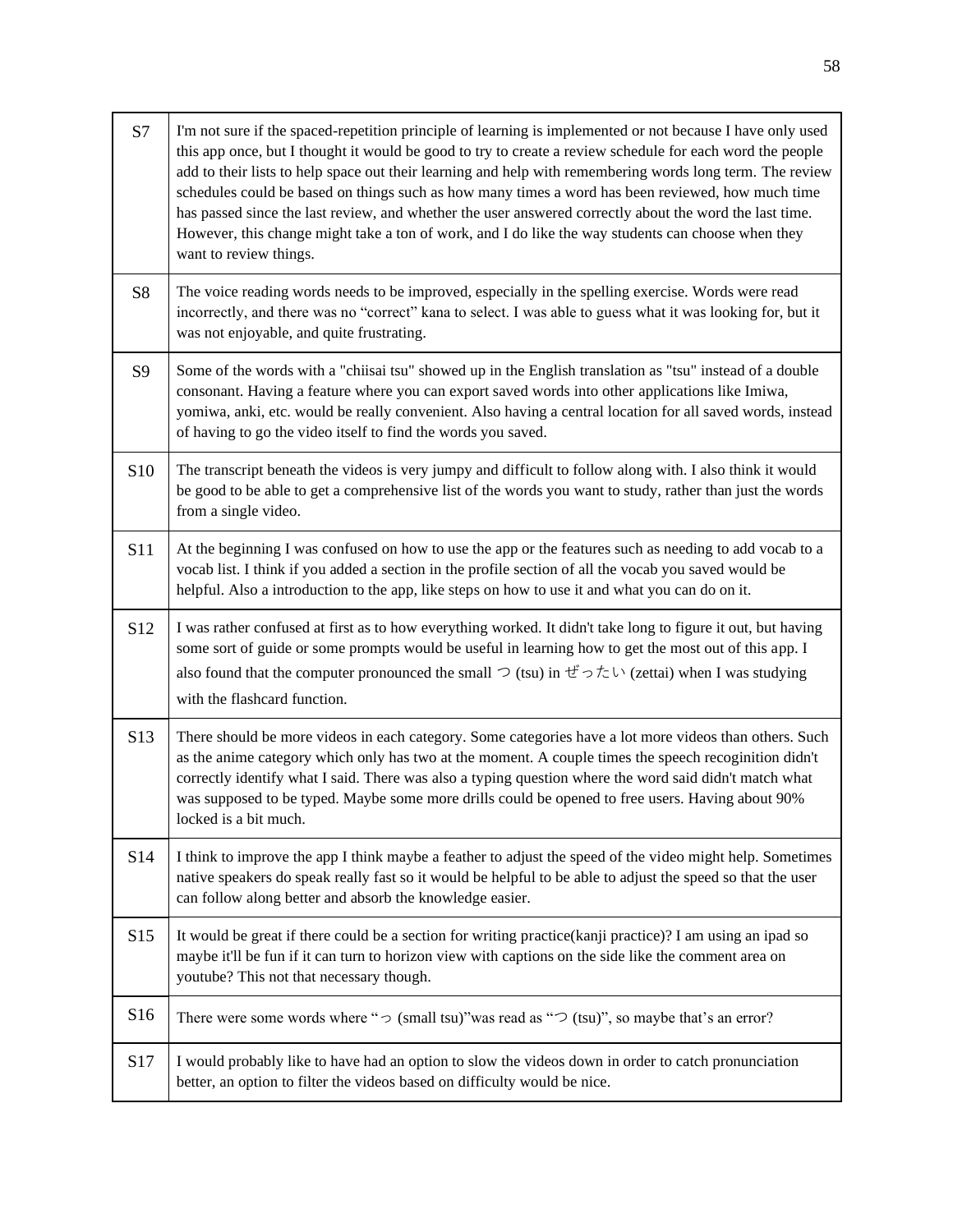| | |
|---|---|
| S7 | I'm not sure if the spaced-repetition principle of learning is implemented or not because I have only used this app once, but I thought it would be good to try to create a review schedule for each word the people add to their lists to help space out their learning and help with remembering words long term. The review schedules could be based on things such as how many times a word has been reviewed, how much time has passed since the last review, and whether the user answered correctly about the word the last time. However, this change might take a ton of work, and I do like the way students can choose when they want to review things. |
| S8 | The voice reading words needs to be improved, especially in the spelling exercise. Words were read incorrectly, and there was no "correct" kana to select. I was able to guess what it was looking for, but it was not enjoyable, and quite frustrating. |
| S9 | Some of the words with a "chiisai tsu" showed up in the English translation as "tsu" instead of a double consonant. Having a feature where you can export saved words into other applications like Imiwa, yomiwa, anki, etc. would be really convenient. Also having a central location for all saved words, instead of having to go the video itself to find the words you saved. |
| S10 | The transcript beneath the videos is very jumpy and difficult to follow along with. I also think it would be good to be able to get a comprehensive list of the words you want to study, rather than just the words from a single video. |
| S11 | At the beginning I was confused on how to use the app or the features such as needing to add vocab to a vocab list. I think if you added a section in the profile section of all the vocab you saved would be helpful. Also a introduction to the app, like steps on how to use it and what you can do on it. |
| S12 | I was rather confused at first as to how everything worked. It didn't take long to figure it out, but having some sort of guide or some prompts would be useful in learning how to get the most out of this app. I also found that the computer pronounced the small つ (tsu) in ぜったい (zettai) when I was studying with the flashcard function. |
| S13 | There should be more videos in each category. Some categories have a lot more videos than others. Such as the anime category which only has two at the moment. A couple times the speech recoginition didn't correctly identify what I said. There was also a typing question where the word said didn't match what was supposed to be typed. Maybe some more drills could be opened to free users. Having about 90% locked is a bit much. |
| S14 | I think to improve the app I think maybe a feather to adjust the speed of the video might help. Sometimes native speakers do speak really fast so it would be helpful to be able to adjust the speed so that the user can follow along better and absorb the knowledge easier. |
| S15 | It would be great if there could be a section for writing practice(kanji practice)? I am using an ipad so maybe it'll be fun if it can turn to horizon view with captions on the side like the comment area on youtube? This not that necessary though. |
| S16 | There were some words where "っ (small tsu)"was read as "つ (tsu)", so maybe that's an error? |
| S17 | I would probably like to have had an option to slow the videos down in order to catch pronunciation better, an option to filter the videos based on difficulty would be nice. |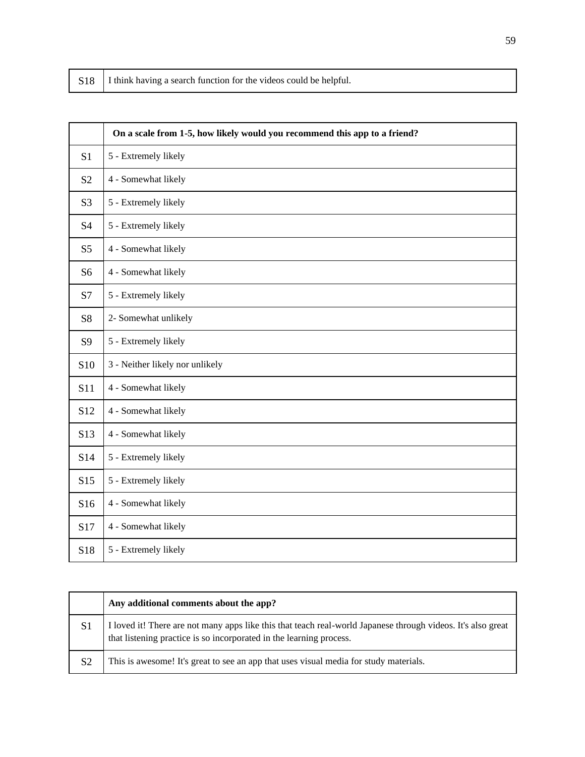| S18 | I think having a search function for the videos could be helpful. |
|---|---|

| | On a scale from 1-5, how likely would you recommend this app to a friend? |
|---|---|
| S1 | 5 - Extremely likely |
| S2 | 4 - Somewhat likely |
| S3 | 5 - Extremely likely |
| S4 | 5 - Extremely likely |
| S5 | 4 - Somewhat likely |
| S6 | 4 - Somewhat likely |
| S7 | 5 - Extremely likely |
| S8 | 2- Somewhat unlikely |
| S9 | 5 - Extremely likely |
| S10 | 3 - Neither likely nor unlikely |
| S11 | 4 - Somewhat likely |
| S12 | 4 - Somewhat likely |
| S13 | 4 - Somewhat likely |
| S14 | 5 - Extremely likely |
| S15 | 5 - Extremely likely |
| S16 | 4 - Somewhat likely |
| S17 | 4 - Somewhat likely |
| S18 | 5 - Extremely likely |

| | Any additional comments about the app? |
|---|---|
| S1 | I loved it! There are not many apps like this that teach real-world Japanese through videos. It's also great that listening practice is so incorporated in the learning process. |
| S2 | This is awesome! It's great to see an app that uses visual media for study materials. |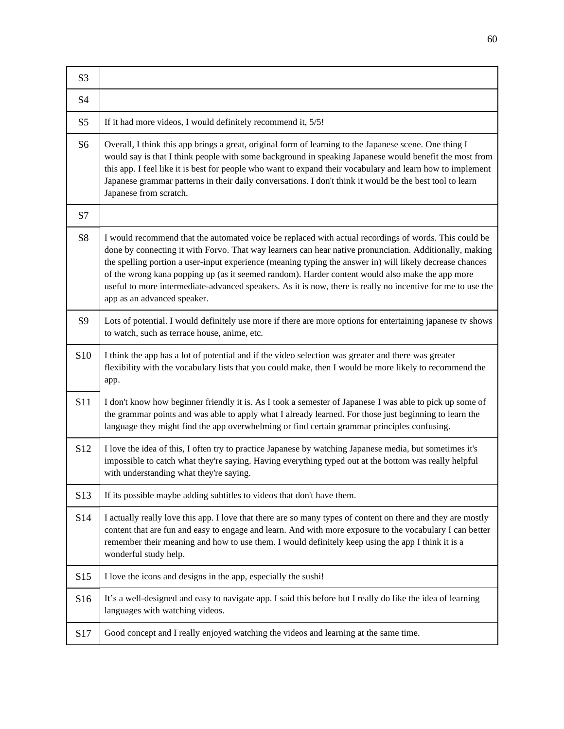| | |
|---|---|
| S3 | |
| S4 | |
| S5 | If it had more videos, I would definitely recommend it, 5/5! |
| S6 | Overall, I think this app brings a great, original form of learning to the Japanese scene. One thing I would say is that I think people with some background in speaking Japanese would benefit the most from this app. I feel like it is best for people who want to expand their vocabulary and learn how to implement Japanese grammar patterns in their daily conversations. I don't think it would be the best tool to learn Japanese from scratch. |
| S7 | |
| S8 | I would recommend that the automated voice be replaced with actual recordings of words. This could be done by connecting it with Forvo. That way learners can hear native pronunciation. Additionally, making the spelling portion a user-input experience (meaning typing the answer in) will likely decrease chances of the wrong kana popping up (as it seemed random). Harder content would also make the app more useful to more intermediate-advanced speakers. As it is now, there is really no incentive for me to use the app as an advanced speaker. |
| S9 | Lots of potential. I would definitely use more if there are more options for entertaining japanese tv shows to watch, such as terrace house, anime, etc. |
| S10 | I think the app has a lot of potential and if the video selection was greater and there was greater flexibility with the vocabulary lists that you could make, then I would be more likely to recommend the app. |
| S11 | I don't know how beginner friendly it is. As I took a semester of Japanese I was able to pick up some of the grammar points and was able to apply what I already learned. For those just beginning to learn the language they might find the app overwhelming or find certain grammar principles confusing. |
| S12 | I love the idea of this, I often try to practice Japanese by watching Japanese media, but sometimes it's impossible to catch what they're saying. Having everything typed out at the bottom was really helpful with understanding what they're saying. |
| S13 | If its possible maybe adding subtitles to videos that don't have them. |
| S14 | I actually really love this app. I love that there are so many types of content on there and they are mostly content that are fun and easy to engage and learn. And with more exposure to the vocabulary I can better remember their meaning and how to use them. I would definitely keep using the app I think it is a wonderful study help. |
| S15 | I love the icons and designs in the app, especially the sushi! |
| S16 | It's a well-designed and easy to navigate app. I said this before but I really do like the idea of learning languages with watching videos. |
| S17 | Good concept and I really enjoyed watching the videos and learning at the same time. |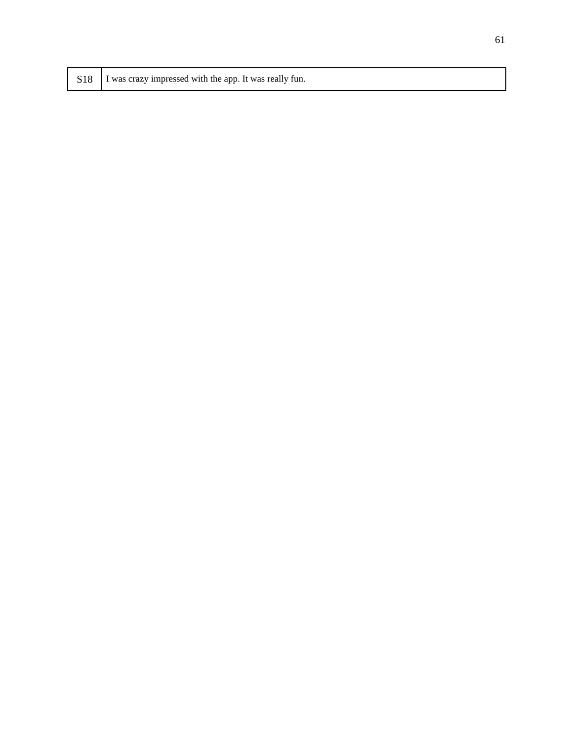| | |
|---|---|
| S18 | I was crazy impressed with the app. It was really fun. |